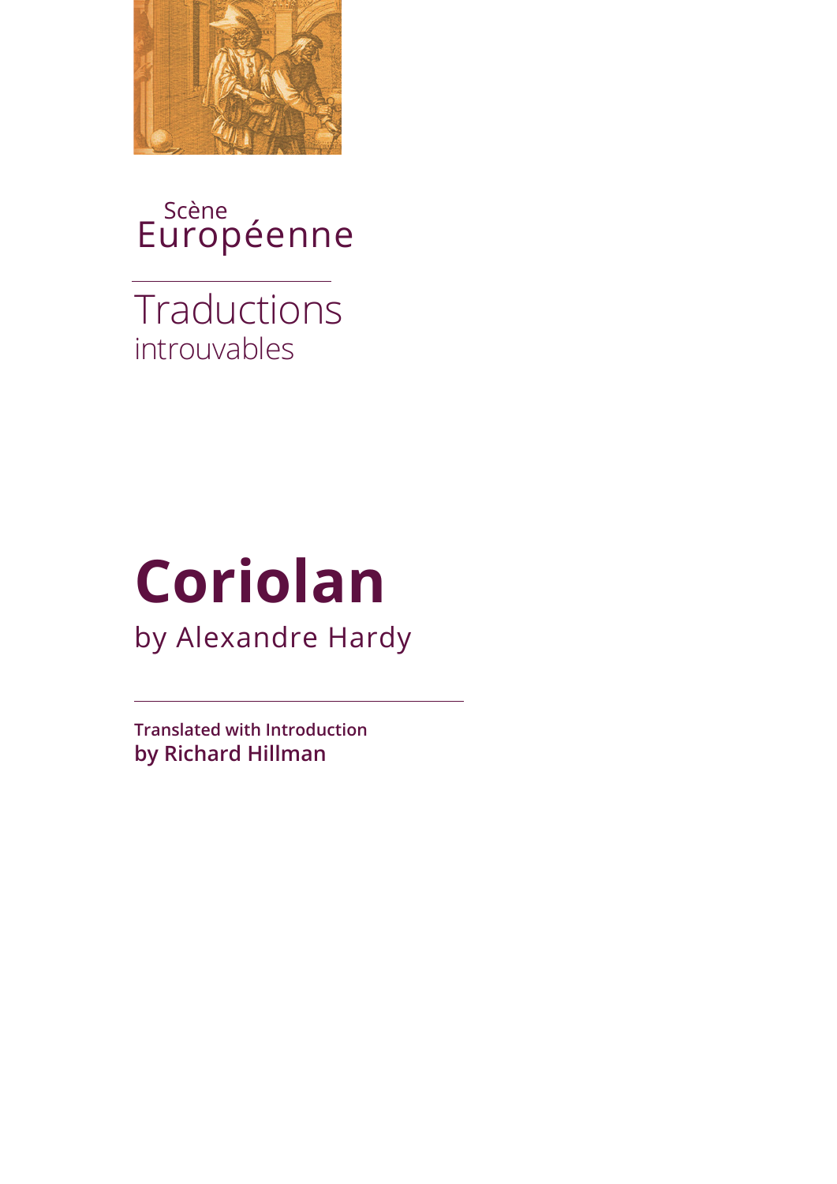Scène
Européenne

Traductions
introuvables

# Coriolan

by Alexandre Hardy

**Translated with Introduction**
**by Richard Hillman**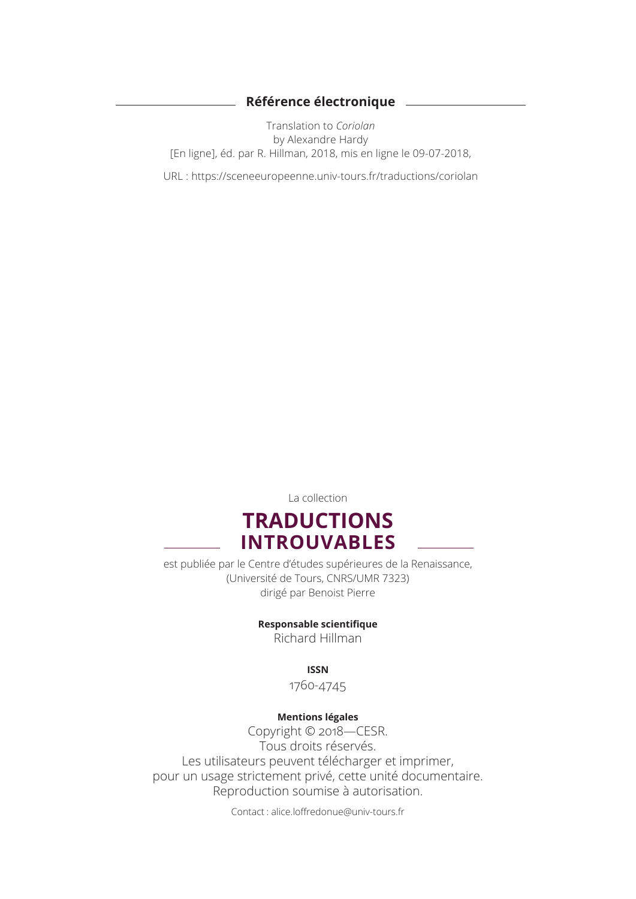## Référence électronique

Translation to *Coriolan*
by Alexandre Hardy
[En ligne], éd. par R. Hillman, 2018, mis en ligne le 09-07-2018,

URL : https://sceneeuropeenne.univ-tours.fr/traductions/coriolan

La collection

## TRADUCTIONS INTROUVABLES

est publiée par le Centre d'études supérieures de la Renaissance,
(Université de Tours, CNRS/UMR 7323)
dirigé par Benoist Pierre

**Responsable scientifique**
Richard Hillman

**ISSN**
1760-4745

**Mentions légales**
Copyright © 2018—CESR.
Tous droits réservés.
Les utilisateurs peuvent télécharger et imprimer,
pour un usage strictement privé, cette unité documentaire.
Reproduction soumise à autorisation.

Contact : alice.loffredonue@univ-tours.fr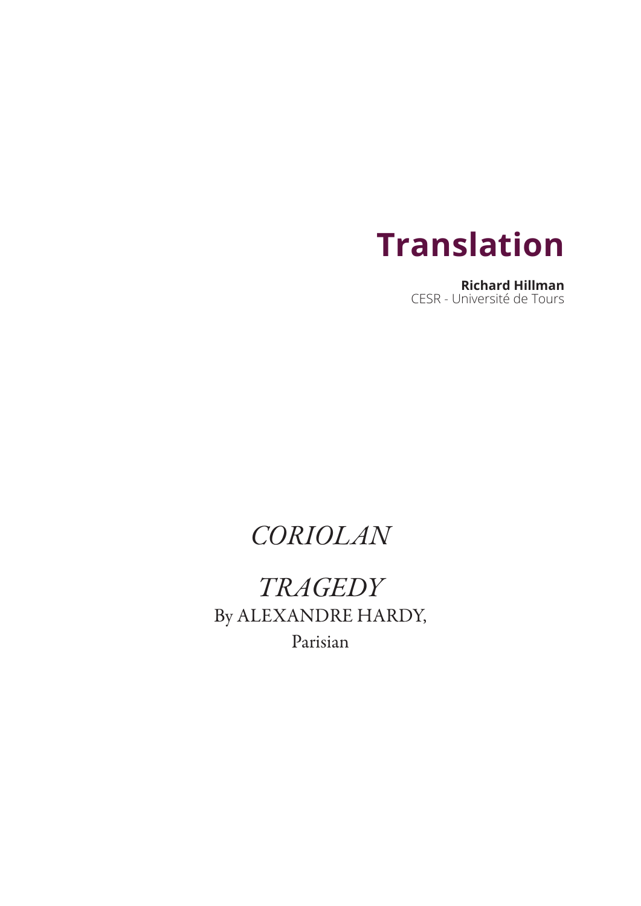# Translation

**Richard Hillman**
CESR - Université de Tours

## *CORIOLAN*

## *TRAGEDY*

By ALEXANDRE HARDY,

Parisian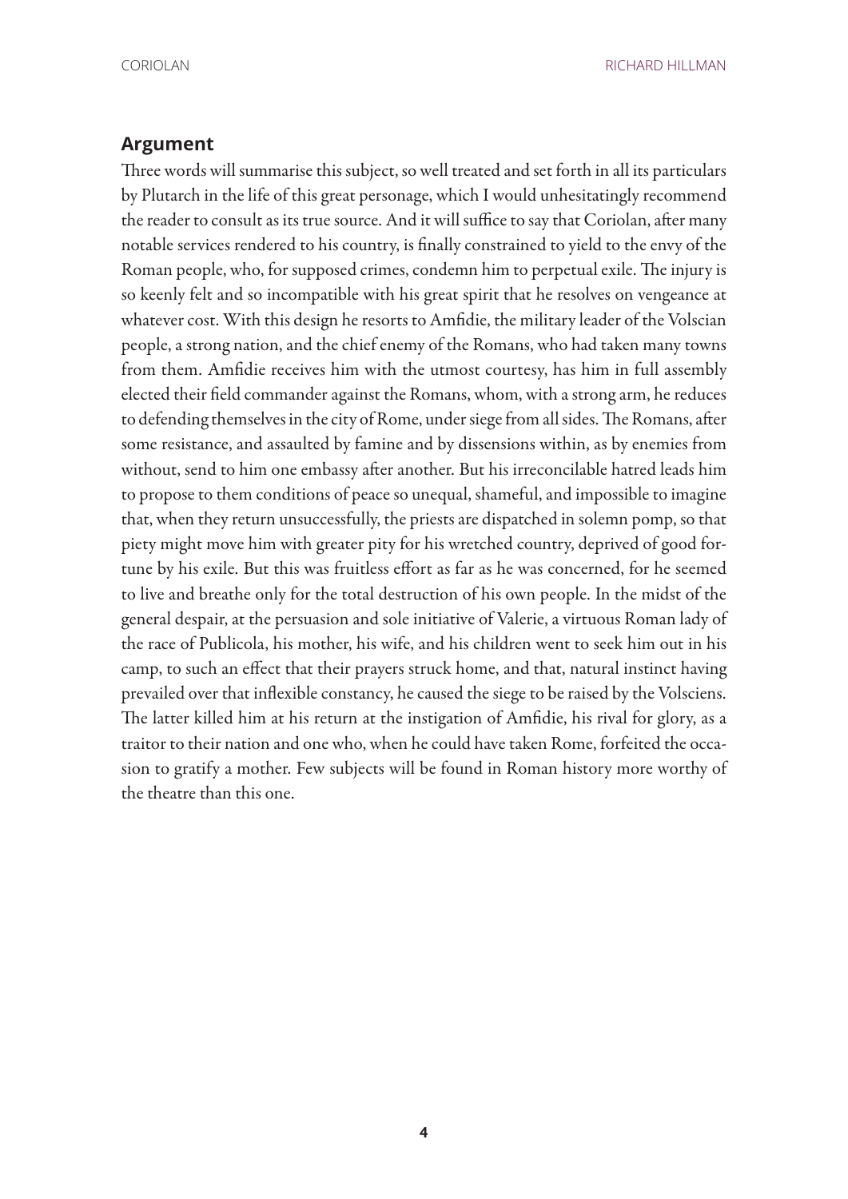## Argument

Three words will summarise this subject, so well treated and set forth in all its particulars by Plutarch in the life of this great personage, which I would unhesitatingly recommend the reader to consult as its true source. And it will suffice to say that Coriolan, after many notable services rendered to his country, is finally constrained to yield to the envy of the Roman people, who, for supposed crimes, condemn him to perpetual exile. The injury is so keenly felt and so incompatible with his great spirit that he resolves on vengeance at whatever cost. With this design he resorts to Amfidie, the military leader of the Volscian people, a strong nation, and the chief enemy of the Romans, who had taken many towns from them. Amfidie receives him with the utmost courtesy, has him in full assembly elected their field commander against the Romans, whom, with a strong arm, he reduces to defending themselves in the city of Rome, under siege from all sides. The Romans, after some resistance, and assaulted by famine and by dissensions within, as by enemies from without, send to him one embassy after another. But his irreconcilable hatred leads him to propose to them conditions of peace so unequal, shameful, and impossible to imagine that, when they return unsuccessfully, the priests are dispatched in solemn pomp, so that piety might move him with greater pity for his wretched country, deprived of good fortune by his exile. But this was fruitless effort as far as he was concerned, for he seemed to live and breathe only for the total destruction of his own people. In the midst of the general despair, at the persuasion and sole initiative of Valerie, a virtuous Roman lady of the race of Publicola, his mother, his wife, and his children went to seek him out in his camp, to such an effect that their prayers struck home, and that, natural instinct having prevailed over that inflexible constancy, he caused the siege to be raised by the Volsciens. The latter killed him at his return at the instigation of Amfidie, his rival for glory, as a traitor to their nation and one who, when he could have taken Rome, forfeited the occasion to gratify a mother. Few subjects will be found in Roman history more worthy of the theatre than this one.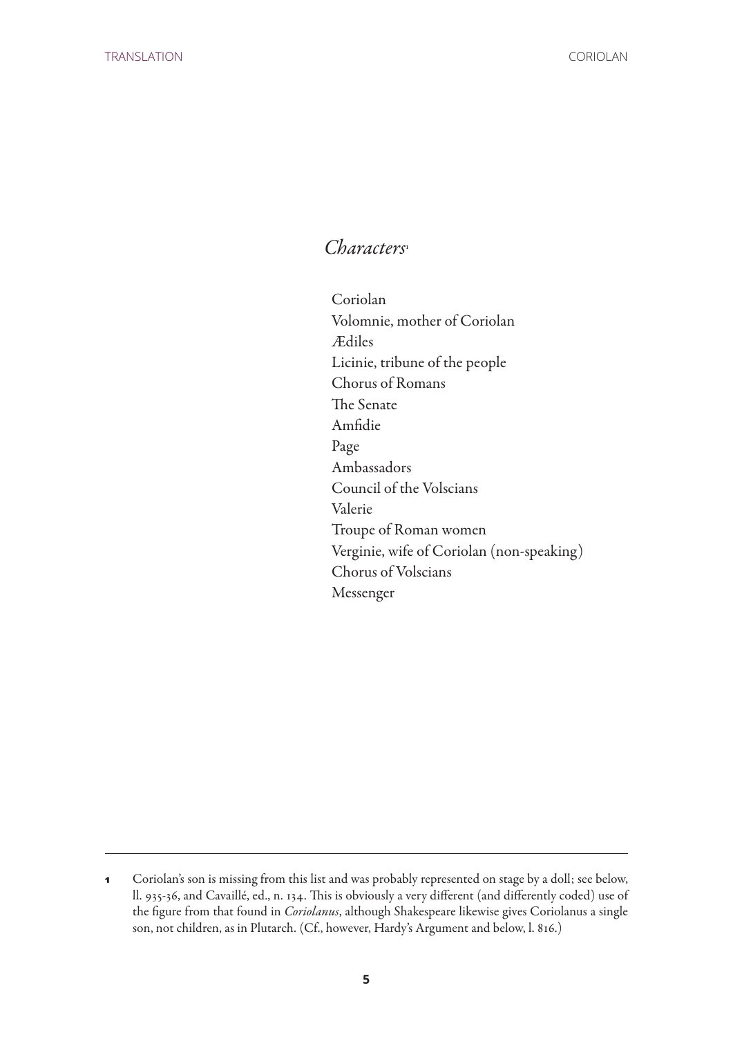## *Characters*[1]

Coriolan
Volomnie, mother of Coriolan
Ædiles
Licinie, tribune of the people
Chorus of Romans
The Senate
Amfidie
Page
Ambassadors
Council of the Volscians
Valerie
Troupe of Roman women
Verginie, wife of Coriolan (non-speaking)
Chorus of Volscians
Messenger

---

**1** Coriolan's son is missing from this list and was probably represented on stage by a doll; see below, ll. 935-36, and Cavaillé, ed., n. 134. This is obviously a very different (and differently coded) use of the figure from that found in *Coriolanus*, although Shakespeare likewise gives Coriolanus a single son, not children, as in Plutarch. (Cf., however, Hardy's Argument and below, l. 816.)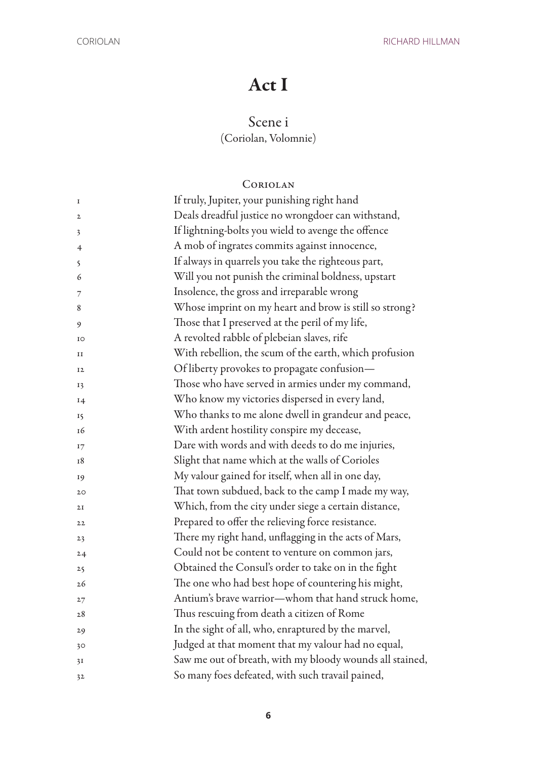# Act I

## Scene i

(Coriolan, Volomnie)

Coriolan

1 If truly, Jupiter, your punishing right hand
2 Deals dreadful justice no wrongdoer can withstand,
3 If lightning-bolts you wield to avenge the offence
4 A mob of ingrates commits against innocence,
5 If always in quarrels you take the righteous part,
6 Will you not punish the criminal boldness, upstart
7 Insolence, the gross and irreparable wrong
8 Whose imprint on my heart and brow is still so strong?
9 Those that I preserved at the peril of my life,
10 A revolted rabble of plebeian slaves, rife
11 With rebellion, the scum of the earth, which profusion
12 Of liberty provokes to propagate confusion—
13 Those who have served in armies under my command,
14 Who know my victories dispersed in every land,
15 Who thanks to me alone dwell in grandeur and peace,
16 With ardent hostility conspire my decease,
17 Dare with words and with deeds to do me injuries,
18 Slight that name which at the walls of Corioles
19 My valour gained for itself, when all in one day,
20 That town subdued, back to the camp I made my way,
21 Which, from the city under siege a certain distance,
22 Prepared to offer the relieving force resistance.
23 There my right hand, unflagging in the acts of Mars,
24 Could not be content to venture on common jars,
25 Obtained the Consul's order to take on in the fight
26 The one who had best hope of countering his might,
27 Antium's brave warrior—whom that hand struck home,
28 Thus rescuing from death a citizen of Rome
29 In the sight of all, who, enraptured by the marvel,
30 Judged at that moment that my valour had no equal,
31 Saw me out of breath, with my bloody wounds all stained,
32 So many foes defeated, with such travail pained,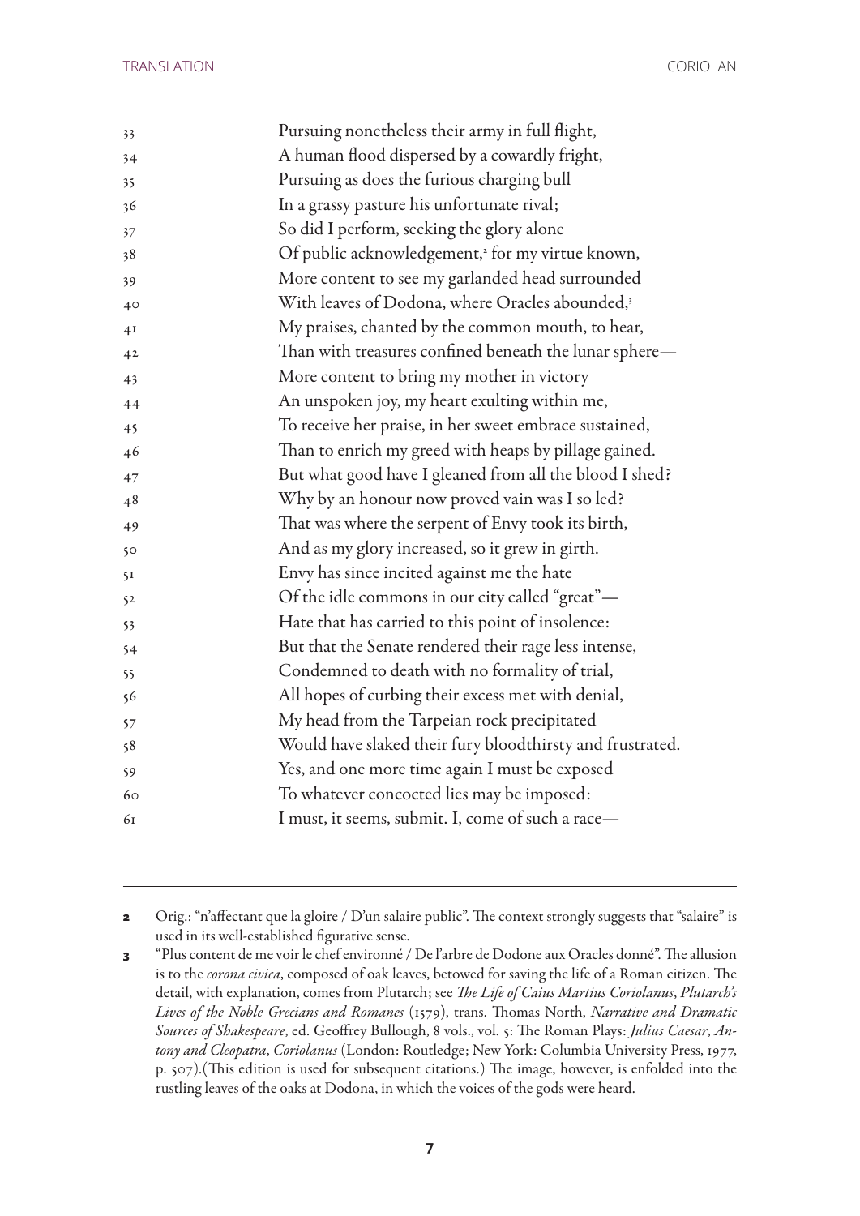33 Pursuing nonetheless their army in full flight,
34 A human flood dispersed by a cowardly fright,
35 Pursuing as does the furious charging bull
36 In a grassy pasture his unfortunate rival;
37 So did I perform, seeking the glory alone
38 Of public acknowledgement,[2] for my virtue known,
39 More content to see my garlanded head surrounded
40 With leaves of Dodona, where Oracles abounded,[3]
41 My praises, chanted by the common mouth, to hear,
42 Than with treasures confined beneath the lunar sphere—
43 More content to bring my mother in victory
44 An unspoken joy, my heart exulting within me,
45 To receive her praise, in her sweet embrace sustained,
46 Than to enrich my greed with heaps by pillage gained.
47 But what good have I gleaned from all the blood I shed?
48 Why by an honour now proved vain was I so led?
49 That was where the serpent of Envy took its birth,
50 And as my glory increased, so it grew in girth.
51 Envy has since incited against me the hate
52 Of the idle commons in our city called "great"—
53 Hate that has carried to this point of insolence:
54 But that the Senate rendered their rage less intense,
55 Condemned to death with no formality of trial,
56 All hopes of curbing their excess met with denial,
57 My head from the Tarpeian rock precipitated
58 Would have slaked their fury bloodthirsty and frustrated.
59 Yes, and one more time again I must be exposed
60 To whatever concocted lies may be imposed:
61 I must, it seems, submit. I, come of such a race—

---

**2** Orig.: "n'affectant que la gloire / D'un salaire public". The context strongly suggests that "salaire" is used in its well-established figurative sense.

**3** "Plus content de me voir le chef environné / De l'arbre de Dodone aux Oracles donné". The allusion is to the *corona civica*, composed of oak leaves, betowed for saving the life of a Roman citizen. The detail, with explanation, comes from Plutarch; see *The Life of Caius Martius Coriolanus*, *Plutarch's Lives of the Noble Grecians and Romanes* (1579), trans. Thomas North, *Narrative and Dramatic Sources of Shakespeare*, ed. Geoffrey Bullough, 8 vols., vol. 5: The Roman Plays: *Julius Caesar*, *Antony and Cleopatra*, *Coriolanus* (London: Routledge; New York: Columbia University Press, 1977, p. 507).(This edition is used for subsequent citations.) The image, however, is enfolded into the rustling leaves of the oaks at Dodona, in which the voices of the gods were heard.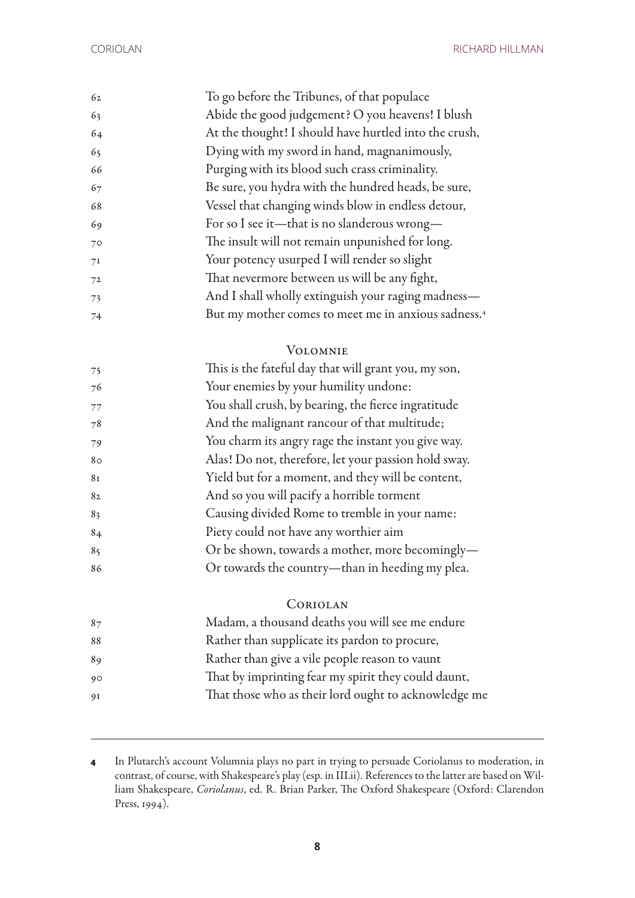62 To go before the Tribunes, of that populace
63 Abide the good judgement? O you heavens! I blush
64 At the thought! I should have hurtled into the crush,
65 Dying with my sword in hand, magnanimously,
66 Purging with its blood such crass criminality.
67 Be sure, you hydra with the hundred heads, be sure,
68 Vessel that changing winds blow in endless detour,
69 For so I see it—that is no slanderous wrong—
70 The insult will not remain unpunished for long.
71 Your potency usurped I will render so slight
72 That nevermore between us will be any fight,
73 And I shall wholly extinguish your raging madness—
74 But my mother comes to meet me in anxious sadness.[4]

VOLOMNIE

75 This is the fateful day that will grant you, my son,
76 Your enemies by your humility undone:
77 You shall crush, by bearing, the fierce ingratitude
78 And the malignant rancour of that multitude;
79 You charm its angry rage the instant you give way.
80 Alas! Do not, therefore, let your passion hold sway.
81 Yield but for a moment, and they will be content,
82 And so you will pacify a horrible torment
83 Causing divided Rome to tremble in your name:
84 Piety could not have any worthier aim
85 Or be shown, towards a mother, more becomingly—
86 Or towards the country—than in heeding my plea.

CORIOLAN

87 Madam, a thousand deaths you will see me endure
88 Rather than supplicate its pardon to procure,
89 Rather than give a vile people reason to vaunt
90 That by imprinting fear my spirit they could daunt,
91 That those who as their lord ought to acknowledge me

---

**4** In Plutarch's account Volumnia plays no part in trying to persuade Coriolanus to moderation, in contrast, of course, with Shakespeare's play (esp. in III.ii). References to the latter are based on William Shakespeare, *Coriolanus*, ed. R. Brian Parker, The Oxford Shakespeare (Oxford: Clarendon Press, 1994).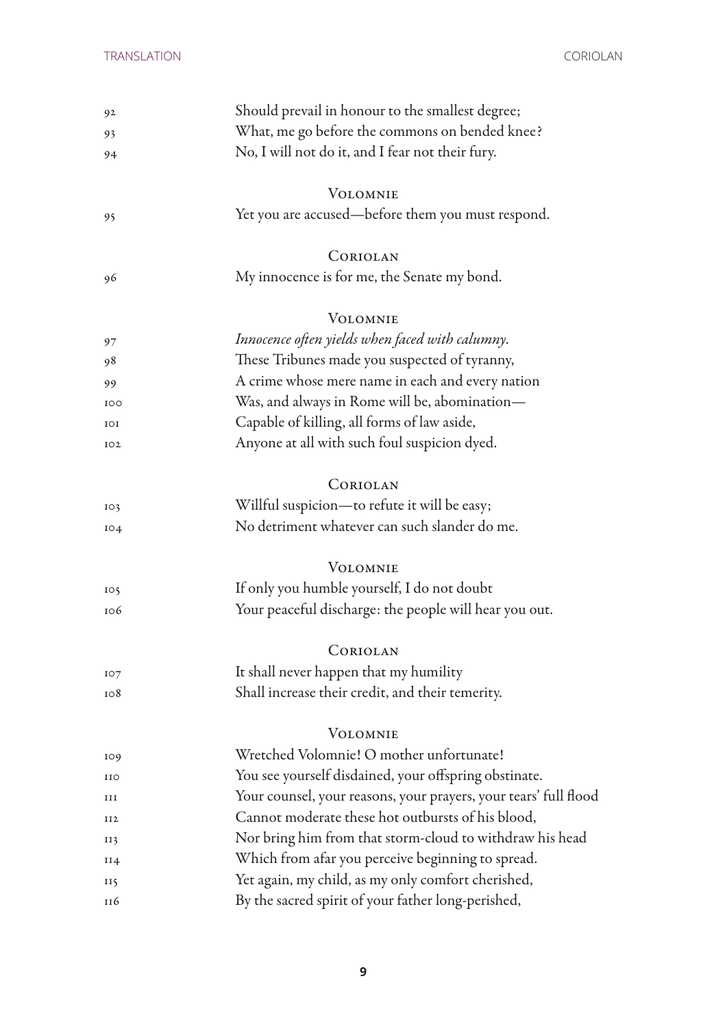92 Should prevail in honour to the smallest degree;
93 What, me go before the commons on bended knee?
94 No, I will not do it, and I fear not their fury.

VOLOMNIE

95 Yet you are accused—before them you must respond.

CORIOLAN

96 My innocence is for me, the Senate my bond.

VOLOMNIE

97 *Innocence often yields when faced with calumny.*
98 These Tribunes made you suspected of tyranny,
99 A crime whose mere name in each and every nation
100 Was, and always in Rome will be, abomination—
101 Capable of killing, all forms of law aside,
102 Anyone at all with such foul suspicion dyed.

CORIOLAN

103 Willful suspicion—to refute it will be easy;
104 No detriment whatever can such slander do me.

VOLOMNIE

105 If only you humble yourself, I do not doubt
106 Your peaceful discharge: the people will hear you out.

CORIOLAN

107 It shall never happen that my humility
108 Shall increase their credit, and their temerity.

VOLOMNIE

109 Wretched Volomnie! O mother unfortunate!
110 You see yourself disdained, your offspring obstinate.
111 Your counsel, your reasons, your prayers, your tears' full flood
112 Cannot moderate these hot outbursts of his blood,
113 Nor bring him from that storm-cloud to withdraw his head
114 Which from afar you perceive beginning to spread.
115 Yet again, my child, as my only comfort cherished,
116 By the sacred spirit of your father long-perished,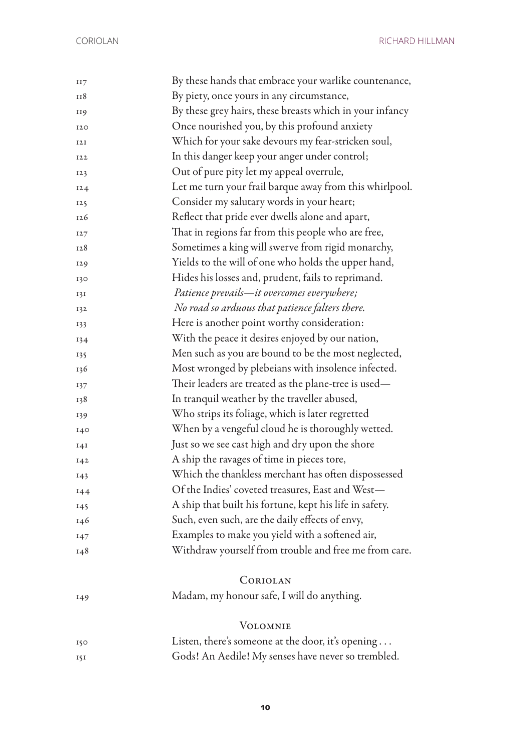117 By these hands that embrace your warlike countenance,
118 By piety, once yours in any circumstance,
119 By these grey hairs, these breasts which in your infancy
120 Once nourished you, by this profound anxiety
121 Which for your sake devours my fear-stricken soul,
122 In this danger keep your anger under control;
123 Out of pure pity let my appeal overrule,
124 Let me turn your frail barque away from this whirlpool.
125 Consider my salutary words in your heart;
126 Reflect that pride ever dwells alone and apart,
127 That in regions far from this people who are free,
128 Sometimes a king will swerve from rigid monarchy,
129 Yields to the will of one who holds the upper hand,
130 Hides his losses and, prudent, fails to reprimand.
131 *Patience prevails—it overcomes everywhere;*
132 *No road so arduous that patience falters there.*
133 Here is another point worthy consideration:
134 With the peace it desires enjoyed by our nation,
135 Men such as you are bound to be the most neglected,
136 Most wronged by plebeians with insolence infected.
137 Their leaders are treated as the plane-tree is used—
138 In tranquil weather by the traveller abused,
139 Who strips its foliage, which is later regretted
140 When by a vengeful cloud he is thoroughly wetted.
141 Just so we see cast high and dry upon the shore
142 A ship the ravages of time in pieces tore,
143 Which the thankless merchant has often dispossessed
144 Of the Indies' coveted treasures, East and West—
145 A ship that built his fortune, kept his life in safety.
146 Such, even such, are the daily effects of envy,
147 Examples to make you yield with a softened air,
148 Withdraw yourself from trouble and free me from care.

CORIOLAN

149 Madam, my honour safe, I will do anything.

VOLOMNIE

150 Listen, there's someone at the door, it's opening . . .
151 Gods! An Aedile! My senses have never so trembled.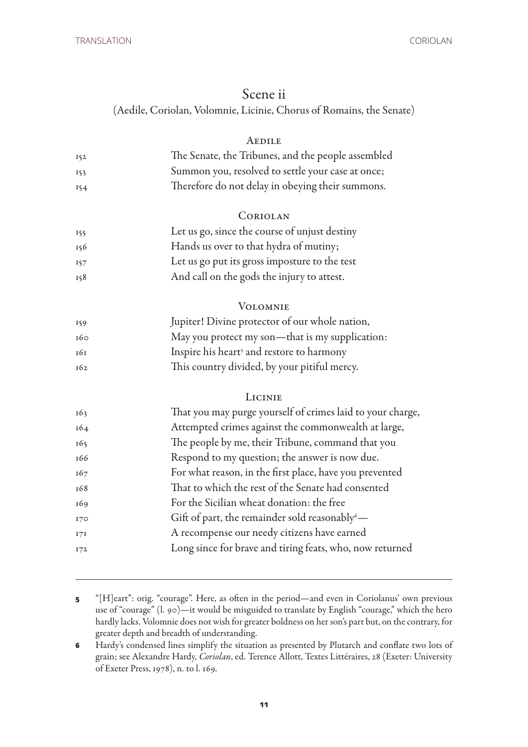## Scene ii

(Aedile, Coriolan, Volomnie, Licinie, Chorus of Romains, the Senate)

Aedile

152 The Senate, the Tribunes, and the people assembled
153 Summon you, resolved to settle your case at once;
154 Therefore do not delay in obeying their summons.

Coriolan

155 Let us go, since the course of unjust destiny
156 Hands us over to that hydra of mutiny;
157 Let us go put its gross imposture to the test
158 And call on the gods the injury to attest.

Volomnie

159 Jupiter! Divine protector of our whole nation,
160 May you protect my son—that is my supplication:
161 Inspire his heart[5] and restore to harmony
162 This country divided, by your pitiful mercy.

Licinie

163 That you may purge yourself of crimes laid to your charge,
164 Attempted crimes against the commonwealth at large,
165 The people by me, their Tribune, command that you
166 Respond to my question; the answer is now due.
167 For what reason, in the first place, have you prevented
168 That to which the rest of the Senate had consented
169 For the Sicilian wheat donation: the free
170 Gift of part, the remainder sold reasonably[6]—
171 A recompense our needy citizens have earned
172 Long since for brave and tiring feats, who, now returned

---

5 "[H]eart": orig. "courage". Here, as often in the period—and even in Coriolanus' own previous use of "courage" (l. 90)—it would be misguided to translate by English "courage," which the hero hardly lacks. Volomnie does not wish for greater boldness on her son's part but, on the contrary, for greater depth and breadth of understanding.

6 Hardy's condensed lines simplify the situation as presented by Plutarch and conflate two lots of grain; see Alexandre Hardy, *Coriolan*, ed. Terence Allott, Textes Littéraires, 28 (Exeter: University of Exeter Press, 1978), n. to l. 169.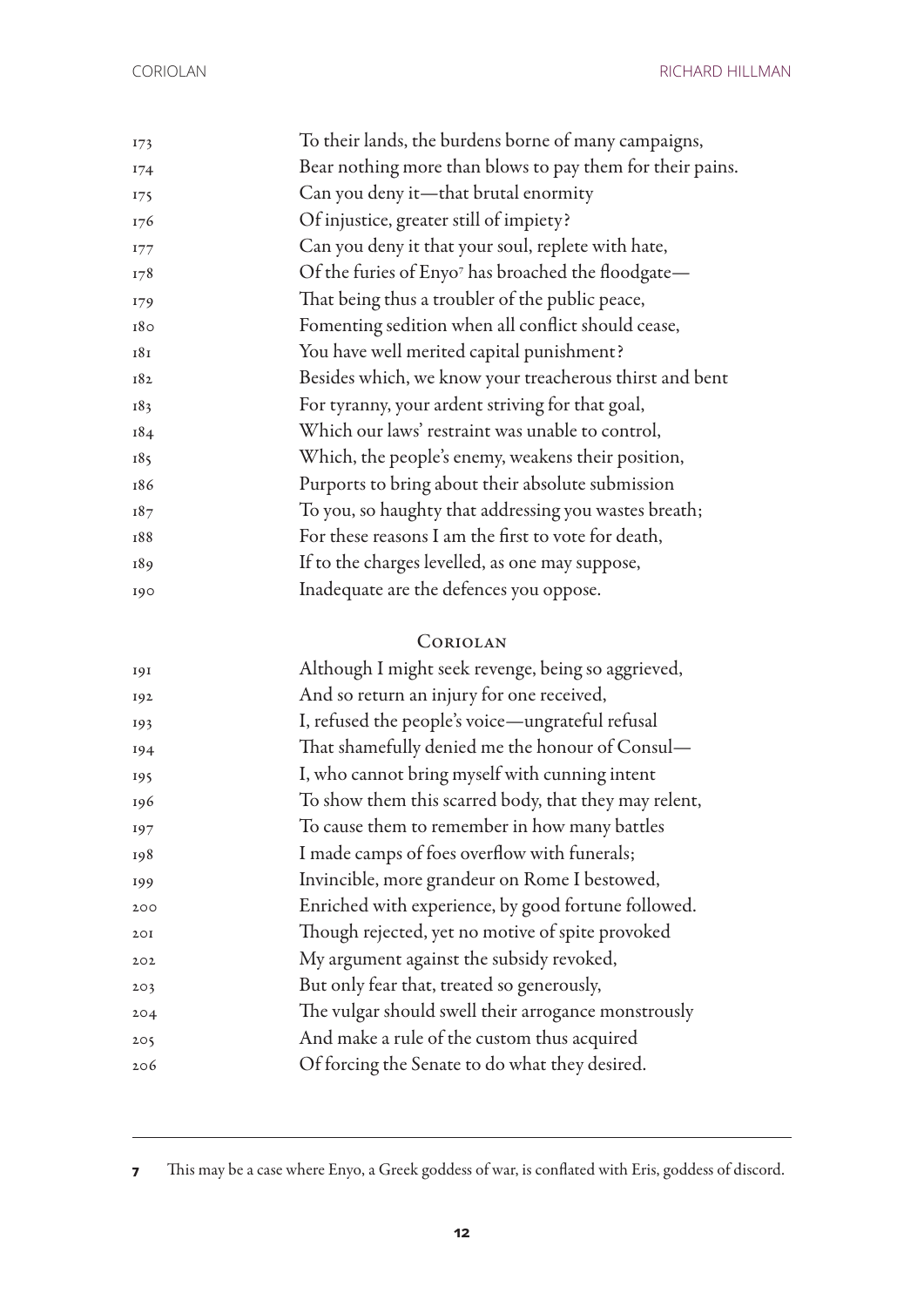173 To their lands, the burdens borne of many campaigns,
174 Bear nothing more than blows to pay them for their pains.
175 Can you deny it—that brutal enormity
176 Of injustice, greater still of impiety?
177 Can you deny it that your soul, replete with hate,
178 Of the furies of Enyo[7] has broached the floodgate—
179 That being thus a troubler of the public peace,
180 Fomenting sedition when all conflict should cease,
181 You have well merited capital punishment?
182 Besides which, we know your treacherous thirst and bent
183 For tyranny, your ardent striving for that goal,
184 Which our laws' restraint was unable to control,
185 Which, the people's enemy, weakens their position,
186 Purports to bring about their absolute submission
187 To you, so haughty that addressing you wastes breath;
188 For these reasons I am the first to vote for death,
189 If to the charges levelled, as one may suppose,
190 Inadequate are the defences you oppose.

Coriolan

191 Although I might seek revenge, being so aggrieved,
192 And so return an injury for one received,
193 I, refused the people's voice—ungrateful refusal
194 That shamefully denied me the honour of Consul—
195 I, who cannot bring myself with cunning intent
196 To show them this scarred body, that they may relent,
197 To cause them to remember in how many battles
198 I made camps of foes overflow with funerals;
199 Invincible, more grandeur on Rome I bestowed,
200 Enriched with experience, by good fortune followed.
201 Though rejected, yet no motive of spite provoked
202 My argument against the subsidy revoked,
203 But only fear that, treated so generously,
204 The vulgar should swell their arrogance monstrously
205 And make a rule of the custom thus acquired
206 Of forcing the Senate to do what they desired.

---

7 This may be a case where Enyo, a Greek goddess of war, is conflated with Eris, goddess of discord.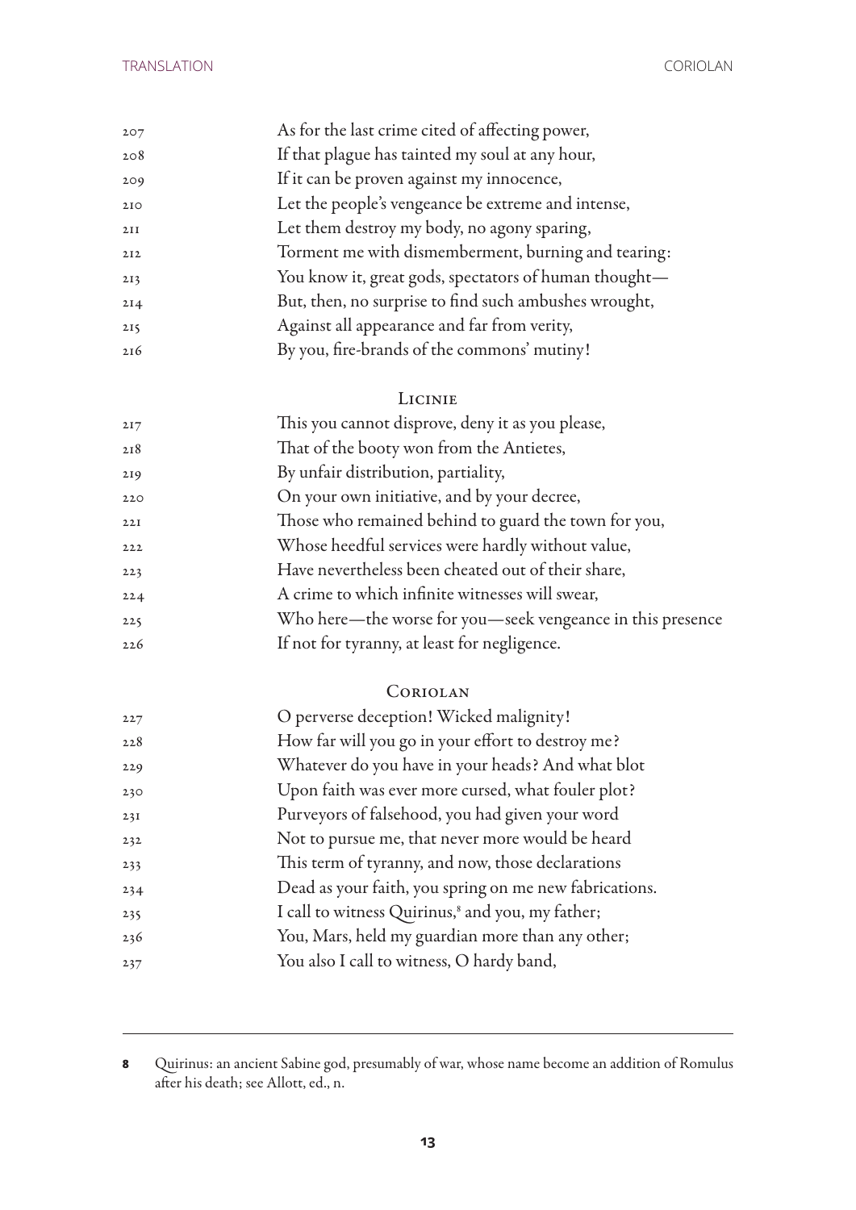207 As for the last crime cited of affecting power,
208 If that plague has tainted my soul at any hour,
209 If it can be proven against my innocence,
210 Let the people's vengeance be extreme and intense,
211 Let them destroy my body, no agony sparing,
212 Torment me with dismemberment, burning and tearing:
213 You know it, great gods, spectators of human thought—
214 But, then, no surprise to find such ambushes wrought,
215 Against all appearance and far from verity,
216 By you, fire-brands of the commons' mutiny!

LICINIE

217 This you cannot disprove, deny it as you please,
218 That of the booty won from the Antietes,
219 By unfair distribution, partiality,
220 On your own initiative, and by your decree,
221 Those who remained behind to guard the town for you,
222 Whose heedful services were hardly without value,
223 Have nevertheless been cheated out of their share,
224 A crime to which infinite witnesses will swear,
225 Who here—the worse for you—seek vengeance in this presence
226 If not for tyranny, at least for negligence.

CORIOLAN

227 O perverse deception! Wicked malignity!
228 How far will you go in your effort to destroy me?
229 Whatever do you have in your heads? And what blot
230 Upon faith was ever more cursed, what fouler plot?
231 Purveyors of falsehood, you had given your word
232 Not to pursue me, that never more would be heard
233 This term of tyranny, and now, those declarations
234 Dead as your faith, you spring on me new fabrications.
235 I call to witness Quirinus,[8] and you, my father;
236 You, Mars, held my guardian more than any other;
237 You also I call to witness, O hardy band,

---

**8** Quirinus: an ancient Sabine god, presumably of war, whose name become an addition of Romulus after his death; see Allott, ed., n.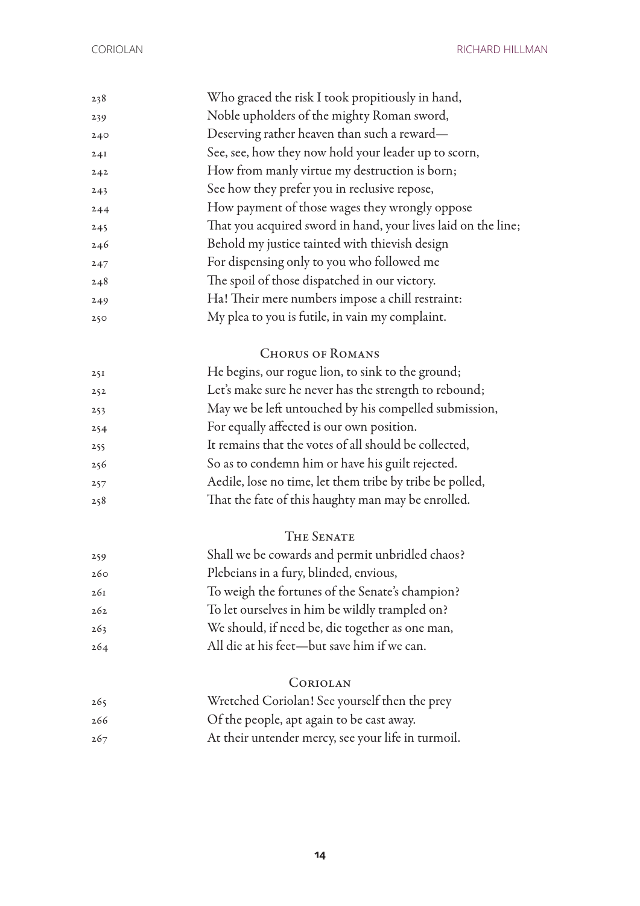238 Who graced the risk I took propitiously in hand,
239 Noble upholders of the mighty Roman sword,
240 Deserving rather heaven than such a reward—
241 See, see, how they now hold your leader up to scorn,
242 How from manly virtue my destruction is born;
243 See how they prefer you in reclusive repose,
244 How payment of those wages they wrongly oppose
245 That you acquired sword in hand, your lives laid on the line;
246 Behold my justice tainted with thievish design
247 For dispensing only to you who followed me
248 The spoil of those dispatched in our victory.
249 Ha! Their mere numbers impose a chill restraint:
250 My plea to you is futile, in vain my complaint.

### Chorus of Romans

251 He begins, our rogue lion, to sink to the ground;
252 Let's make sure he never has the strength to rebound;
253 May we be left untouched by his compelled submission,
254 For equally affected is our own position.
255 It remains that the votes of all should be collected,
256 So as to condemn him or have his guilt rejected.
257 Aedile, lose no time, let them tribe by tribe be polled,
258 That the fate of this haughty man may be enrolled.

### The Senate

259 Shall we be cowards and permit unbridled chaos?
260 Plebeians in a fury, blinded, envious,
261 To weigh the fortunes of the Senate's champion?
262 To let ourselves in him be wildly trampled on?
263 We should, if need be, die together as one man,
264 All die at his feet—but save him if we can.

### Coriolan

265 Wretched Coriolan! See yourself then the prey
266 Of the people, apt again to be cast away.
267 At their untender mercy, see your life in turmoil.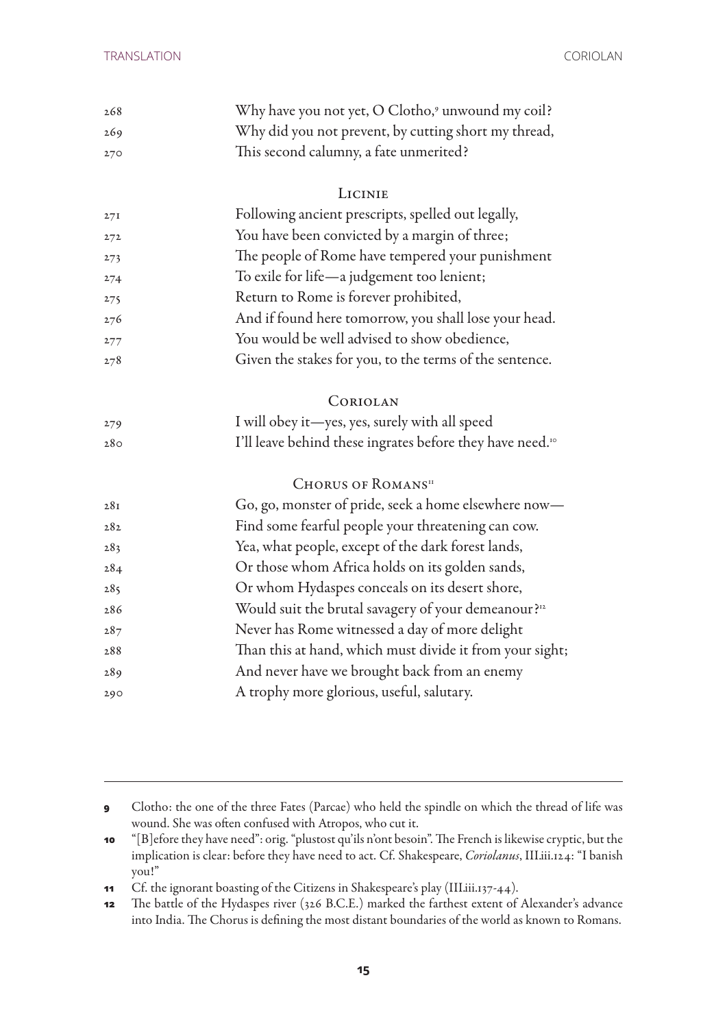268 Why have you not yet, O Clotho,[9] unwound my coil?
269 Why did you not prevent, by cutting short my thread,
270 This second calumny, a fate unmerited?

LICINIE

271 Following ancient prescripts, spelled out legally,
272 You have been convicted by a margin of three;
273 The people of Rome have tempered your punishment
274 To exile for life—a judgement too lenient;
275 Return to Rome is forever prohibited,
276 And if found here tomorrow, you shall lose your head.
277 You would be well advised to show obedience,
278 Given the stakes for you, to the terms of the sentence.

CORIOLAN

279 I will obey it—yes, yes, surely with all speed
280 I'll leave behind these ingrates before they have need.[10]

CHORUS OF ROMANS[11]

281 Go, go, monster of pride, seek a home elsewhere now—
282 Find some fearful people your threatening can cow.
283 Yea, what people, except of the dark forest lands,
284 Or those whom Africa holds on its golden sands,
285 Or whom Hydaspes conceals on its desert shore,
286 Would suit the brutal savagery of your demeanour?[12]
287 Never has Rome witnessed a day of more delight
288 Than this at hand, which must divide it from your sight;
289 And never have we brought back from an enemy
290 A trophy more glorious, useful, salutary.

---

9 Clotho: the one of the three Fates (Parcae) who held the spindle on which the thread of life was wound. She was often confused with Atropos, who cut it.

10 "[B]efore they have need": orig. "plustost qu'ils n'ont besoin". The French is likewise cryptic, but the implication is clear: before they have need to act. Cf. Shakespeare, *Coriolanus*, III.iii.124: "I banish you!"

11 Cf. the ignorant boasting of the Citizens in Shakespeare's play (III.iii.137-44).

12 The battle of the Hydaspes river (326 B.C.E.) marked the farthest extent of Alexander's advance into India. The Chorus is defining the most distant boundaries of the world as known to Romans.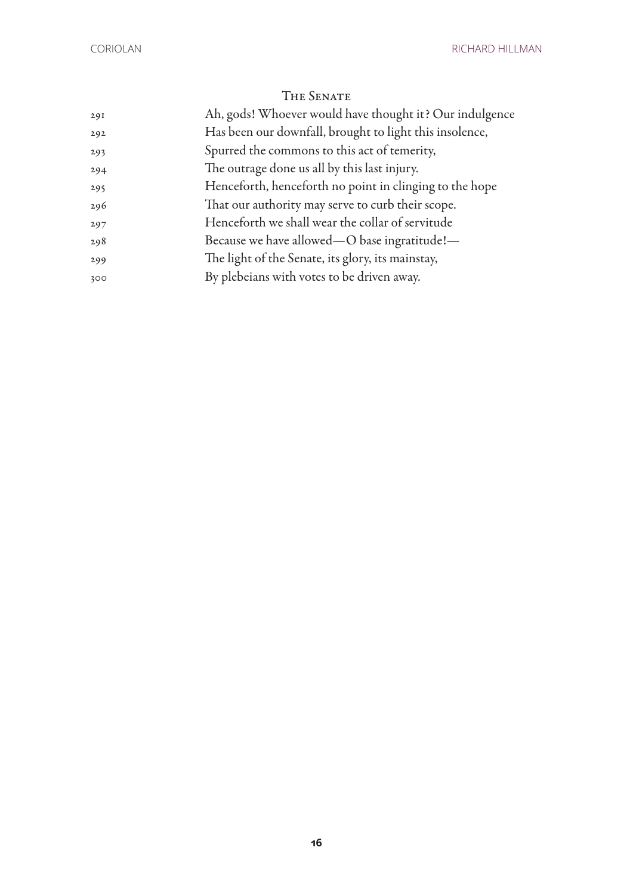THE SENATE

291 Ah, gods! Whoever would have thought it? Our indulgence
292 Has been our downfall, brought to light this insolence,
293 Spurred the commons to this act of temerity,
294 The outrage done us all by this last injury.
295 Henceforth, henceforth no point in clinging to the hope
296 That our authority may serve to curb their scope.
297 Henceforth we shall wear the collar of servitude
298 Because we have allowed—O base ingratitude!—
299 The light of the Senate, its glory, its mainstay,
300 By plebeians with votes to be driven away.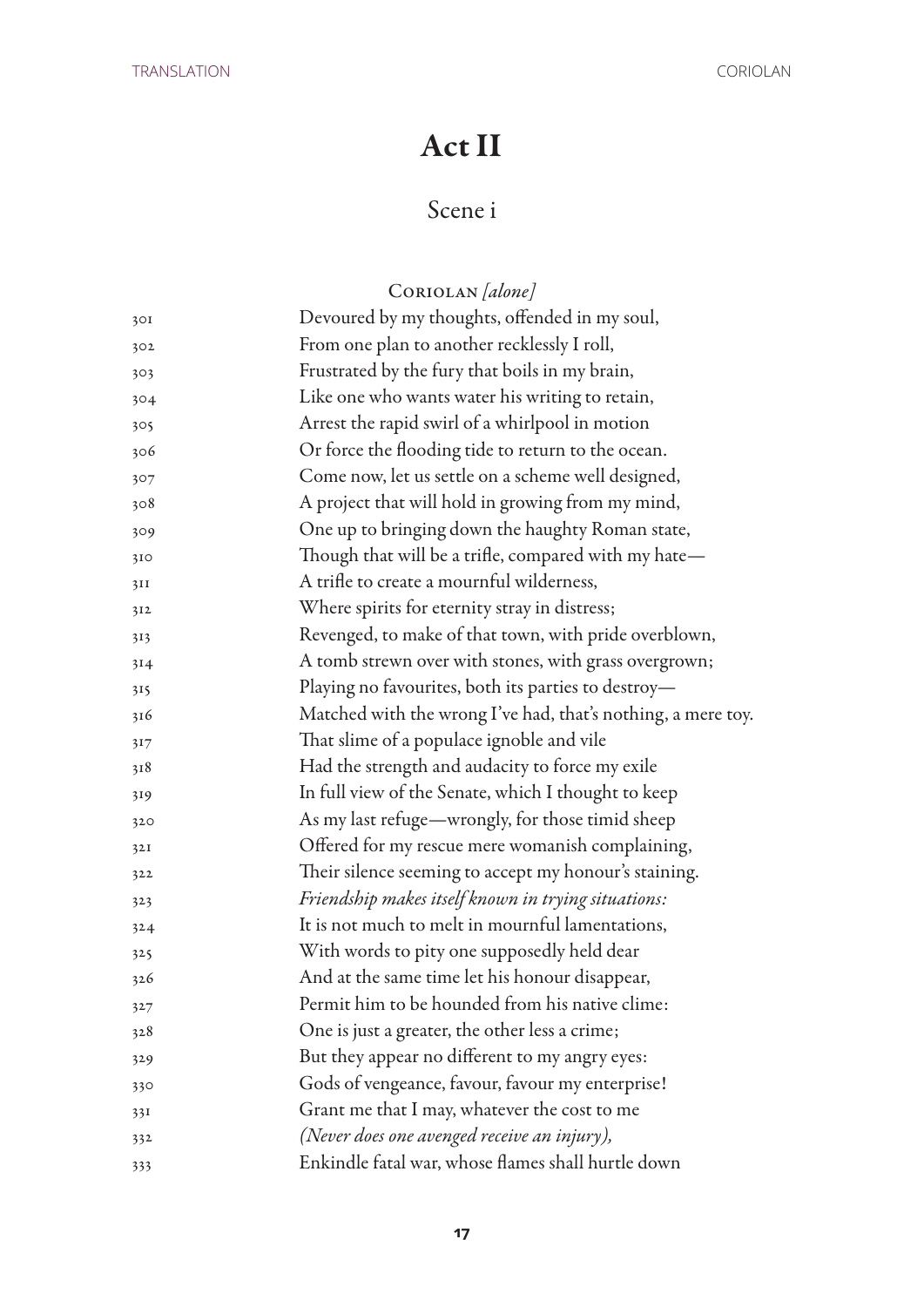# Act II

## Scene i

Coriolan *[alone]*

301 Devoured by my thoughts, offended in my soul,
302 From one plan to another recklessly I roll,
303 Frustrated by the fury that boils in my brain,
304 Like one who wants water his writing to retain,
305 Arrest the rapid swirl of a whirlpool in motion
306 Or force the flooding tide to return to the ocean.
307 Come now, let us settle on a scheme well designed,
308 A project that will hold in growing from my mind,
309 One up to bringing down the haughty Roman state,
310 Though that will be a trifle, compared with my hate—
311 A trifle to create a mournful wilderness,
312 Where spirits for eternity stray in distress;
313 Revenged, to make of that town, with pride overblown,
314 A tomb strewn over with stones, with grass overgrown;
315 Playing no favourites, both its parties to destroy—
316 Matched with the wrong I've had, that's nothing, a mere toy.
317 That slime of a populace ignoble and vile
318 Had the strength and audacity to force my exile
319 In full view of the Senate, which I thought to keep
320 As my last refuge—wrongly, for those timid sheep
321 Offered for my rescue mere womanish complaining,
322 Their silence seeming to accept my honour's staining.
323 *Friendship makes itself known in trying situations:*
324 It is not much to melt in mournful lamentations,
325 With words to pity one supposedly held dear
326 And at the same time let his honour disappear,
327 Permit him to be hounded from his native clime:
328 One is just a greater, the other less a crime;
329 But they appear no different to my angry eyes:
330 Gods of vengeance, favour, favour my enterprise!
331 Grant me that I may, whatever the cost to me
332 *(Never does one avenged receive an injury),*
333 Enkindle fatal war, whose flames shall hurtle down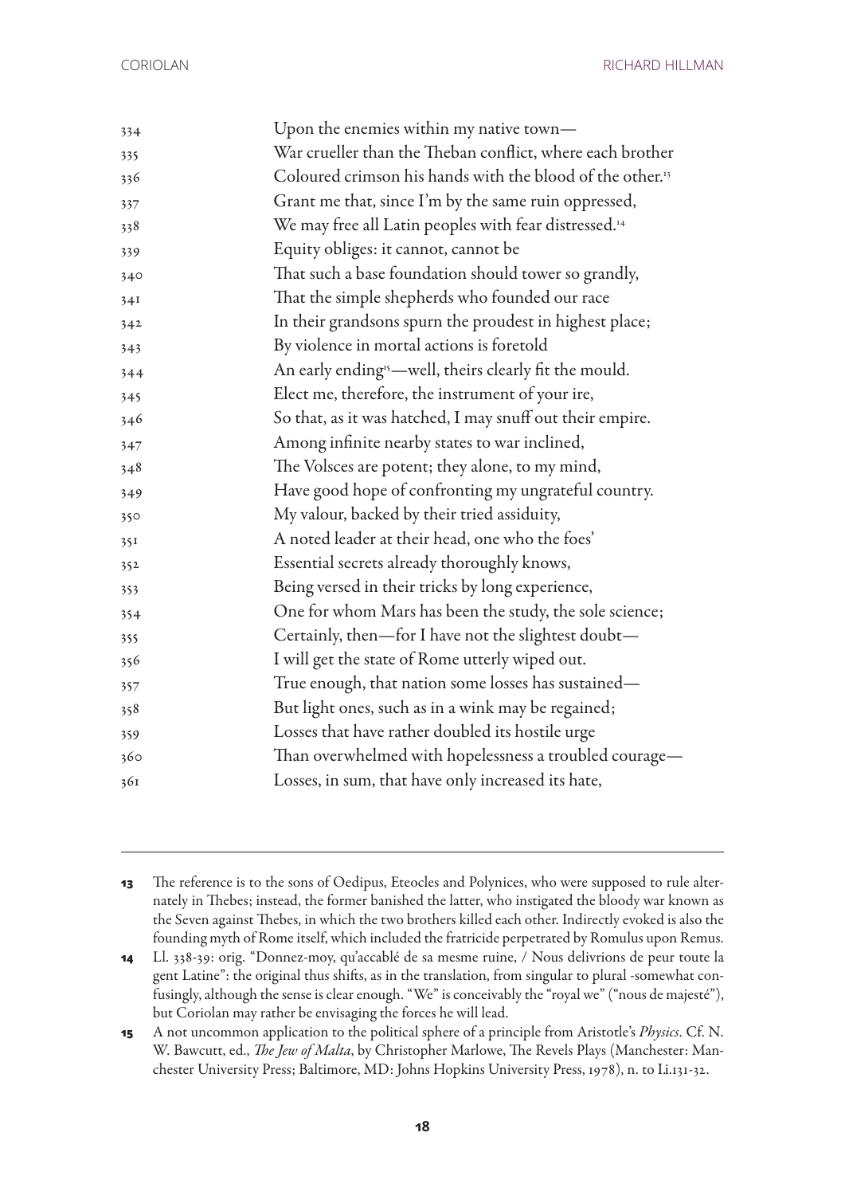334 Upon the enemies within my native town—
335 War crueller than the Theban conflict, where each brother
336 Coloured crimson his hands with the blood of the other.[13]
337 Grant me that, since I'm by the same ruin oppressed,
338 We may free all Latin peoples with fear distressed.[14]
339 Equity obliges: it cannot, cannot be
340 That such a base foundation should tower so grandly,
341 That the simple shepherds who founded our race
342 In their grandsons spurn the proudest in highest place;
343 By violence in mortal actions is foretold
344 An early ending[15]—well, theirs clearly fit the mould.
345 Elect me, therefore, the instrument of your ire,
346 So that, as it was hatched, I may snuff out their empire.
347 Among infinite nearby states to war inclined,
348 The Volsces are potent; they alone, to my mind,
349 Have good hope of confronting my ungrateful country.
350 My valour, backed by their tried assiduity,
351 A noted leader at their head, one who the foes'
352 Essential secrets already thoroughly knows,
353 Being versed in their tricks by long experience,
354 One for whom Mars has been the study, the sole science;
355 Certainly, then—for I have not the slightest doubt—
356 I will get the state of Rome utterly wiped out.
357 True enough, that nation some losses has sustained—
358 But light ones, such as in a wink may be regained;
359 Losses that have rather doubled its hostile urge
360 Than overwhelmed with hopelessness a troubled courage—
361 Losses, in sum, that have only increased its hate,

---

**13** The reference is to the sons of Oedipus, Eteocles and Polynices, who were supposed to rule alternately in Thebes; instead, the former banished the latter, who instigated the bloody war known as the Seven against Thebes, in which the two brothers killed each other. Indirectly evoked is also the founding myth of Rome itself, which included the fratricide perpetrated by Romulus upon Remus.

**14** Ll. 338-39: orig. "Donnez-moy, qu'accablé de sa mesme ruine, / Nous delivrions de peur toute la gent Latine": the original thus shifts, as in the translation, from singular to plural -somewhat confusingly, although the sense is clear enough. "We" is conceivably the "royal we" ("nous de majesté"), but Coriolan may rather be envisaging the forces he will lead.

**15** A not uncommon application to the political sphere of a principle from Aristotle's *Physics*. Cf. N. W. Bawcutt, ed., *The Jew of Malta*, by Christopher Marlowe, The Revels Plays (Manchester: Manchester University Press; Baltimore, MD: Johns Hopkins University Press, 1978), n. to I.i.131-32.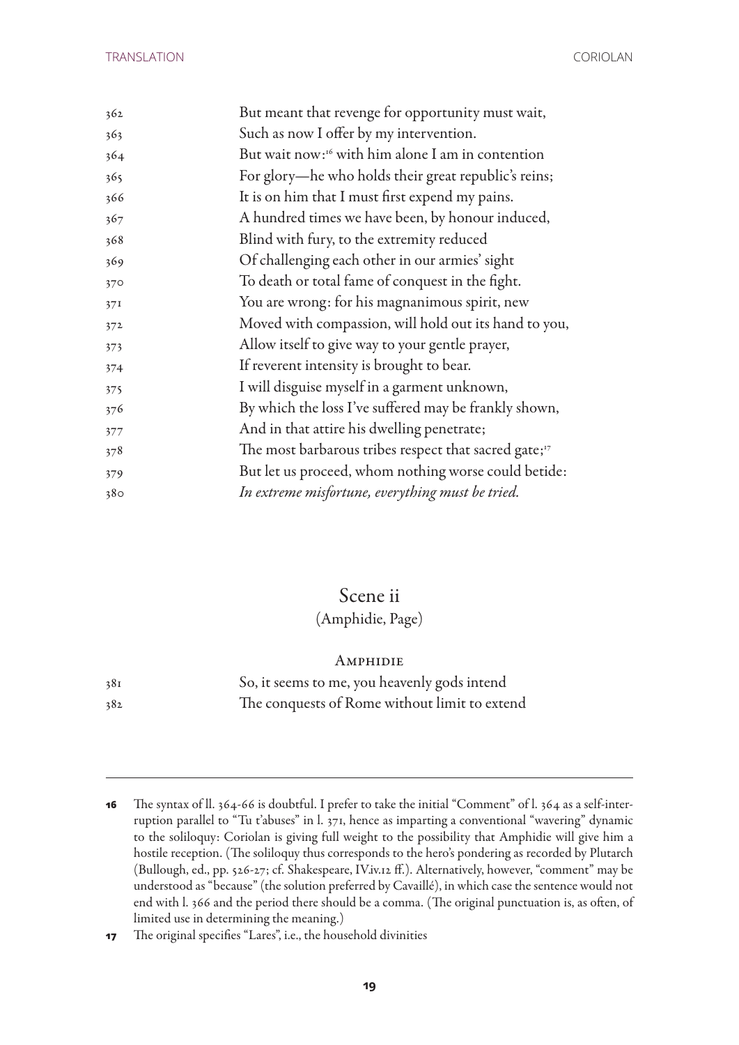362 But meant that revenge for opportunity must wait,
363 Such as now I offer by my intervention.
364 But wait now:[16] with him alone I am in contention
365 For glory—he who holds their great republic's reins;
366 It is on him that I must first expend my pains.
367 A hundred times we have been, by honour induced,
368 Blind with fury, to the extremity reduced
369 Of challenging each other in our armies' sight
370 To death or total fame of conquest in the fight.
371 You are wrong: for his magnanimous spirit, new
372 Moved with compassion, will hold out its hand to you,
373 Allow itself to give way to your gentle prayer,
374 If reverent intensity is brought to bear.
375 I will disguise myself in a garment unknown,
376 By which the loss I've suffered may be frankly shown,
377 And in that attire his dwelling penetrate;
378 The most barbarous tribes respect that sacred gate;[17]
379 But let us proceed, whom nothing worse could betide:
380 *In extreme misfortune, everything must be tried.*

## Scene ii

(Amphidie, Page)

**Amphidie**

381 So, it seems to me, you heavenly gods intend
382 The conquests of Rome without limit to extend

---

16 The syntax of ll. 364-66 is doubtful. I prefer to take the initial "Comment" of l. 364 as a self-interruption parallel to "Tu t'abuses" in l. 371, hence as imparting a conventional "wavering" dynamic to the soliloquy: Coriolan is giving full weight to the possibility that Amphidie will give him a hostile reception. (The soliloquy thus corresponds to the hero's pondering as recorded by Plutarch (Bullough, ed., pp. 526-27; cf. Shakespeare, IV.iv.12 ff.). Alternatively, however, "comment" may be understood as "because" (the solution preferred by Cavaillé), in which case the sentence would not end with l. 366 and the period there should be a comma. (The original punctuation is, as often, of limited use in determining the meaning.)

17 The original specifies "Lares", i.e., the household divinities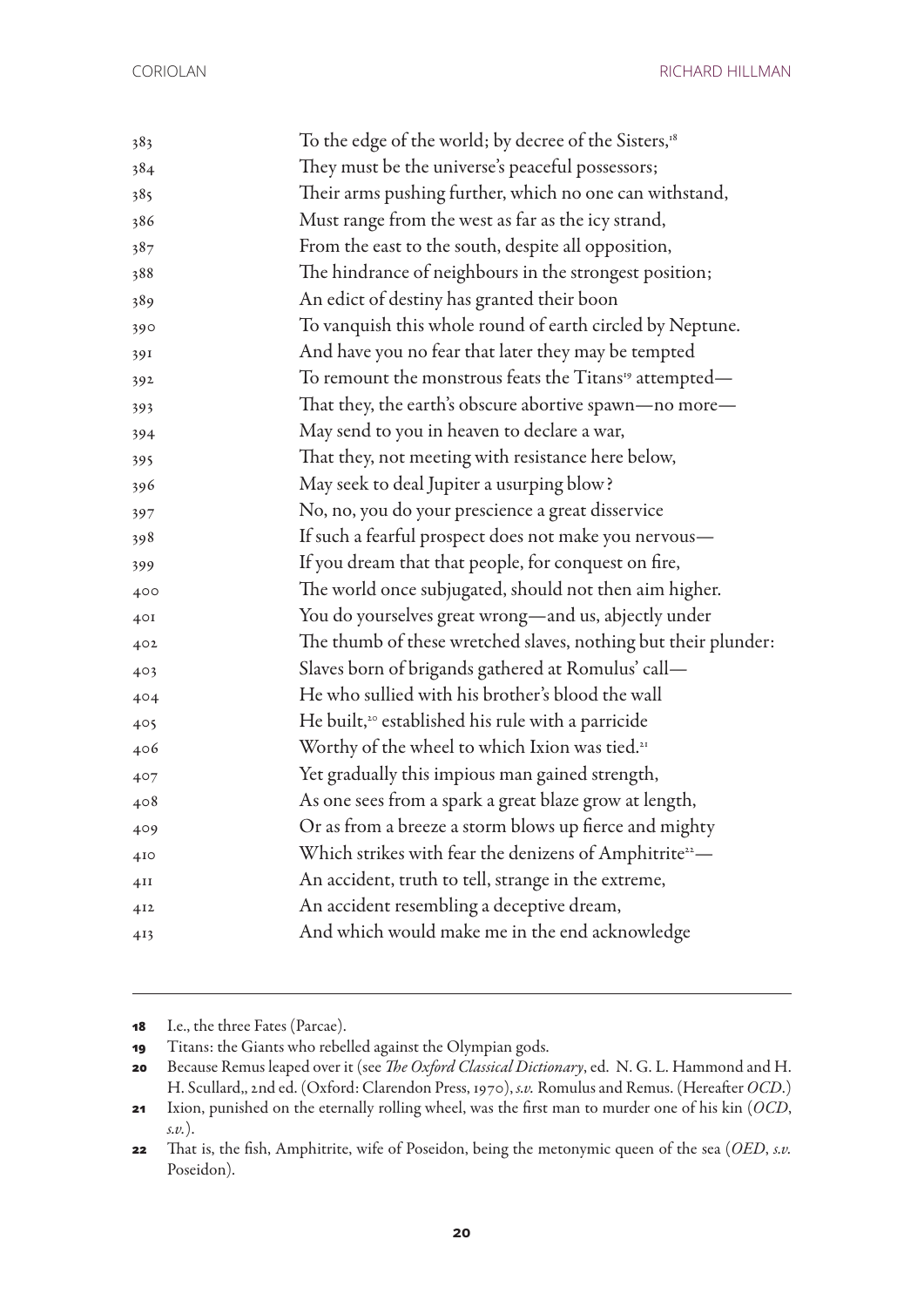383 To the edge of the world; by decree of the Sisters,[18]
384 They must be the universe's peaceful possessors;
385 Their arms pushing further, which no one can withstand,
386 Must range from the west as far as the icy strand,
387 From the east to the south, despite all opposition,
388 The hindrance of neighbours in the strongest position;
389 An edict of destiny has granted their boon
390 To vanquish this whole round of earth circled by Neptune.
391 And have you no fear that later they may be tempted
392 To remount the monstrous feats the Titans[19] attempted—
393 That they, the earth's obscure abortive spawn—no more—
394 May send to you in heaven to declare a war,
395 That they, not meeting with resistance here below,
396 May seek to deal Jupiter a usurping blow?
397 No, no, you do your prescience a great disservice
398 If such a fearful prospect does not make you nervous—
399 If you dream that that people, for conquest on fire,
400 The world once subjugated, should not then aim higher.
401 You do yourselves great wrong—and us, abjectly under
402 The thumb of these wretched slaves, nothing but their plunder:
403 Slaves born of brigands gathered at Romulus' call—
404 He who sullied with his brother's blood the wall
405 He built,[20] established his rule with a parricide
406 Worthy of the wheel to which Ixion was tied.[21]
407 Yet gradually this impious man gained strength,
408 As one sees from a spark a great blaze grow at length,
409 Or as from a breeze a storm blows up fierce and mighty
410 Which strikes with fear the denizens of Amphitrite[22]—
411 An accident, truth to tell, strange in the extreme,
412 An accident resembling a deceptive dream,
413 And which would make me in the end acknowledge

---

18 I.e., the three Fates (Parcae).

19 Titans: the Giants who rebelled against the Olympian gods.

20 Because Remus leaped over it (see *The Oxford Classical Dictionary*, ed. N. G. L. Hammond and H. H. Scullard,, 2nd ed. (Oxford: Clarendon Press, 1970), *s.v.* Romulus and Remus. (Hereafter *OCD*.)

21 Ixion, punished on the eternally rolling wheel, was the first man to murder one of his kin (*OCD*, *s.v.*).

22 That is, the fish, Amphitrite, wife of Poseidon, being the metonymic queen of the sea (*OED*, *s.v.* Poseidon).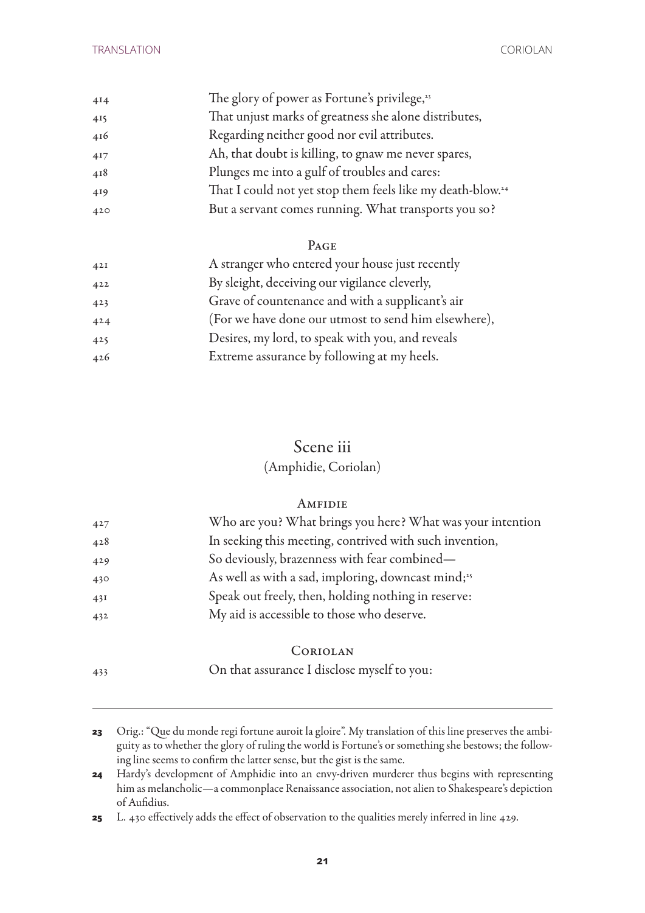414 The glory of power as Fortune's privilege,[23]
415 That unjust marks of greatness she alone distributes,
416 Regarding neither good nor evil attributes.
417 Ah, that doubt is killing, to gnaw me never spares,
418 Plunges me into a gulf of troubles and cares:
419 That I could not yet stop them feels like my death-blow.[24]
420 But a servant comes running. What transports you so?

PAGE

421 A stranger who entered your house just recently
422 By sleight, deceiving our vigilance cleverly,
423 Grave of countenance and with a supplicant's air
424 (For we have done our utmost to send him elsewhere),
425 Desires, my lord, to speak with you, and reveals
426 Extreme assurance by following at my heels.

## Scene iii

(Amphidie, Coriolan)

AMFIDIE

427 Who are you? What brings you here? What was your intention
428 In seeking this meeting, contrived with such invention,
429 So deviously, brazenness with fear combined—
430 As well as with a sad, imploring, downcast mind;[25]
431 Speak out freely, then, holding nothing in reserve:
432 My aid is accessible to those who deserve.

CORIOLAN

433 On that assurance I disclose myself to you:

---

**23** Orig.: "Que du monde regi fortune auroit la gloire". My translation of this line preserves the ambiguity as to whether the glory of ruling the world is Fortune's or something she bestows; the following line seems to confirm the latter sense, but the gist is the same.

**24** Hardy's development of Amphidie into an envy-driven murderer thus begins with representing him as melancholic—a commonplace Renaissance association, not alien to Shakespeare's depiction of Aufidius.

**25** L. 430 effectively adds the effect of observation to the qualities merely inferred in line 429.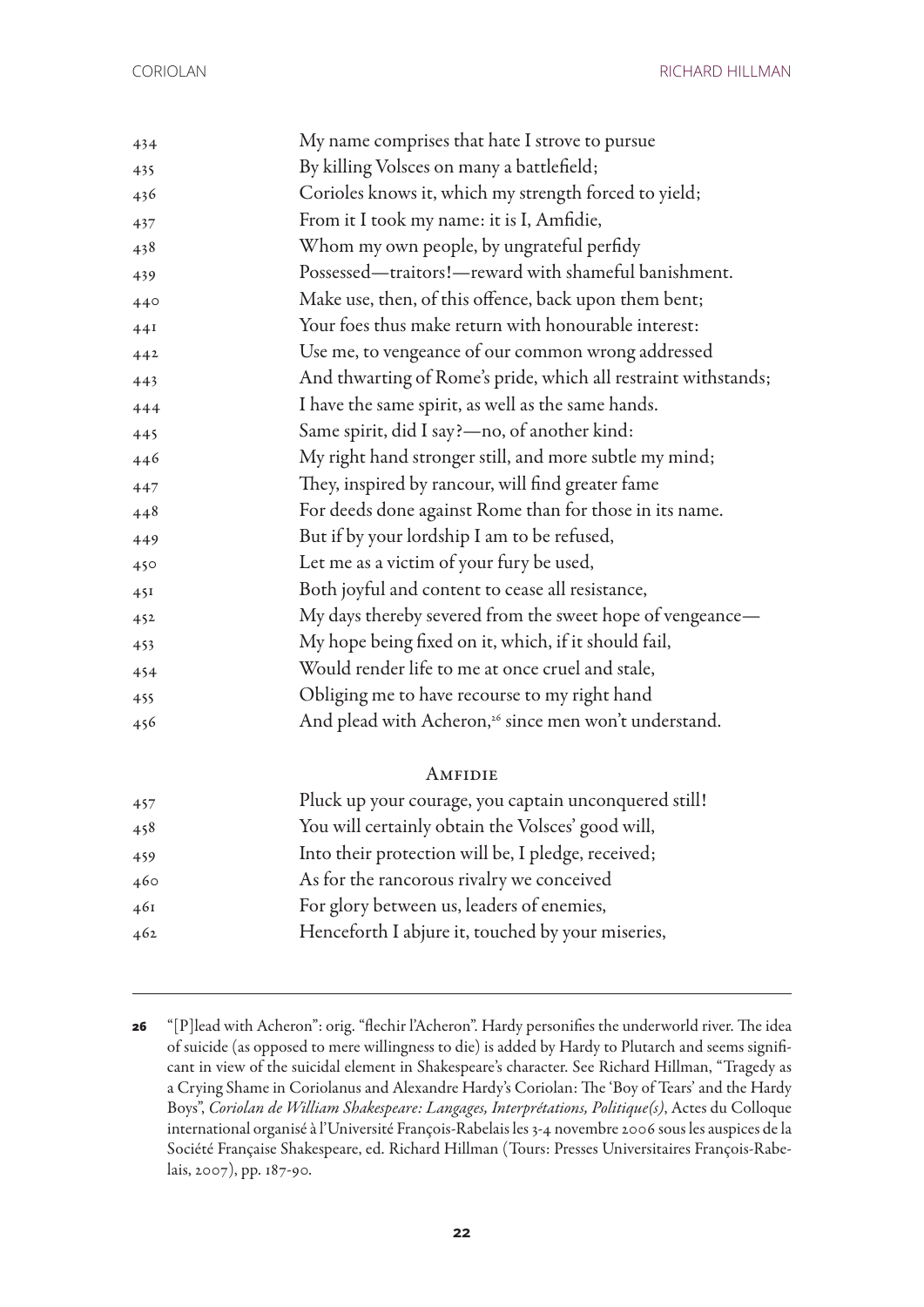434 My name comprises that hate I strove to pursue
435 By killing Volsces on many a battlefield;
436 Corioles knows it, which my strength forced to yield;
437 From it I took my name: it is I, Amfidie,
438 Whom my own people, by ungrateful perfidy
439 Possessed—traitors!—reward with shameful banishment.
440 Make use, then, of this offence, back upon them bent;
441 Your foes thus make return with honourable interest:
442 Use me, to vengeance of our common wrong addressed
443 And thwarting of Rome's pride, which all restraint withstands;
444 I have the same spirit, as well as the same hands.
445 Same spirit, did I say?—no, of another kind:
446 My right hand stronger still, and more subtle my mind;
447 They, inspired by rancour, will find greater fame
448 For deeds done against Rome than for those in its name.
449 But if by your lordship I am to be refused,
450 Let me as a victim of your fury be used,
451 Both joyful and content to cease all resistance,
452 My days thereby severed from the sweet hope of vengeance—
453 My hope being fixed on it, which, if it should fail,
454 Would render life to me at once cruel and stale,
455 Obliging me to have recourse to my right hand
456 And plead with Acheron,[26] since men won't understand.

AMFIDIE

457 Pluck up your courage, you captain unconquered still!
458 You will certainly obtain the Volsces' good will,
459 Into their protection will be, I pledge, received;
460 As for the rancorous rivalry we conceived
461 For glory between us, leaders of enemies,
462 Henceforth I abjure it, touched by your miseries,

---

**26** "[P]lead with Acheron": orig. "flechir l'Acheron". Hardy personifies the underworld river. The idea of suicide (as opposed to mere willingness to die) is added by Hardy to Plutarch and seems significant in view of the suicidal element in Shakespeare's character. See Richard Hillman, "Tragedy as a Crying Shame in Coriolanus and Alexandre Hardy's Coriolan: The 'Boy of Tears' and the Hardy Boys", *Coriolan de William Shakespeare: Langages, Interprétations, Politique(s)*, Actes du Colloque international organisé à l'Université François-Rabelais les 3-4 novembre 2006 sous les auspices de la Société Française Shakespeare, ed. Richard Hillman (Tours: Presses Universitaires François-Rabelais, 2007), pp. 187-90.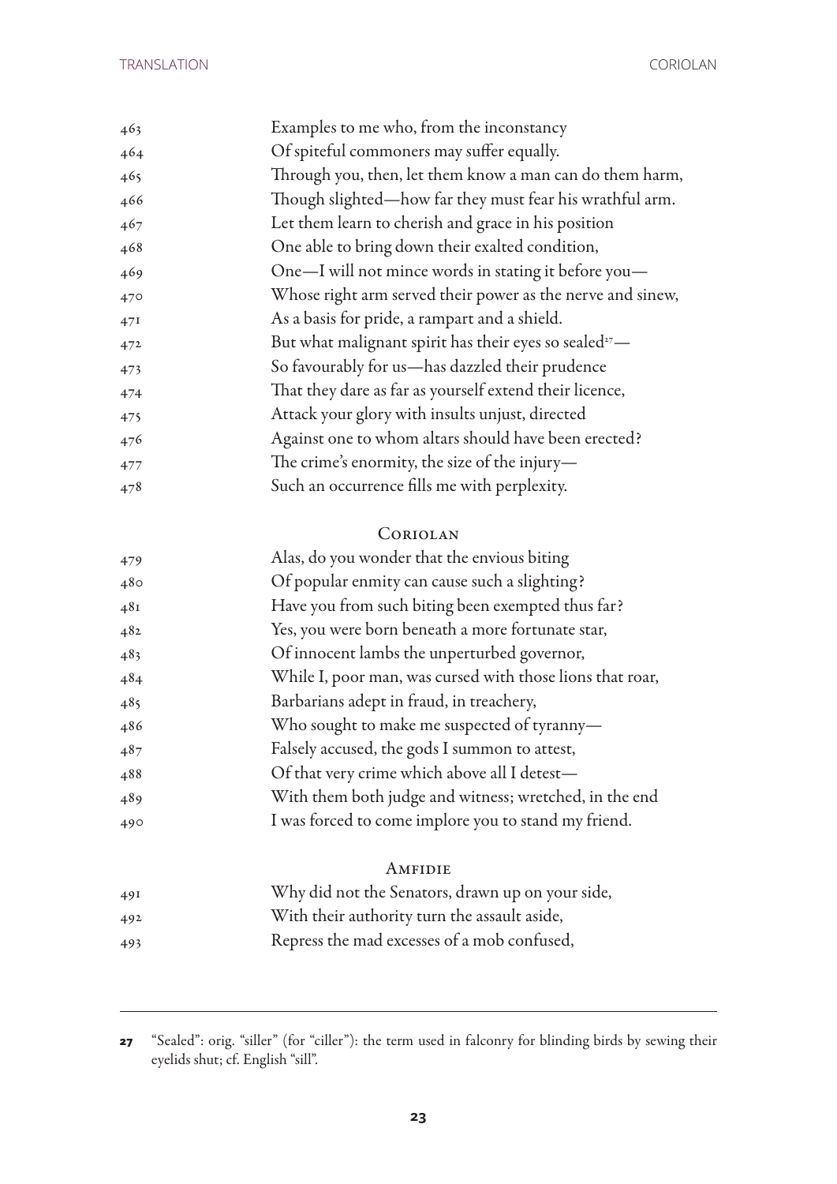463 Examples to me who, from the inconstancy
464 Of spiteful commoners may suffer equally.
465 Through you, then, let them know a man can do them harm,
466 Though slighted—how far they must fear his wrathful arm.
467 Let them learn to cherish and grace in his position
468 One able to bring down their exalted condition,
469 One—I will not mince words in stating it before you—
470 Whose right arm served their power as the nerve and sinew,
471 As a basis for pride, a rampart and a shield.
472 But what malignant spirit has their eyes so sealed[27]—
473 So favourably for us—has dazzled their prudence
474 That they dare as far as yourself extend their licence,
475 Attack your glory with insults unjust, directed
476 Against one to whom altars should have been erected?
477 The crime's enormity, the size of the injury—
478 Such an occurrence fills me with perplexity.

CORIOLAN

479 Alas, do you wonder that the envious biting
480 Of popular enmity can cause such a slighting?
481 Have you from such biting been exempted thus far?
482 Yes, you were born beneath a more fortunate star,
483 Of innocent lambs the unperturbed governor,
484 While I, poor man, was cursed with those lions that roar,
485 Barbarians adept in fraud, in treachery,
486 Who sought to make me suspected of tyranny—
487 Falsely accused, the gods I summon to attest,
488 Of that very crime which above all I detest—
489 With them both judge and witness; wretched, in the end
490 I was forced to come implore you to stand my friend.

AMFIDIE

491 Why did not the Senators, drawn up on your side,
492 With their authority turn the assault aside,
493 Repress the mad excesses of a mob confused,

---

**27** "Sealed": orig. "siller" (for "ciller"): the term used in falconry for blinding birds by sewing their eyelids shut; cf. English "sill".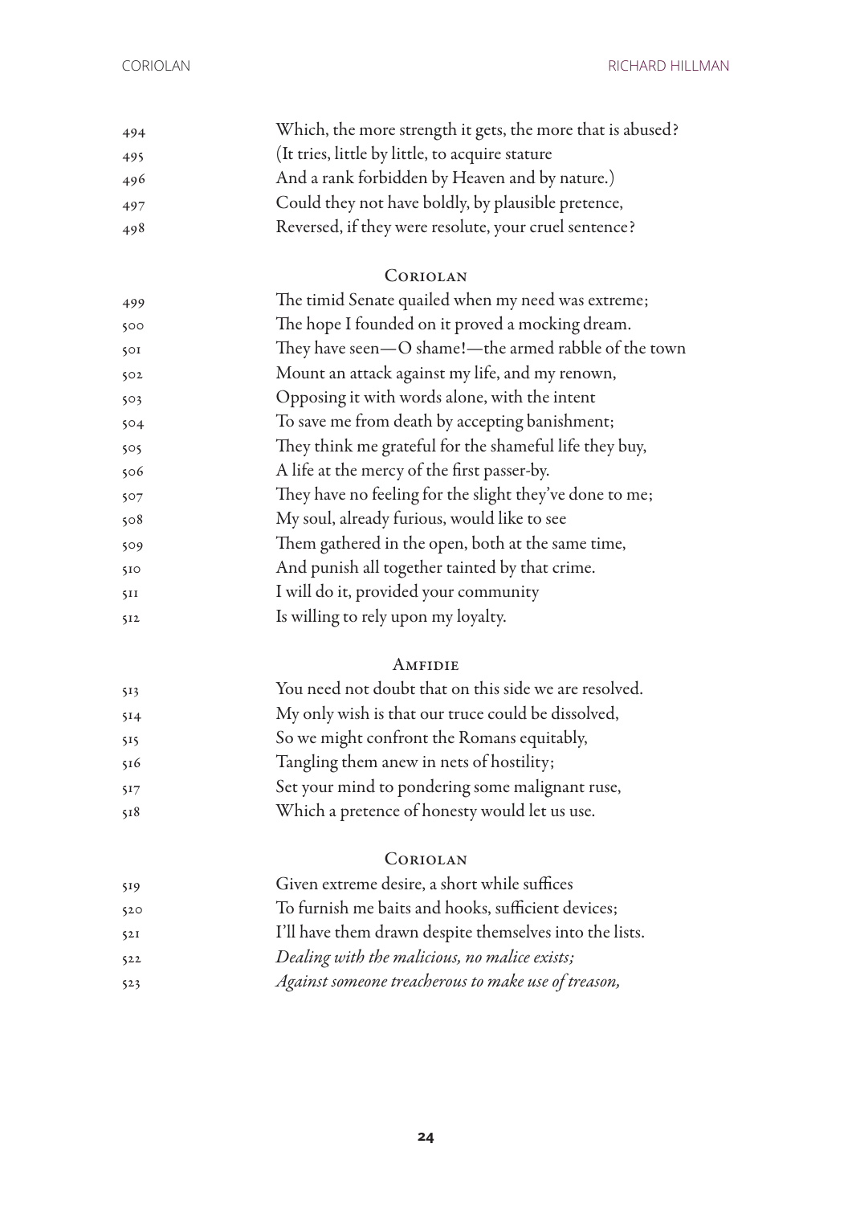494 Which, the more strength it gets, the more that is abused?
495 (It tries, little by little, to acquire stature
496 And a rank forbidden by Heaven and by nature.)
497 Could they not have boldly, by plausible pretence,
498 Reversed, if they were resolute, your cruel sentence?

CORIOLAN

499 The timid Senate quailed when my need was extreme;
500 The hope I founded on it proved a mocking dream.
501 They have seen—O shame!—the armed rabble of the town
502 Mount an attack against my life, and my renown,
503 Opposing it with words alone, with the intent
504 To save me from death by accepting banishment;
505 They think me grateful for the shameful life they buy,
506 A life at the mercy of the first passer-by.
507 They have no feeling for the slight they've done to me;
508 My soul, already furious, would like to see
509 Them gathered in the open, both at the same time,
510 And punish all together tainted by that crime.
511 I will do it, provided your community
512 Is willing to rely upon my loyalty.

AMFIDIE

513 You need not doubt that on this side we are resolved.
514 My only wish is that our truce could be dissolved,
515 So we might confront the Romans equitably,
516 Tangling them anew in nets of hostility;
517 Set your mind to pondering some malignant ruse,
518 Which a pretence of honesty would let us use.

CORIOLAN

519 Given extreme desire, a short while suffices
520 To furnish me baits and hooks, sufficient devices;
521 I'll have them drawn despite themselves into the lists.
522 *Dealing with the malicious, no malice exists;*
523 *Against someone treacherous to make use of treason,*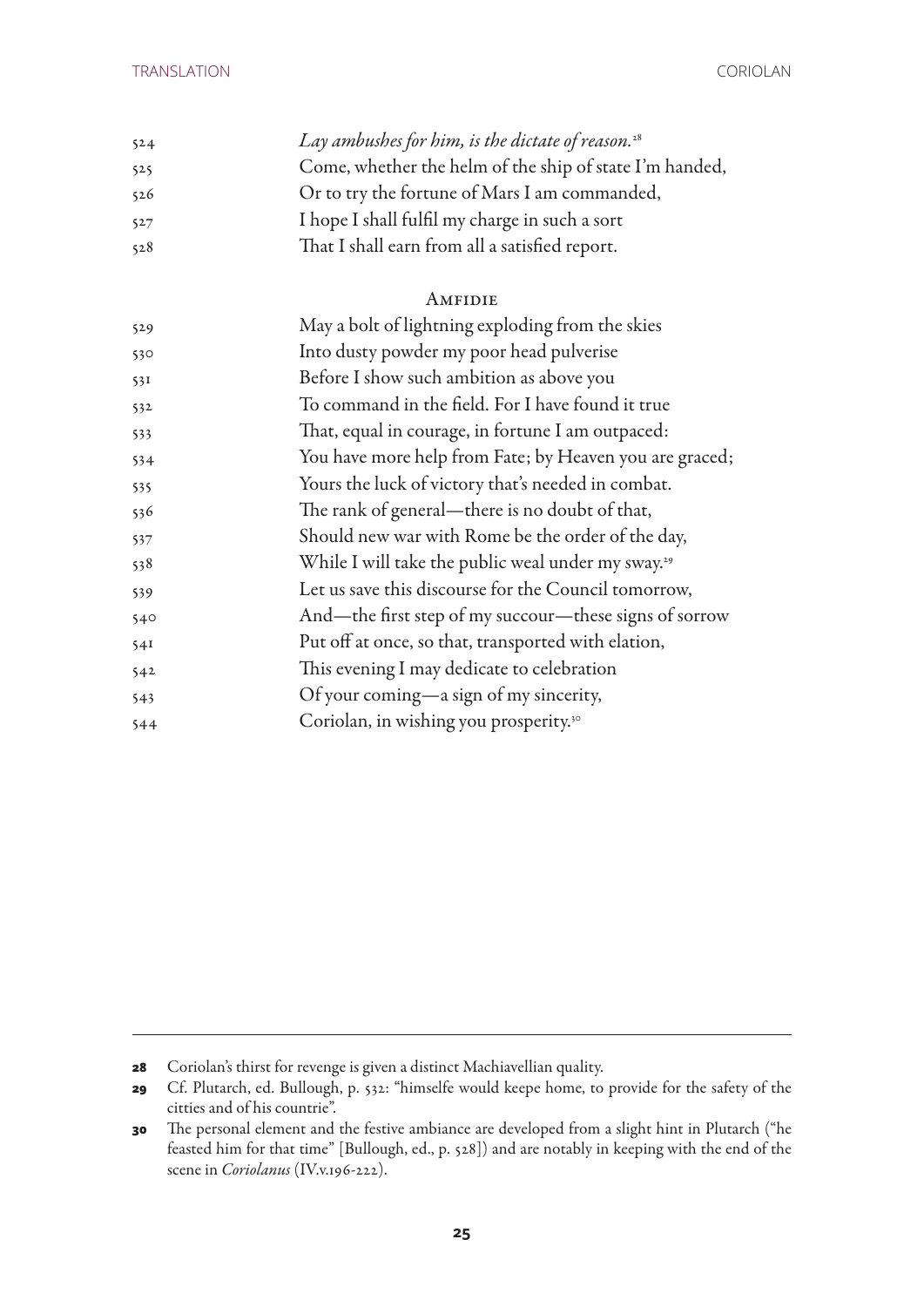524 *Lay ambushes for him, is the dictate of reason.*[28]
525 Come, whether the helm of the ship of state I'm handed,
526 Or to try the fortune of Mars I am commanded,
527 I hope I shall fulfil my charge in such a sort
528 That I shall earn from all a satisfied report.

AMFIDIE

529 May a bolt of lightning exploding from the skies
530 Into dusty powder my poor head pulverise
531 Before I show such ambition as above you
532 To command in the field. For I have found it true
533 That, equal in courage, in fortune I am outpaced:
534 You have more help from Fate; by Heaven you are graced;
535 Yours the luck of victory that's needed in combat.
536 The rank of general—there is no doubt of that,
537 Should new war with Rome be the order of the day,
538 While I will take the public weal under my sway.[29]
539 Let us save this discourse for the Council tomorrow,
540 And—the first step of my succour—these signs of sorrow
541 Put off at once, so that, transported with elation,
542 This evening I may dedicate to celebration
543 Of your coming—a sign of my sincerity,
544 Coriolan, in wishing you prosperity.[30]

---

**28** Coriolan's thirst for revenge is given a distinct Machiavellian quality.

**29** Cf. Plutarch, ed. Bullough, p. 532: "himselfe would keepe home, to provide for the safety of the citties and of his countrie".

**30** The personal element and the festive ambiance are developed from a slight hint in Plutarch ("he feasted him for that time" [Bullough, ed., p. 528]) and are notably in keeping with the end of the scene in *Coriolanus* (IV.v.196-222).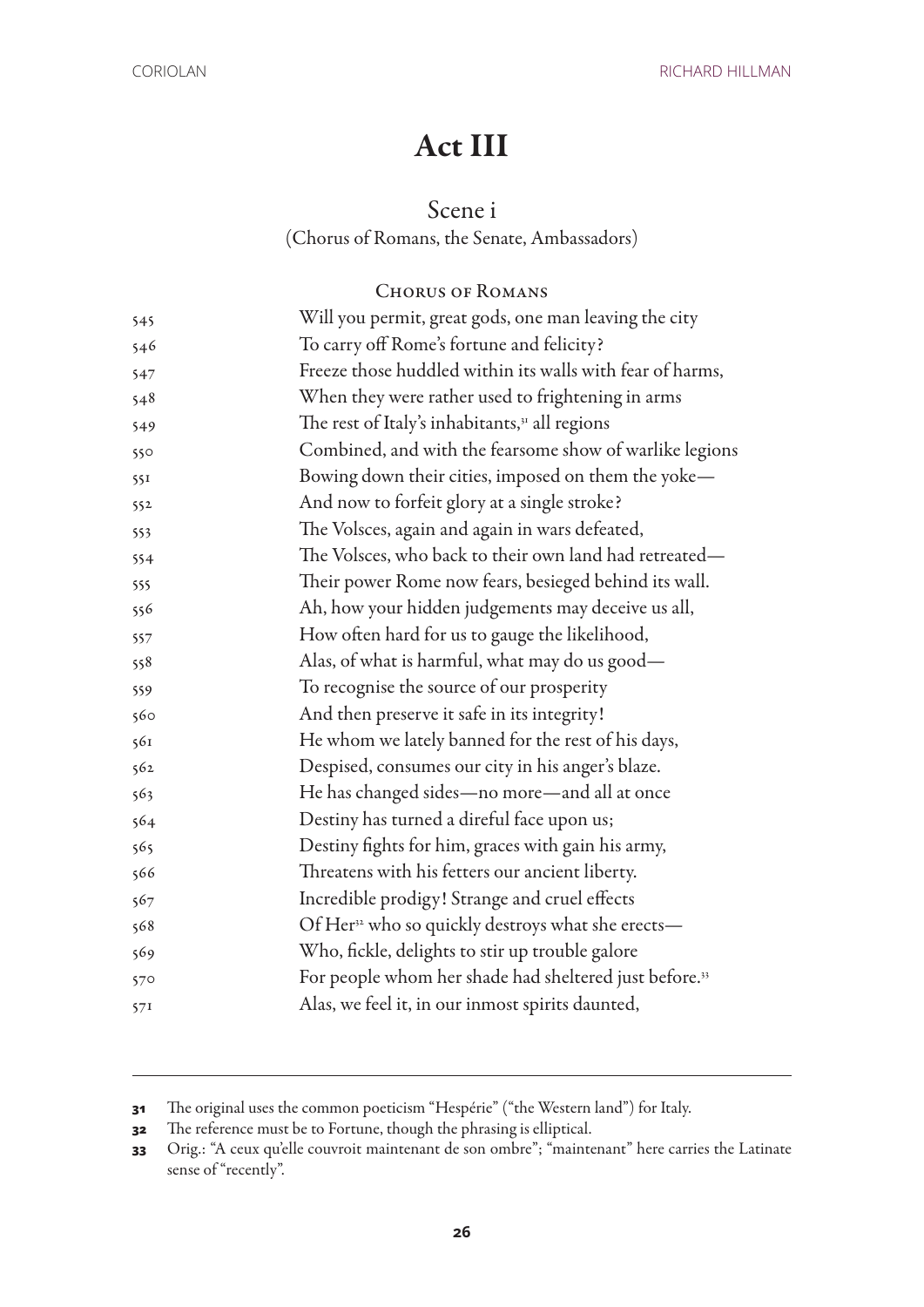# Act III

## Scene i

(Chorus of Romans, the Senate, Ambassadors)

CHORUS OF ROMANS

545 Will you permit, great gods, one man leaving the city
546 To carry off Rome's fortune and felicity?
547 Freeze those huddled within its walls with fear of harms,
548 When they were rather used to frightening in arms
549 The rest of Italy's inhabitants,[31] all regions
550 Combined, and with the fearsome show of warlike legions
551 Bowing down their cities, imposed on them the yoke—
552 And now to forfeit glory at a single stroke?
553 The Volsces, again and again in wars defeated,
554 The Volsces, who back to their own land had retreated—
555 Their power Rome now fears, besieged behind its wall.
556 Ah, how your hidden judgements may deceive us all,
557 How often hard for us to gauge the likelihood,
558 Alas, of what is harmful, what may do us good—
559 To recognise the source of our prosperity
560 And then preserve it safe in its integrity!
561 He whom we lately banned for the rest of his days,
562 Despised, consumes our city in his anger's blaze.
563 He has changed sides—no more—and all at once
564 Destiny has turned a direful face upon us;
565 Destiny fights for him, graces with gain his army,
566 Threatens with his fetters our ancient liberty.
567 Incredible prodigy! Strange and cruel effects
568 Of Her[32] who so quickly destroys what she erects—
569 Who, fickle, delights to stir up trouble galore
570 For people whom her shade had sheltered just before.[33]
571 Alas, we feel it, in our inmost spirits daunted,

---

31 The original uses the common poeticism "Hespérie" ("the Western land") for Italy.

32 The reference must be to Fortune, though the phrasing is elliptical.

33 Orig.: "A ceux qu'elle couvroit maintenant de son ombre"; "maintenant" here carries the Latinate sense of "recently".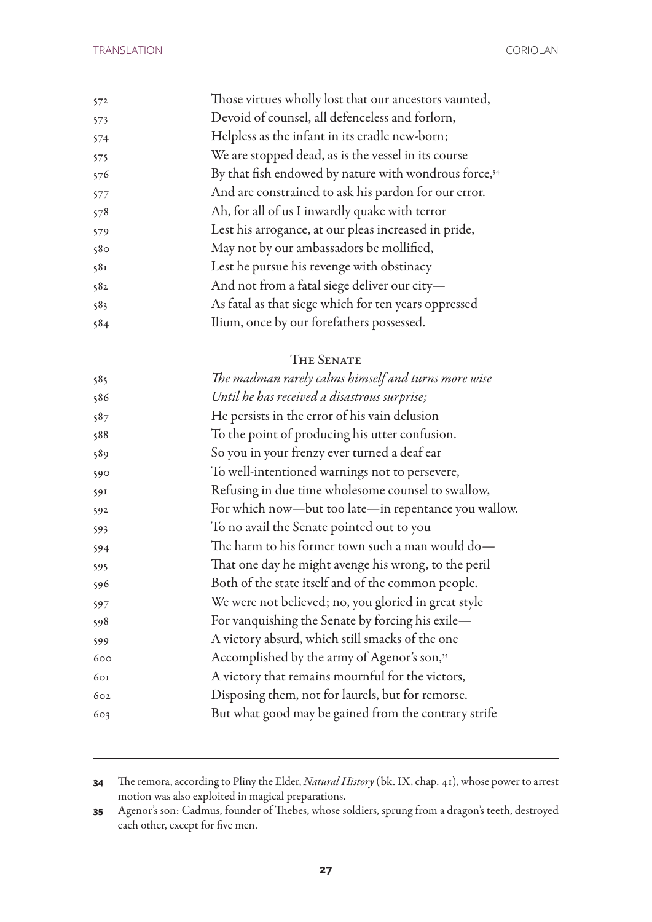572 Those virtues wholly lost that our ancestors vaunted,
573 Devoid of counsel, all defenceless and forlorn,
574 Helpless as the infant in its cradle new-born;
575 We are stopped dead, as is the vessel in its course
576 By that fish endowed by nature with wondrous force,[34]
577 And are constrained to ask his pardon for our error.
578 Ah, for all of us I inwardly quake with terror
579 Lest his arrogance, at our pleas increased in pride,
580 May not by our ambassadors be mollified,
581 Lest he pursue his revenge with obstinacy
582 And not from a fatal siege deliver our city—
583 As fatal as that siege which for ten years oppressed
584 Ilium, once by our forefathers possessed.

### The Senate

585 *The madman rarely calms himself and turns more wise*
586 *Until he has received a disastrous surprise;*
587 He persists in the error of his vain delusion
588 To the point of producing his utter confusion.
589 So you in your frenzy ever turned a deaf ear
590 To well-intentioned warnings not to persevere,
591 Refusing in due time wholesome counsel to swallow,
592 For which now—but too late—in repentance you wallow.
593 To no avail the Senate pointed out to you
594 The harm to his former town such a man would do—
595 That one day he might avenge his wrong, to the peril
596 Both of the state itself and of the common people.
597 We were not believed; no, you gloried in great style
598 For vanquishing the Senate by forcing his exile—
599 A victory absurd, which still smacks of the one
600 Accomplished by the army of Agenor's son,[35]
601 A victory that remains mournful for the victors,
602 Disposing them, not for laurels, but for remorse.
603 But what good may be gained from the contrary strife

---

**34** The remora, according to Pliny the Elder, *Natural History* (bk. IX, chap. 41), whose power to arrest motion was also exploited in magical preparations.

**35** Agenor's son: Cadmus, founder of Thebes, whose soldiers, sprung from a dragon's teeth, destroyed each other, except for five men.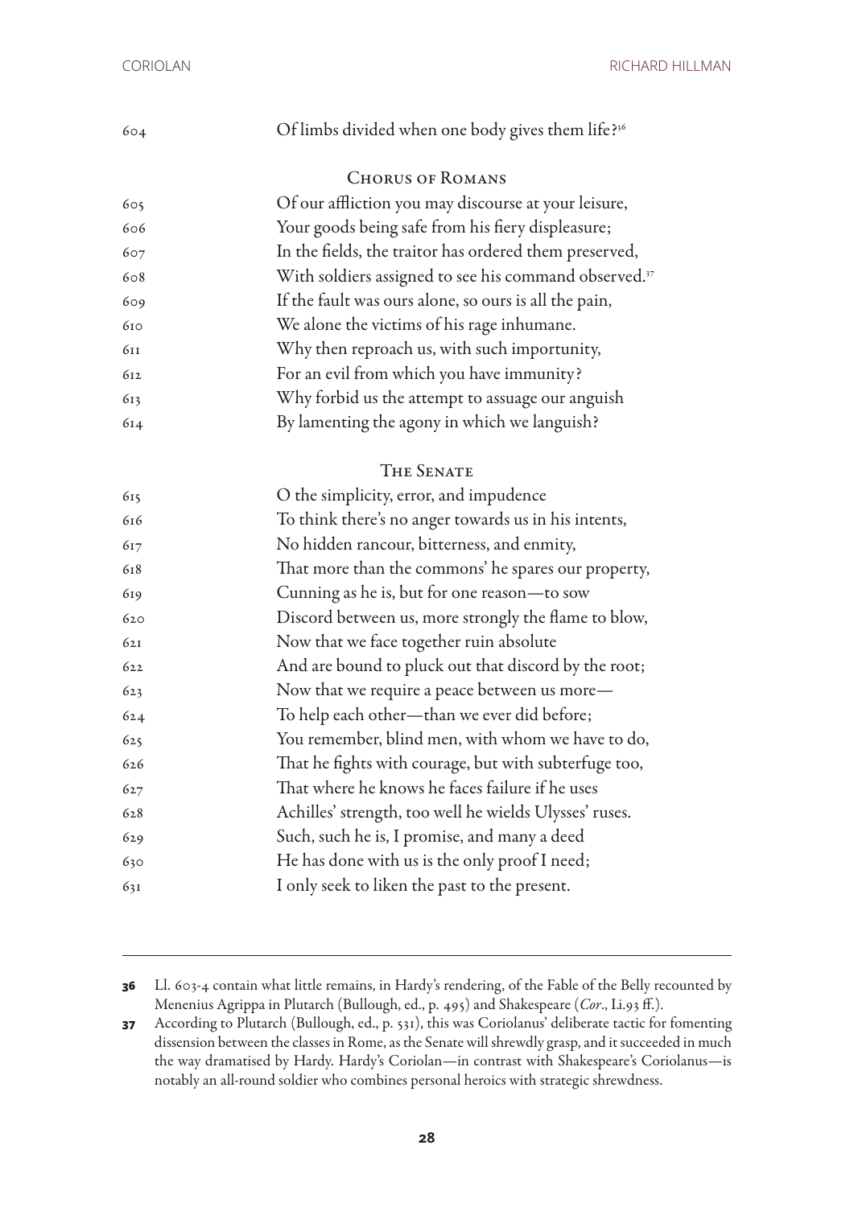604 Of limbs divided when one body gives them life?[36]

CHORUS OF ROMANS

605 Of our affliction you may discourse at your leisure,
606 Your goods being safe from his fiery displeasure;
607 In the fields, the traitor has ordered them preserved,
608 With soldiers assigned to see his command observed.[37]
609 If the fault was ours alone, so ours is all the pain,
610 We alone the victims of his rage inhumane.
611 Why then reproach us, with such importunity,
612 For an evil from which you have immunity?
613 Why forbid us the attempt to assuage our anguish
614 By lamenting the agony in which we languish?

THE SENATE

615 O the simplicity, error, and impudence
616 To think there's no anger towards us in his intents,
617 No hidden rancour, bitterness, and enmity,
618 That more than the commons' he spares our property,
619 Cunning as he is, but for one reason—to sow
620 Discord between us, more strongly the flame to blow,
621 Now that we face together ruin absolute
622 And are bound to pluck out that discord by the root;
623 Now that we require a peace between us more—
624 To help each other—than we ever did before;
625 You remember, blind men, with whom we have to do,
626 That he fights with courage, but with subterfuge too,
627 That where he knows he faces failure if he uses
628 Achilles' strength, too well he wields Ulysses' ruses.
629 Such, such he is, I promise, and many a deed
630 He has done with us is the only proof I need;
631 I only seek to liken the past to the present.

---

**36** Ll. 603-4 contain what little remains, in Hardy's rendering, of the Fable of the Belly recounted by Menenius Agrippa in Plutarch (Bullough, ed., p. 495) and Shakespeare (*Cor*., I.i.93 ff.).

**37** According to Plutarch (Bullough, ed., p. 531), this was Coriolanus' deliberate tactic for fomenting dissension between the classes in Rome, as the Senate will shrewdly grasp, and it succeeded in much the way dramatised by Hardy. Hardy's Coriolan—in contrast with Shakespeare's Coriolanus—is notably an all-round soldier who combines personal heroics with strategic shrewdness.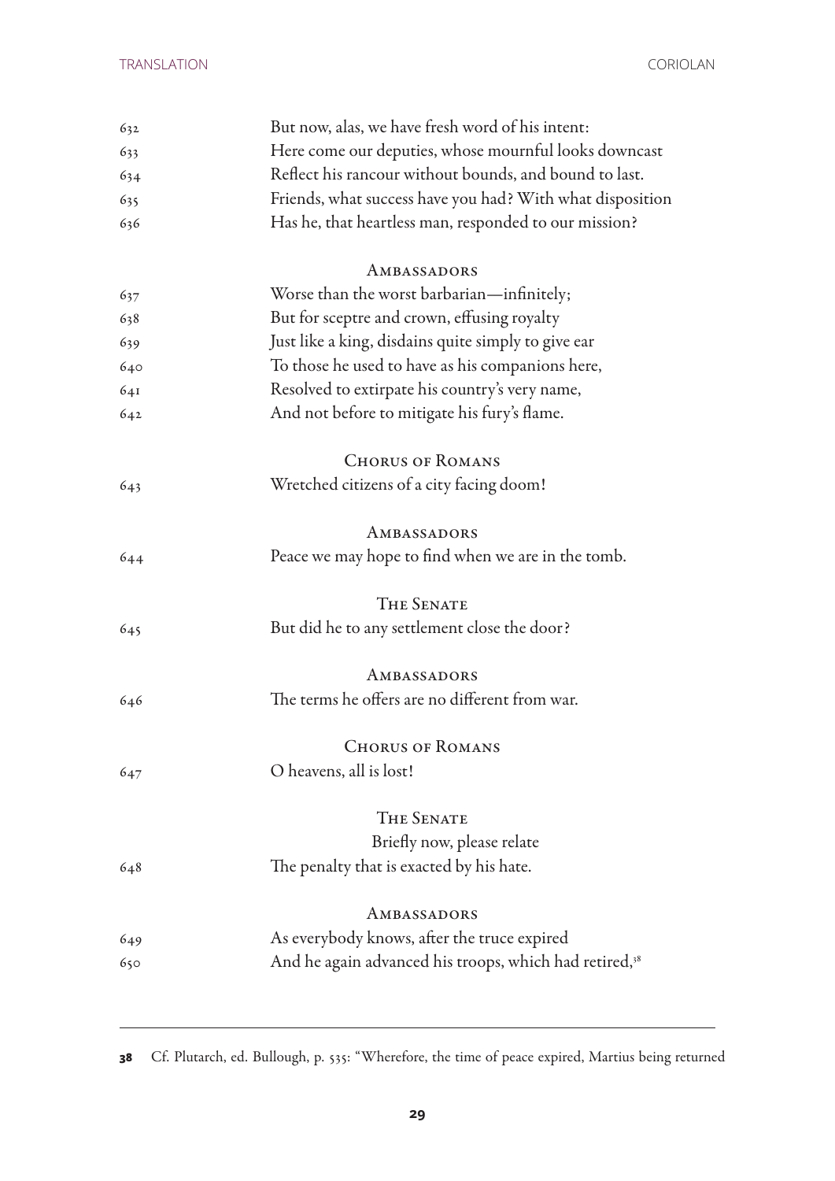632 But now, alas, we have fresh word of his intent:
633 Here come our deputies, whose mournful looks downcast
634 Reflect his rancour without bounds, and bound to last.
635 Friends, what success have you had? With what disposition
636 Has he, that heartless man, responded to our mission?

AMBASSADORS

637 Worse than the worst barbarian—infinitely;
638 But for sceptre and crown, effusing royalty
639 Just like a king, disdains quite simply to give ear
640 To those he used to have as his companions here,
641 Resolved to extirpate his country's very name,
642 And not before to mitigate his fury's flame.

CHORUS OF ROMANS

643 Wretched citizens of a city facing doom!

AMBASSADORS

644 Peace we may hope to find when we are in the tomb.

THE SENATE

645 But did he to any settlement close the door?

AMBASSADORS

646 The terms he offers are no different from war.

CHORUS OF ROMANS

647 O heavens, all is lost!

THE SENATE

Briefly now, please relate
648 The penalty that is exacted by his hate.

AMBASSADORS

649 As everybody knows, after the truce expired
650 And he again advanced his troops, which had retired,[38]

---

**38** Cf. Plutarch, ed. Bullough, p. 535: "Wherefore, the time of peace expired, Martius being returned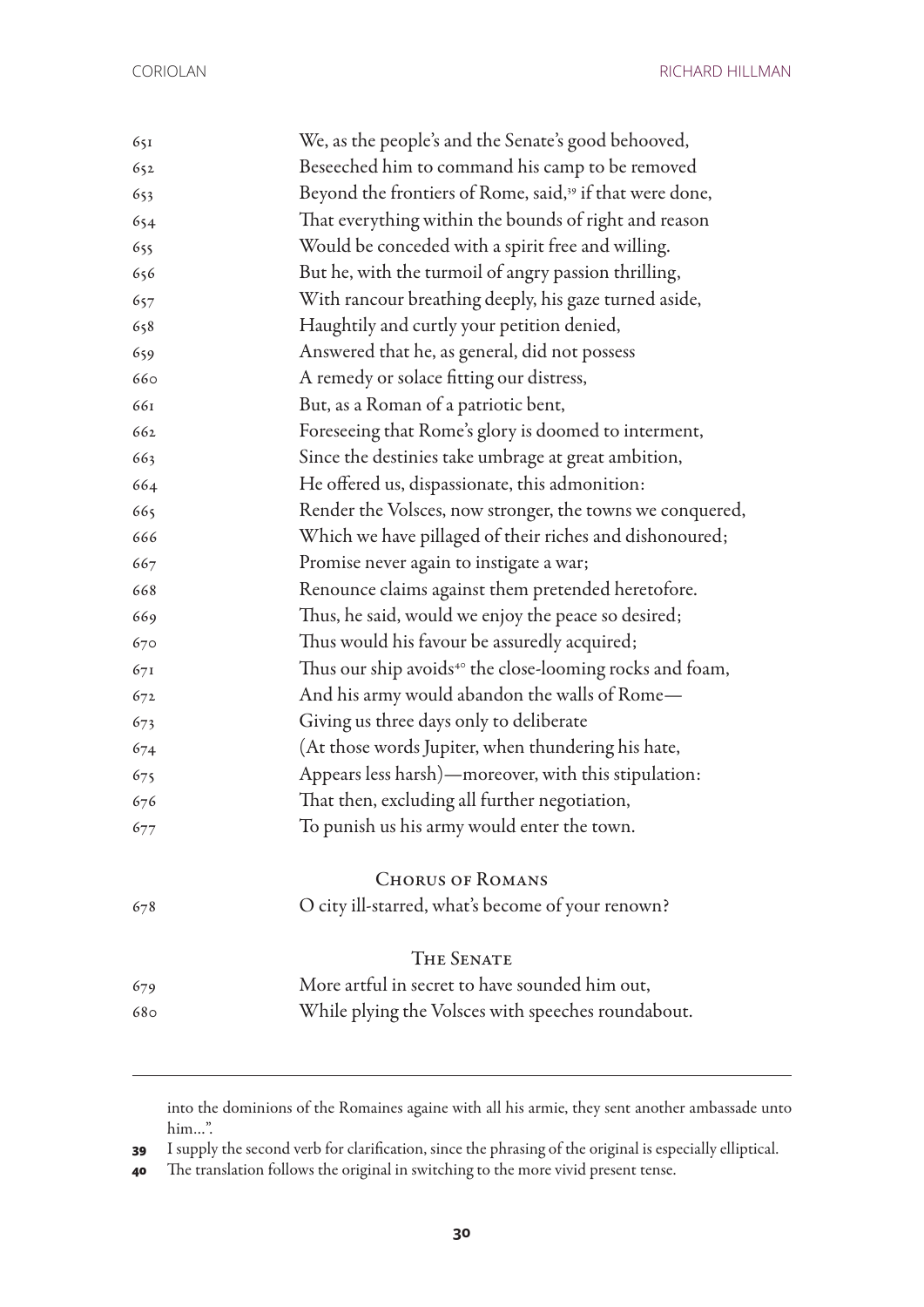651 We, as the people's and the Senate's good behooved,
652 Beseeched him to command his camp to be removed
653 Beyond the frontiers of Rome, said,[39] if that were done,
654 That everything within the bounds of right and reason
655 Would be conceded with a spirit free and willing.
656 But he, with the turmoil of angry passion thrilling,
657 With rancour breathing deeply, his gaze turned aside,
658 Haughtily and curtly your petition denied,
659 Answered that he, as general, did not possess
660 A remedy or solace fitting our distress,
661 But, as a Roman of a patriotic bent,
662 Foreseeing that Rome's glory is doomed to interment,
663 Since the destinies take umbrage at great ambition,
664 He offered us, dispassionate, this admonition:
665 Render the Volsces, now stronger, the towns we conquered,
666 Which we have pillaged of their riches and dishonoured;
667 Promise never again to instigate a war;
668 Renounce claims against them pretended heretofore.
669 Thus, he said, would we enjoy the peace so desired;
670 Thus would his favour be assuredly acquired;
671 Thus our ship avoids[40] the close-looming rocks and foam,
672 And his army would abandon the walls of Rome—
673 Giving us three days only to deliberate
674 (At those words Jupiter, when thundering his hate,
675 Appears less harsh)—moreover, with this stipulation:
676 That then, excluding all further negotiation,
677 To punish us his army would enter the town.

Chorus of Romans

678 O city ill-starred, what's become of your renown?

The Senate

679 More artful in secret to have sounded him out,
680 While plying the Volsces with speeches roundabout.

---

into the dominions of the Romaines againe with all his armie, they sent another ambassade unto him…".

39 I supply the second verb for clarification, since the phrasing of the original is especially elliptical.

40 The translation follows the original in switching to the more vivid present tense.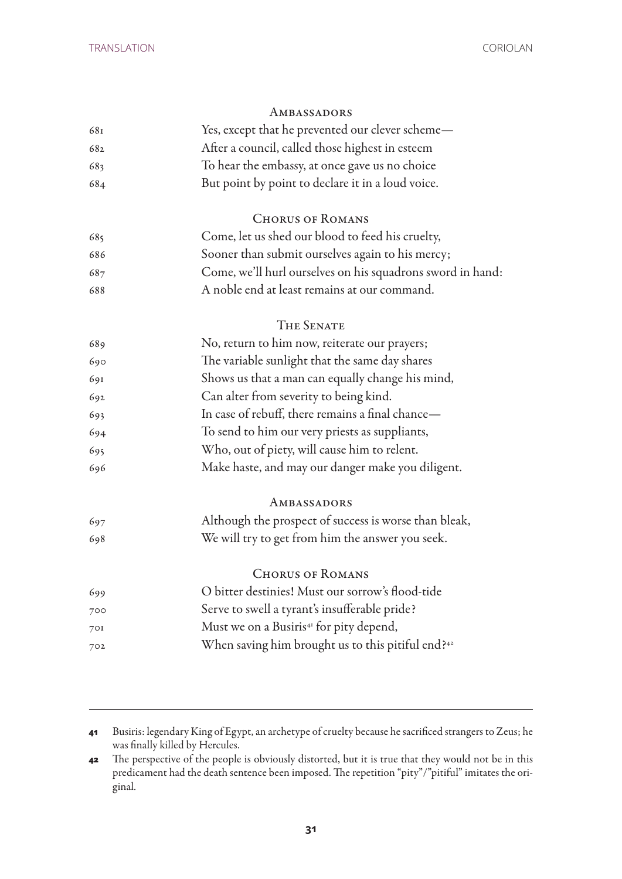Ambassadors

681 Yes, except that he prevented our clever scheme—
682 After a council, called those highest in esteem
683 To hear the embassy, at once gave us no choice
684 But point by point to declare it in a loud voice.

Chorus of Romans

685 Come, let us shed our blood to feed his cruelty,
686 Sooner than submit ourselves again to his mercy;
687 Come, we'll hurl ourselves on his squadrons sword in hand:
688 A noble end at least remains at our command.

The Senate

689 No, return to him now, reiterate our prayers;
690 The variable sunlight that the same day shares
691 Shows us that a man can equally change his mind,
692 Can alter from severity to being kind.
693 In case of rebuff, there remains a final chance—
694 To send to him our very priests as suppliants,
695 Who, out of piety, will cause him to relent.
696 Make haste, and may our danger make you diligent.

Ambassadors

697 Although the prospect of success is worse than bleak,
698 We will try to get from him the answer you seek.

Chorus of Romans

699 O bitter destinies! Must our sorrow's flood-tide
700 Serve to swell a tyrant's insufferable pride?
701 Must we on a Busiris[41] for pity depend,
702 When saving him brought us to this pitiful end?[42]

---

**41** Busiris: legendary King of Egypt, an archetype of cruelty because he sacrificed strangers to Zeus; he was finally killed by Hercules.

**42** The perspective of the people is obviously distorted, but it is true that they would not be in this predicament had the death sentence been imposed. The repetition "pity"/"pitiful" imitates the original.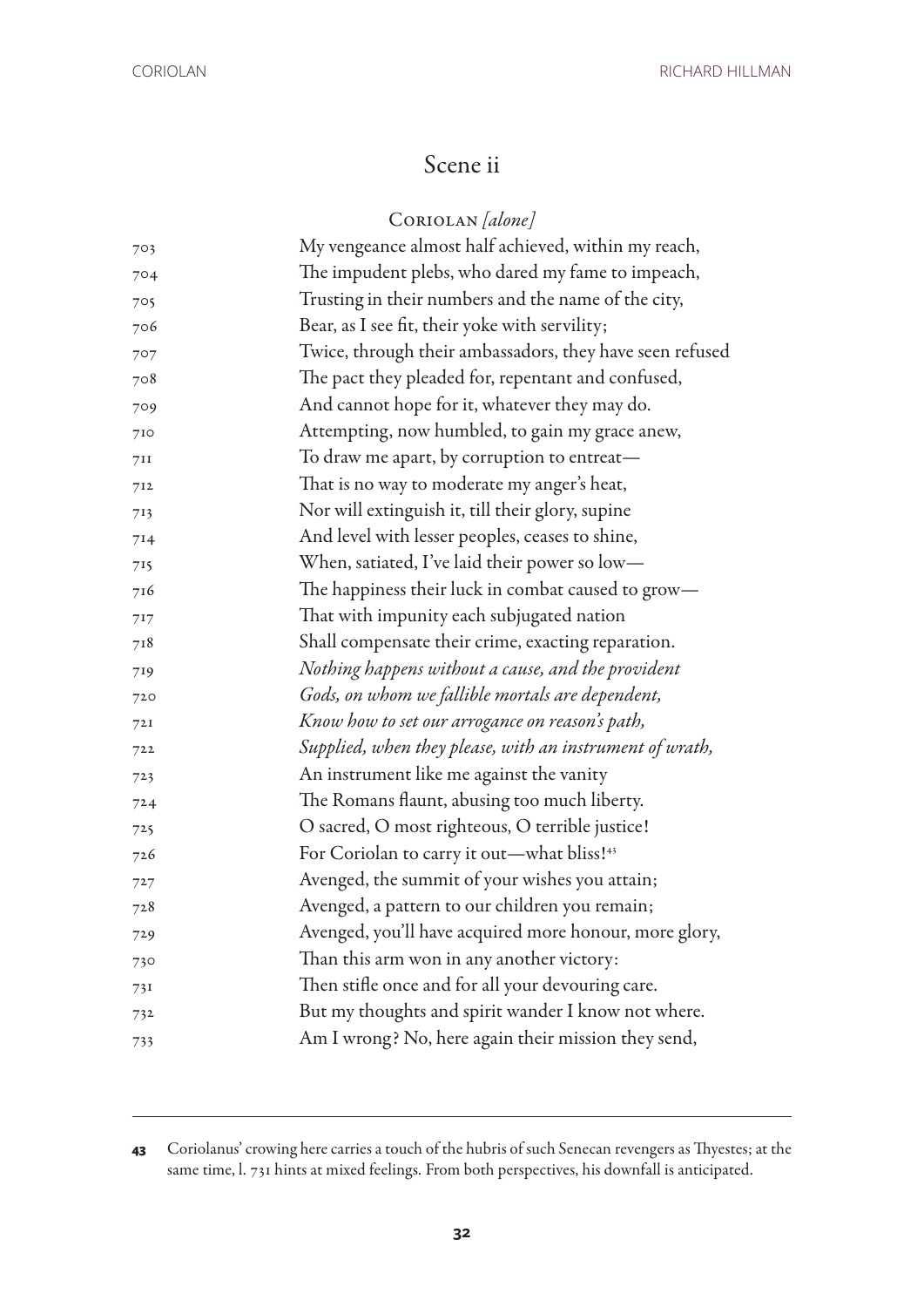## Scene ii

CORIOLAN *[alone]*

703 My vengeance almost half achieved, within my reach,
704 The impudent plebs, who dared my fame to impeach,
705 Trusting in their numbers and the name of the city,
706 Bear, as I see fit, their yoke with servility;
707 Twice, through their ambassadors, they have seen refused
708 The pact they pleaded for, repentant and confused,
709 And cannot hope for it, whatever they may do.
710 Attempting, now humbled, to gain my grace anew,
711 To draw me apart, by corruption to entreat—
712 That is no way to moderate my anger's heat,
713 Nor will extinguish it, till their glory, supine
714 And level with lesser peoples, ceases to shine,
715 When, satiated, I've laid their power so low—
716 The happiness their luck in combat caused to grow—
717 That with impunity each subjugated nation
718 Shall compensate their crime, exacting reparation.
719 *Nothing happens without a cause, and the provident*
720 *Gods, on whom we fallible mortals are dependent,*
721 *Know how to set our arrogance on reason's path,*
722 *Supplied, when they please, with an instrument of wrath,*
723 An instrument like me against the vanity
724 The Romans flaunt, abusing too much liberty.
725 O sacred, O most righteous, O terrible justice!
726 For Coriolan to carry it out—what bliss![43]
727 Avenged, the summit of your wishes you attain;
728 Avenged, a pattern to our children you remain;
729 Avenged, you'll have acquired more honour, more glory,
730 Than this arm won in any another victory:
731 Then stifle once and for all your devouring care.
732 But my thoughts and spirit wander I know not where.
733 Am I wrong? No, here again their mission they send,

---

**43** Coriolanus' crowing here carries a touch of the hubris of such Senecan revengers as Thyestes; at the same time, l. 731 hints at mixed feelings. From both perspectives, his downfall is anticipated.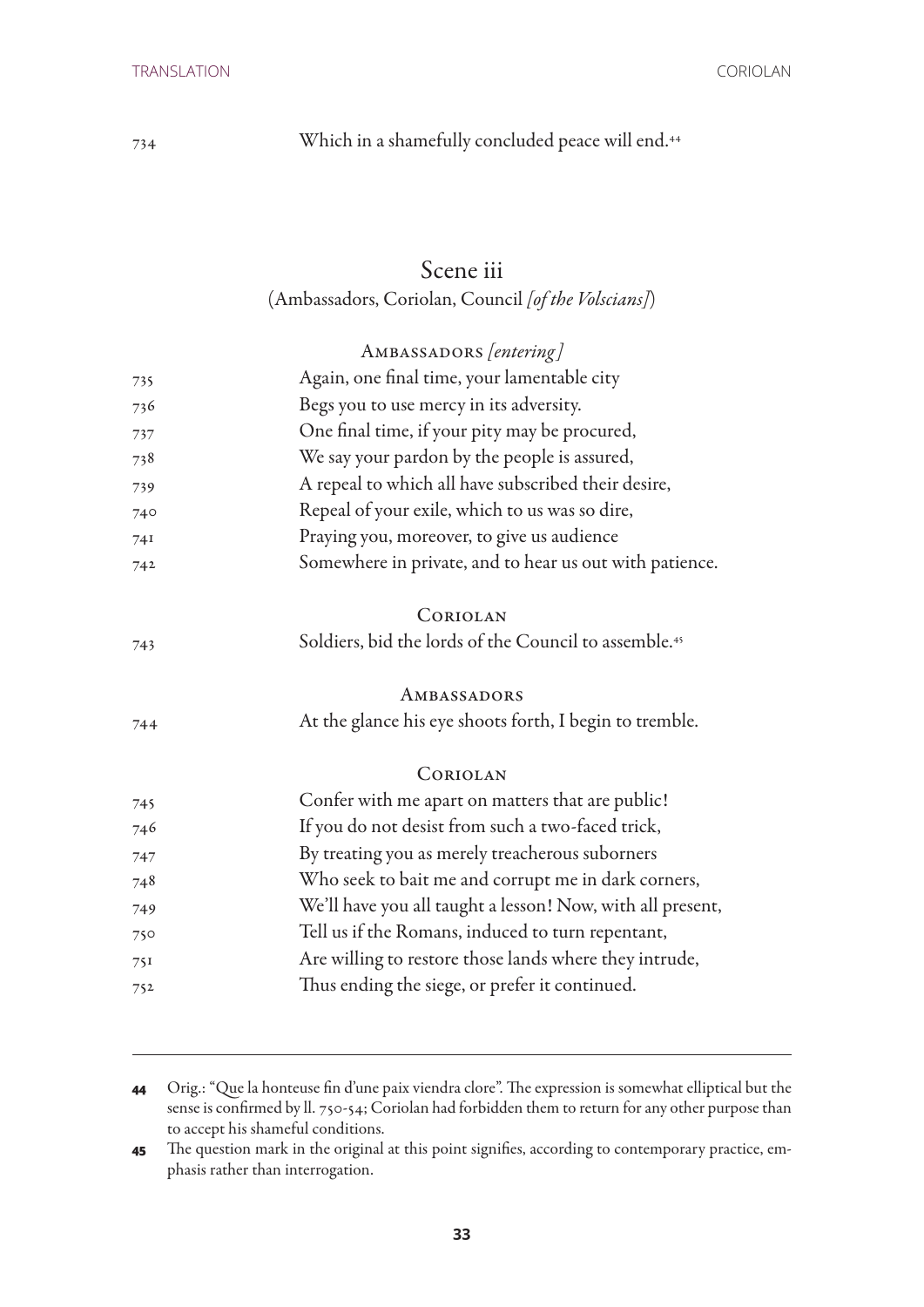734 Which in a shamefully concluded peace will end.[44]

## Scene iii

(Ambassadors, Coriolan, Council *[of the Volscians]*)

Ambassadors *[entering]*

735 Again, one final time, your lamentable city
736 Begs you to use mercy in its adversity.
737 One final time, if your pity may be procured,
738 We say your pardon by the people is assured,
739 A repeal to which all have subscribed their desire,
740 Repeal of your exile, which to us was so dire,
741 Praying you, moreover, to give us audience
742 Somewhere in private, and to hear us out with patience.

Coriolan

743 Soldiers, bid the lords of the Council to assemble.[45]

Ambassadors

744 At the glance his eye shoots forth, I begin to tremble.

Coriolan

745 Confer with me apart on matters that are public!
746 If you do not desist from such a two-faced trick,
747 By treating you as merely treacherous suborners
748 Who seek to bait me and corrupt me in dark corners,
749 We'll have you all taught a lesson! Now, with all present,
750 Tell us if the Romans, induced to turn repentant,
751 Are willing to restore those lands where they intrude,
752 Thus ending the siege, or prefer it continued.

---

**44** Orig.: "Que la honteuse fin d'une paix viendra clore". The expression is somewhat elliptical but the sense is confirmed by ll. 750-54; Coriolan had forbidden them to return for any other purpose than to accept his shameful conditions.

**45** The question mark in the original at this point signifies, according to contemporary practice, emphasis rather than interrogation.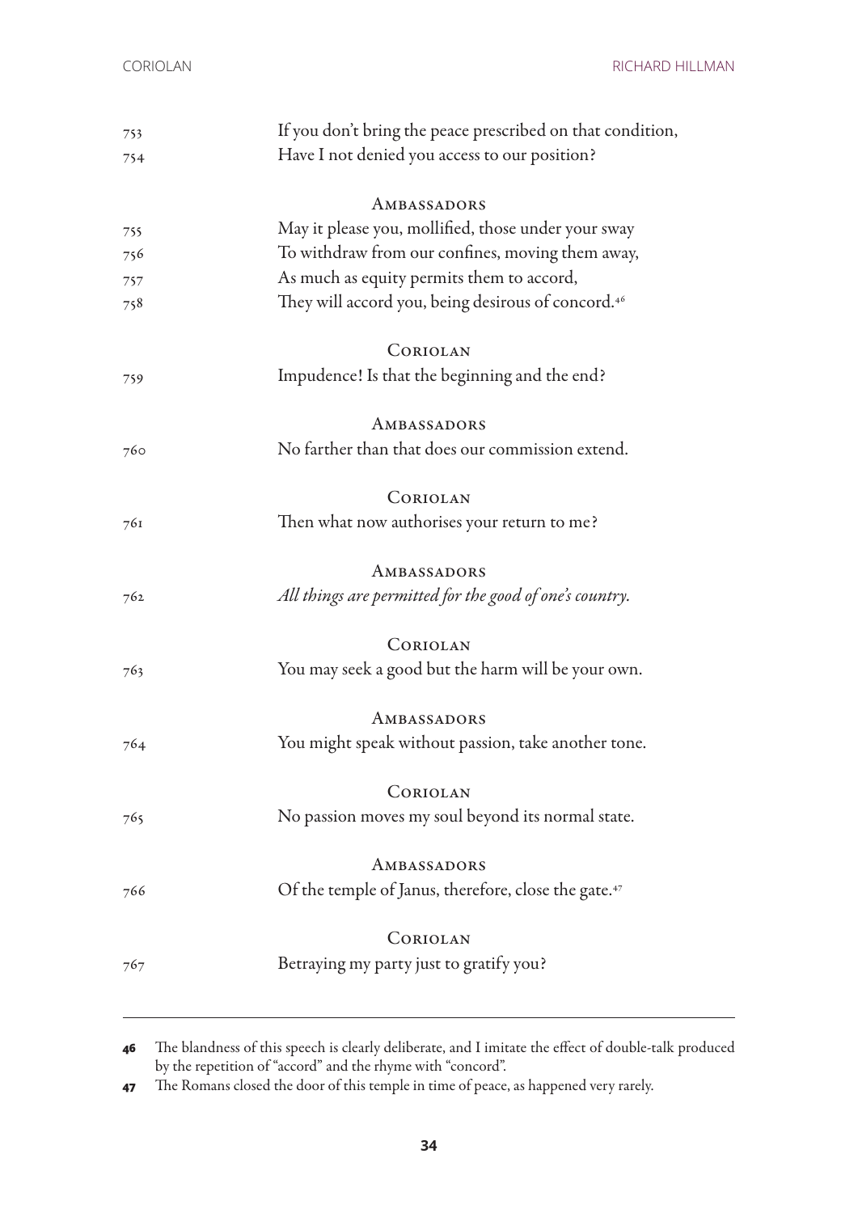753 If you don't bring the peace prescribed on that condition,
754 Have I not denied you access to our position?

AMBASSADORS

755 May it please you, mollified, those under your sway
756 To withdraw from our confines, moving them away,
757 As much as equity permits them to accord,
758 They will accord you, being desirous of concord.[46]

CORIOLAN

759 Impudence! Is that the beginning and the end?

AMBASSADORS

760 No farther than that does our commission extend.

CORIOLAN

761 Then what now authorises your return to me?

AMBASSADORS

762 *All things are permitted for the good of one's country.*

CORIOLAN

763 You may seek a good but the harm will be your own.

AMBASSADORS

764 You might speak without passion, take another tone.

CORIOLAN

765 No passion moves my soul beyond its normal state.

AMBASSADORS

766 Of the temple of Janus, therefore, close the gate.[47]

CORIOLAN

767 Betraying my party just to gratify you?

---

**46** The blandness of this speech is clearly deliberate, and I imitate the effect of double-talk produced by the repetition of "accord" and the rhyme with "concord".

**47** The Romans closed the door of this temple in time of peace, as happened very rarely.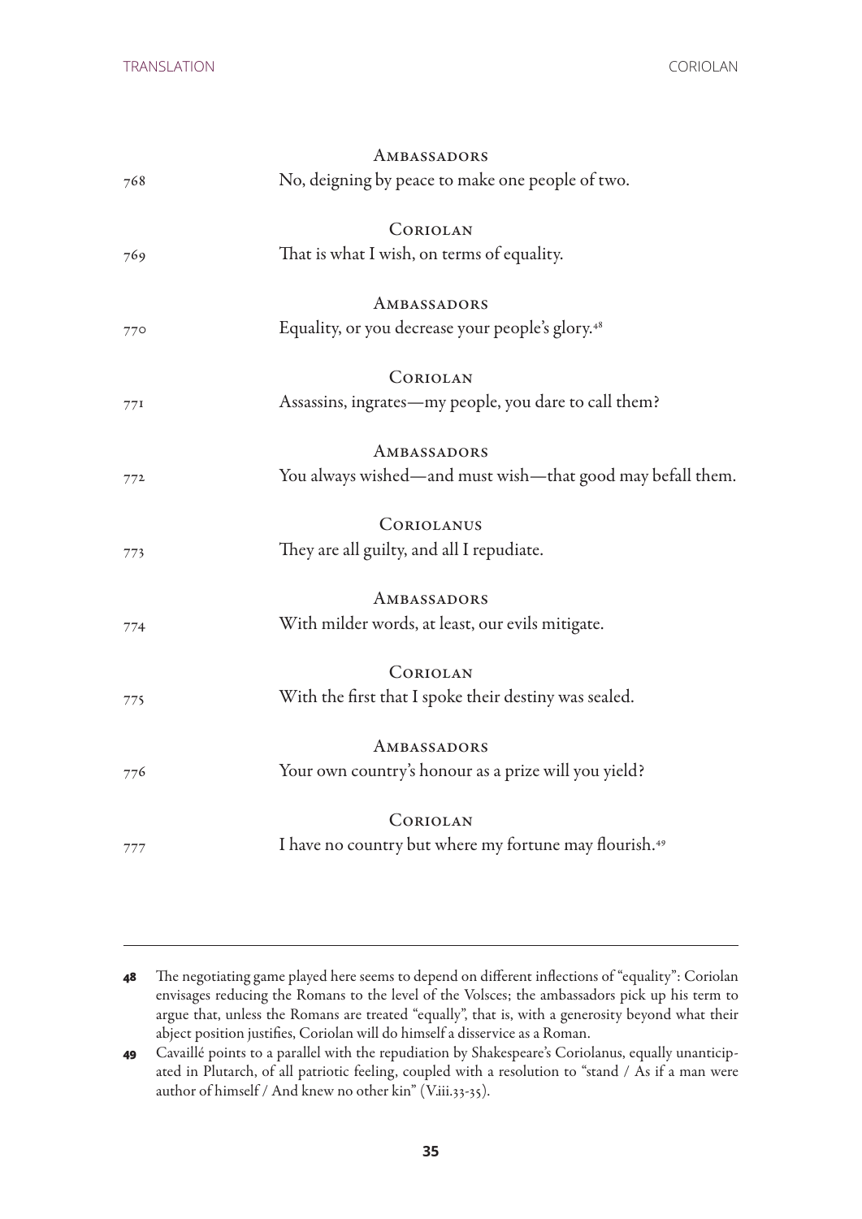AMBASSADORS

768 No, deigning by peace to make one people of two.

CORIOLAN

769 That is what I wish, on terms of equality.

AMBASSADORS

770 Equality, or you decrease your people's glory.[48]

CORIOLAN

771 Assassins, ingrates—my people, you dare to call them?

AMBASSADORS

772 You always wished—and must wish—that good may befall them.

CORIOLANUS

773 They are all guilty, and all I repudiate.

AMBASSADORS

774 With milder words, at least, our evils mitigate.

CORIOLAN

775 With the first that I spoke their destiny was sealed.

AMBASSADORS

776 Your own country's honour as a prize will you yield?

CORIOLAN

777 I have no country but where my fortune may flourish.[49]

---

**48** The negotiating game played here seems to depend on different inflections of "equality": Coriolan envisages reducing the Romans to the level of the Volsces; the ambassadors pick up his term to argue that, unless the Romans are treated "equally", that is, with a generosity beyond what their abject position justifies, Coriolan will do himself a disservice as a Roman.

**49** Cavaillé points to a parallel with the repudiation by Shakespeare's Coriolanus, equally unanticipated in Plutarch, of all patriotic feeling, coupled with a resolution to "stand / As if a man were author of himself / And knew no other kin" (V.iii.33-35).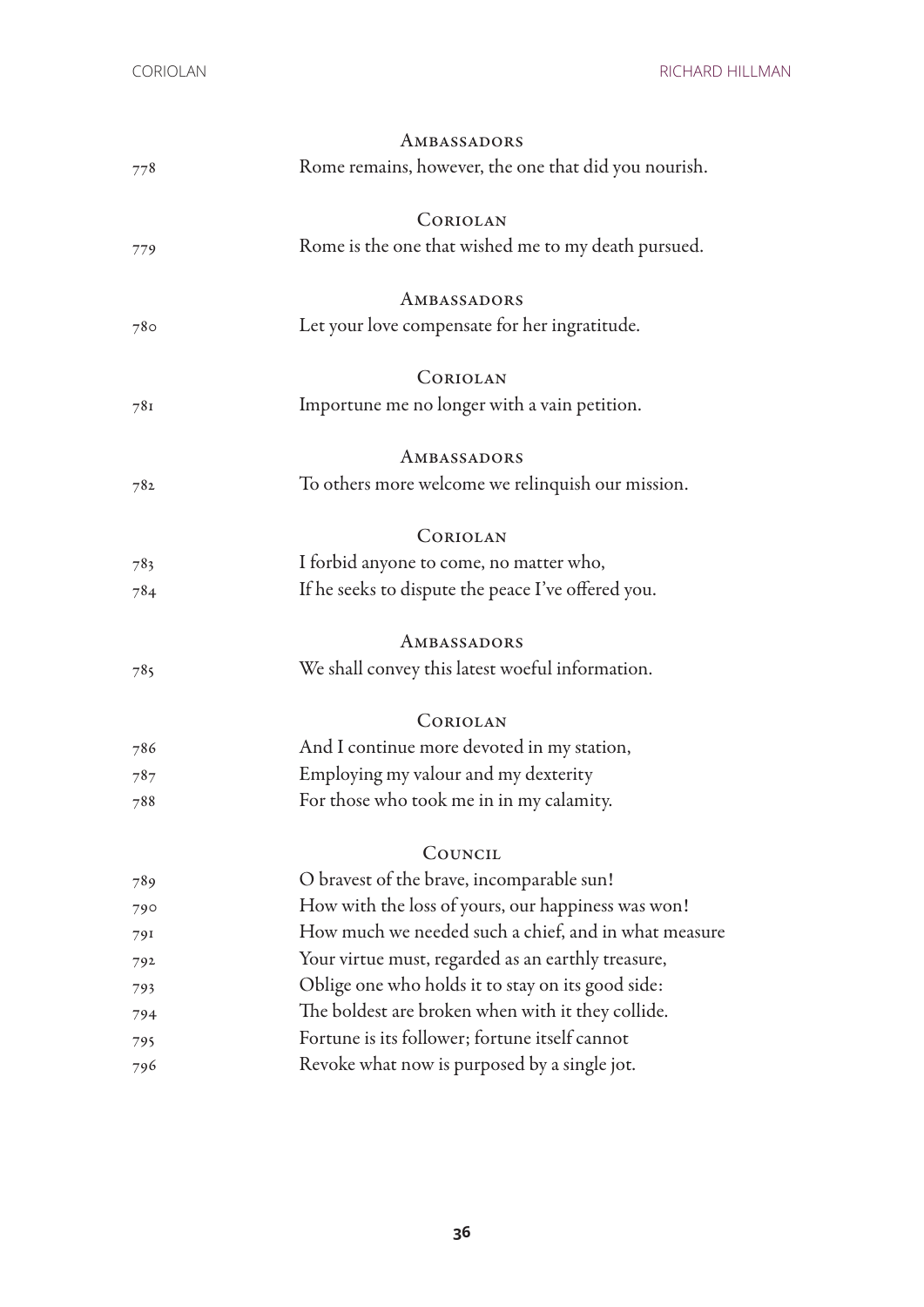AMBASSADORS

778 Rome remains, however, the one that did you nourish.

CORIOLAN

779 Rome is the one that wished me to my death pursued.

AMBASSADORS

780 Let your love compensate for her ingratitude.

CORIOLAN

781 Importune me no longer with a vain petition.

AMBASSADORS

782 To others more welcome we relinquish our mission.

CORIOLAN

783 I forbid anyone to come, no matter who,
784 If he seeks to dispute the peace I've offered you.

AMBASSADORS

785 We shall convey this latest woeful information.

CORIOLAN

786 And I continue more devoted in my station,
787 Employing my valour and my dexterity
788 For those who took me in in my calamity.

COUNCIL

789 O bravest of the brave, incomparable sun!
790 How with the loss of yours, our happiness was won!
791 How much we needed such a chief, and in what measure
792 Your virtue must, regarded as an earthly treasure,
793 Oblige one who holds it to stay on its good side:
794 The boldest are broken when with it they collide.
795 Fortune is its follower; fortune itself cannot
796 Revoke what now is purposed by a single jot.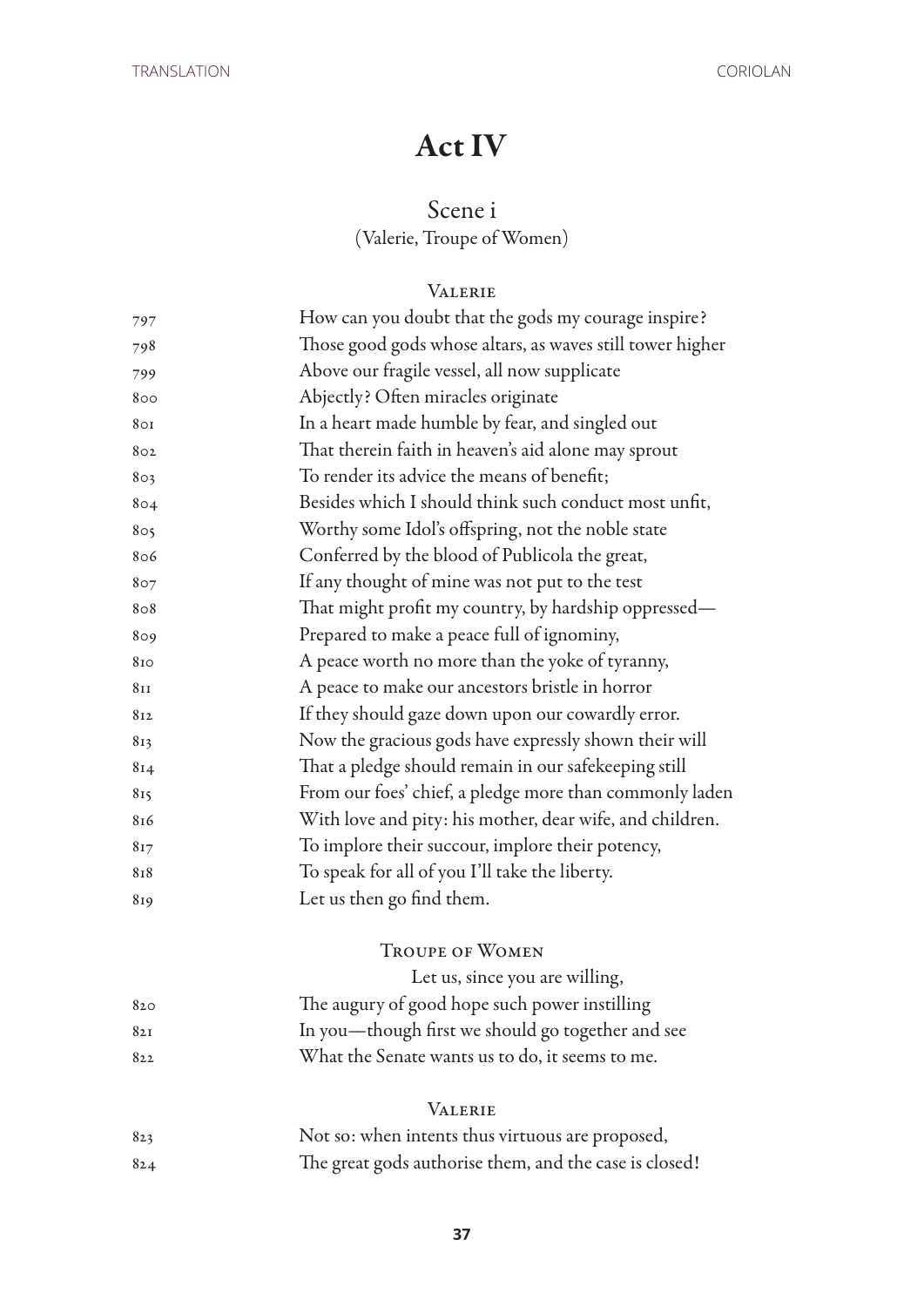# Act IV

## Scene i

(Valerie, Troupe of Women)

VALERIE

797 How can you doubt that the gods my courage inspire?
798 Those good gods whose altars, as waves still tower higher
799 Above our fragile vessel, all now supplicate
800 Abjectly? Often miracles originate
801 In a heart made humble by fear, and singled out
802 That therein faith in heaven's aid alone may sprout
803 To render its advice the means of benefit;
804 Besides which I should think such conduct most unfit,
805 Worthy some Idol's offspring, not the noble state
806 Conferred by the blood of Publicola the great,
807 If any thought of mine was not put to the test
808 That might profit my country, by hardship oppressed—
809 Prepared to make a peace full of ignominy,
810 A peace worth no more than the yoke of tyranny,
811 A peace to make our ancestors bristle in horror
812 If they should gaze down upon our cowardly error.
813 Now the gracious gods have expressly shown their will
814 That a pledge should remain in our safekeeping still
815 From our foes' chief, a pledge more than commonly laden
816 With love and pity: his mother, dear wife, and children.
817 To implore their succour, implore their potency,
818 To speak for all of you I'll take the liberty.
819 Let us then go find them.

TROUPE OF WOMEN

Let us, since you are willing,
820 The augury of good hope such power instilling
821 In you—though first we should go together and see
822 What the Senate wants us to do, it seems to me.

VALERIE

823 Not so: when intents thus virtuous are proposed,
824 The great gods authorise them, and the case is closed!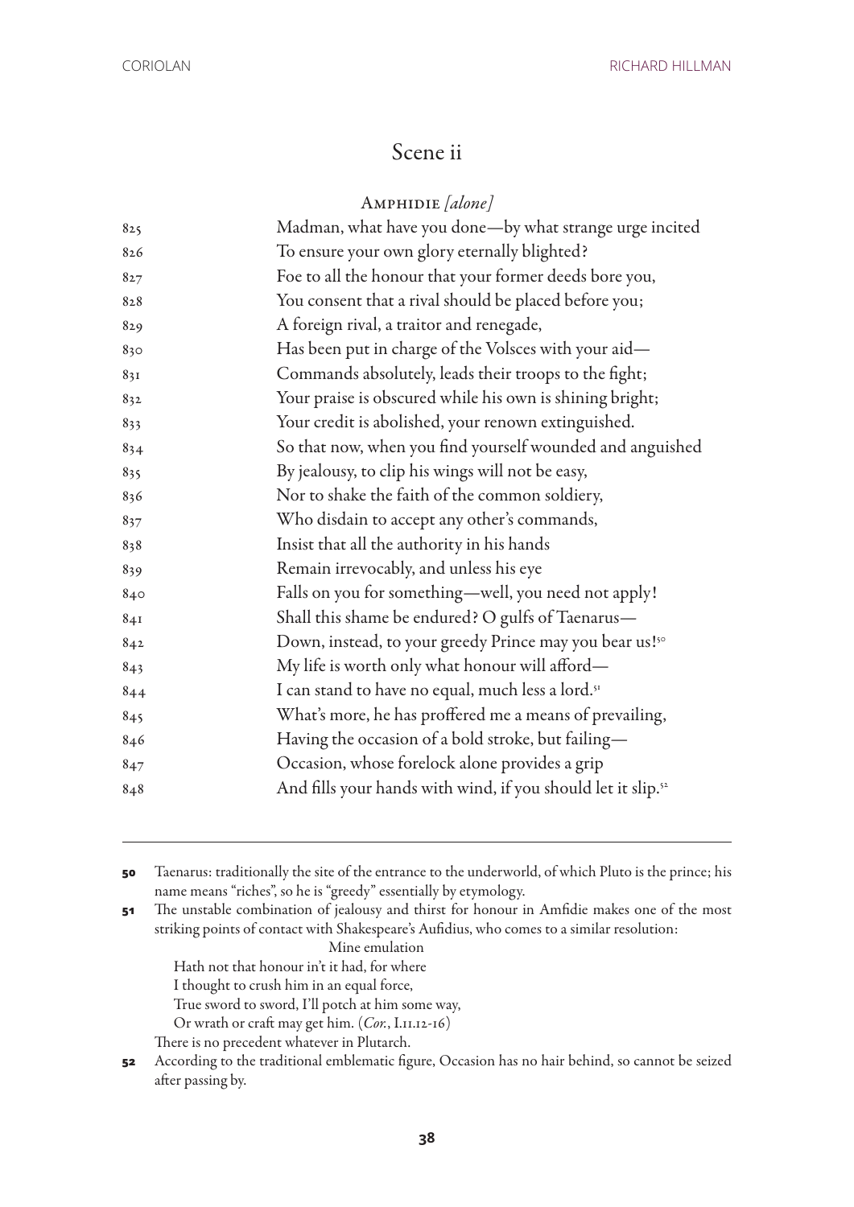## Scene ii

AMPHIDIE *[alone]*

825 Madman, what have you done—by what strange urge incited
826 To ensure your own glory eternally blighted?
827 Foe to all the honour that your former deeds bore you,
828 You consent that a rival should be placed before you;
829 A foreign rival, a traitor and renegade,
830 Has been put in charge of the Volsces with your aid—
831 Commands absolutely, leads their troops to the fight;
832 Your praise is obscured while his own is shining bright;
833 Your credit is abolished, your renown extinguished.
834 So that now, when you find yourself wounded and anguished
835 By jealousy, to clip his wings will not be easy,
836 Nor to shake the faith of the common soldiery,
837 Who disdain to accept any other's commands,
838 Insist that all the authority in his hands
839 Remain irrevocably, and unless his eye
840 Falls on you for something—well, you need not apply!
841 Shall this shame be endured? O gulfs of Taenarus—
842 Down, instead, to your greedy Prince may you bear us![50]
843 My life is worth only what honour will afford—
844 I can stand to have no equal, much less a lord.[51]
845 What's more, he has proffered me a means of prevailing,
846 Having the occasion of a bold stroke, but failing—
847 Occasion, whose forelock alone provides a grip
848 And fills your hands with wind, if you should let it slip.[52]

---

**50** Taenarus: traditionally the site of the entrance to the underworld, of which Pluto is the prince; his name means "riches", so he is "greedy" essentially by etymology.

**51** The unstable combination of jealousy and thirst for honour in Amfidie makes one of the most striking points of contact with Shakespeare's Aufidius, who comes to a similar resolution:

> Mine emulation
> Hath not that honour in't it had, for where
> I thought to crush him in an equal force,
> True sword to sword, I'll potch at him some way,
> Or wrath or craft may get him. (*Cor.*, I.II.12-16)

There is no precedent whatever in Plutarch.

**52** According to the traditional emblematic figure, Occasion has no hair behind, so cannot be seized after passing by.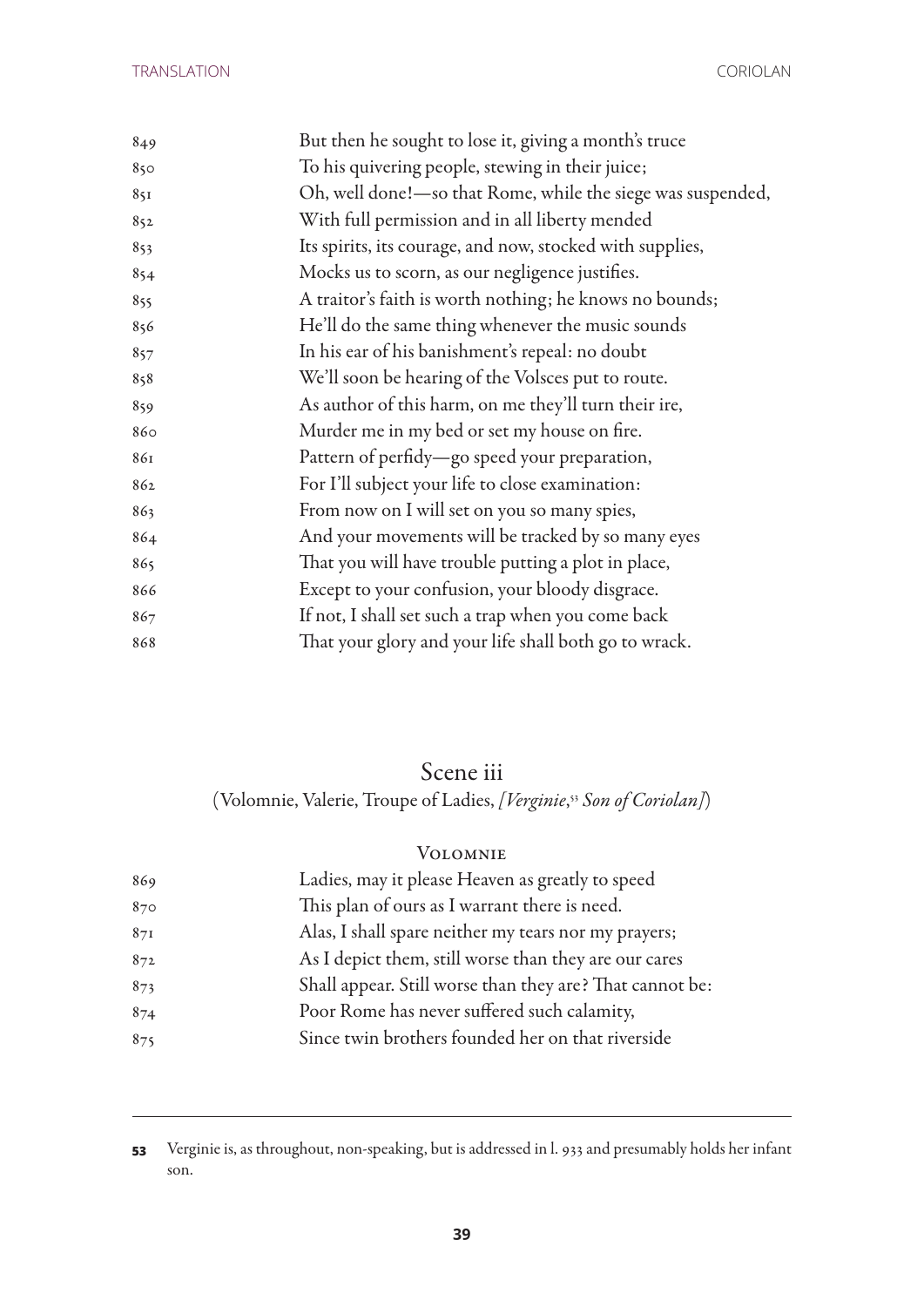849 But then he sought to lose it, giving a month's truce
850 To his quivering people, stewing in their juice;
851 Oh, well done!—so that Rome, while the siege was suspended,
852 With full permission and in all liberty mended
853 Its spirits, its courage, and now, stocked with supplies,
854 Mocks us to scorn, as our negligence justifies.
855 A traitor's faith is worth nothing; he knows no bounds;
856 He'll do the same thing whenever the music sounds
857 In his ear of his banishment's repeal: no doubt
858 We'll soon be hearing of the Volsces put to route.
859 As author of this harm, on me they'll turn their ire,
860 Murder me in my bed or set my house on fire.
861 Pattern of perfidy—go speed your preparation,
862 For I'll subject your life to close examination:
863 From now on I will set on you so many spies,
864 And your movements will be tracked by so many eyes
865 That you will have trouble putting a plot in place,
866 Except to your confusion, your bloody disgrace.
867 If not, I shall set such a trap when you come back
868 That your glory and your life shall both go to wrack.

## Scene iii

(Volomnie, Valerie, Troupe of Ladies, *[Verginie*,[53] *Son of Coriolan]*)

VOLOMNIE

869 Ladies, may it please Heaven as greatly to speed
870 This plan of ours as I warrant there is need.
871 Alas, I shall spare neither my tears nor my prayers;
872 As I depict them, still worse than they are our cares
873 Shall appear. Still worse than they are? That cannot be:
874 Poor Rome has never suffered such calamity,
875 Since twin brothers founded her on that riverside

---

**53** Verginie is, as throughout, non-speaking, but is addressed in l. 933 and presumably holds her infant son.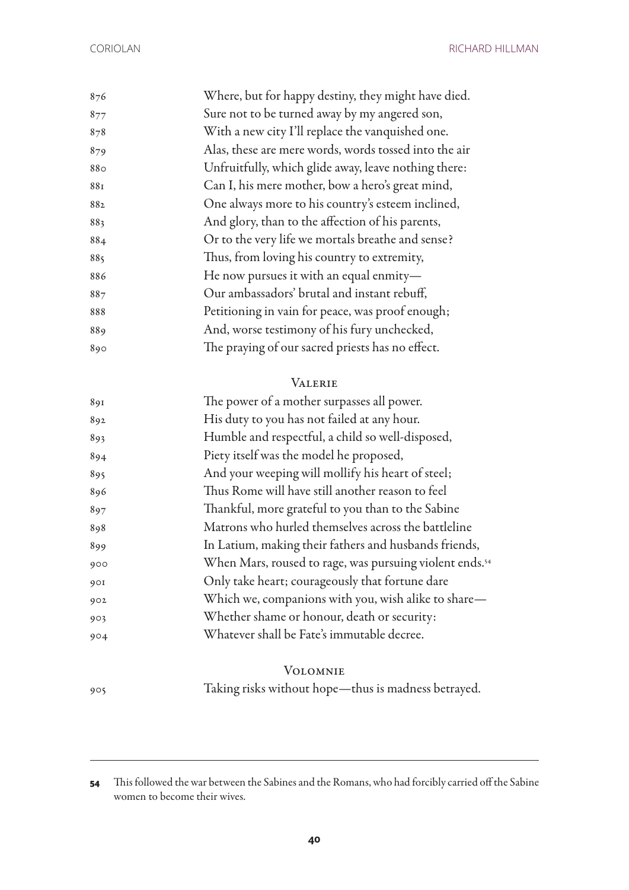876 Where, but for happy destiny, they might have died.
877 Sure not to be turned away by my angered son,
878 With a new city I'll replace the vanquished one.
879 Alas, these are mere words, words tossed into the air
880 Unfruitfully, which glide away, leave nothing there:
881 Can I, his mere mother, bow a hero's great mind,
882 One always more to his country's esteem inclined,
883 And glory, than to the affection of his parents,
884 Or to the very life we mortals breathe and sense?
885 Thus, from loving his country to extremity,
886 He now pursues it with an equal enmity—
887 Our ambassadors' brutal and instant rebuff,
888 Petitioning in vain for peace, was proof enough;
889 And, worse testimony of his fury unchecked,
890 The praying of our sacred priests has no effect.

VALERIE

891 The power of a mother surpasses all power.
892 His duty to you has not failed at any hour.
893 Humble and respectful, a child so well-disposed,
894 Piety itself was the model he proposed,
895 And your weeping will mollify his heart of steel;
896 Thus Rome will have still another reason to feel
897 Thankful, more grateful to you than to the Sabine
898 Matrons who hurled themselves across the battleline
899 In Latium, making their fathers and husbands friends,
900 When Mars, roused to rage, was pursuing violent ends.[54]
901 Only take heart; courageously that fortune dare
902 Which we, companions with you, wish alike to share—
903 Whether shame or honour, death or security:
904 Whatever shall be Fate's immutable decree.

VOLOMNIE

905 Taking risks without hope—thus is madness betrayed.

---

**54** This followed the war between the Sabines and the Romans, who had forcibly carried off the Sabine women to become their wives.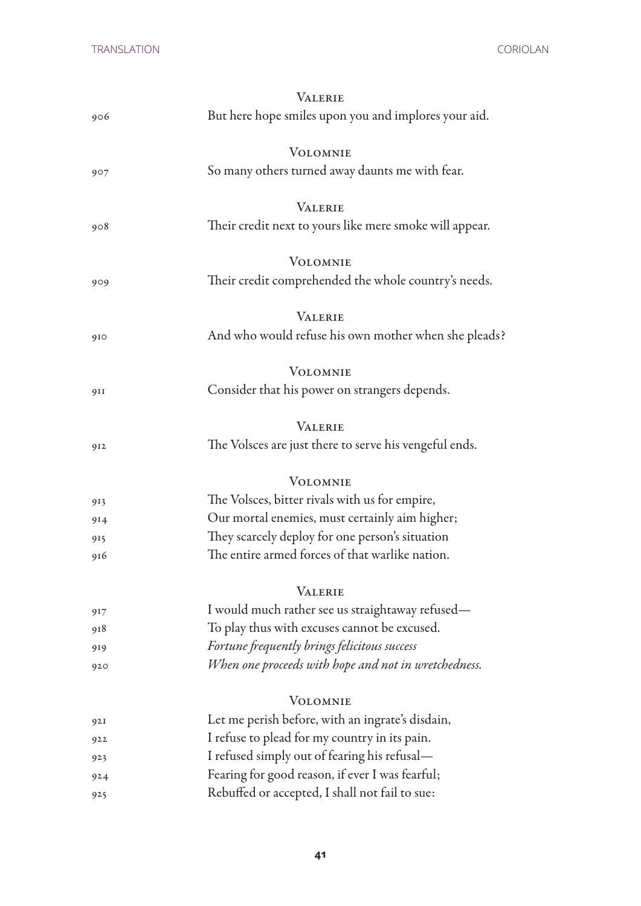VALERIE

906 But here hope smiles upon you and implores your aid.

VOLOMNIE

907 So many others turned away daunts me with fear.

VALERIE

908 Their credit next to yours like mere smoke will appear.

VOLOMNIE

909 Their credit comprehended the whole country's needs.

VALERIE

910 And who would refuse his own mother when she pleads?

VOLOMNIE

911 Consider that his power on strangers depends.

VALERIE

912 The Volsces are just there to serve his vengeful ends.

VOLOMNIE

913 The Volsces, bitter rivals with us for empire,
914 Our mortal enemies, must certainly aim higher;
915 They scarcely deploy for one person's situation
916 The entire armed forces of that warlike nation.

VALERIE

917 I would much rather see us straightaway refused—
918 To play thus with excuses cannot be excused.
919 *Fortune frequently brings felicitous success*
920 *When one proceeds with hope and not in wretchedness.*

VOLOMNIE

921 Let me perish before, with an ingrate's disdain,
922 I refuse to plead for my country in its pain.
923 I refused simply out of fearing his refusal—
924 Fearing for good reason, if ever I was fearful;
925 Rebuffed or accepted, I shall not fail to sue: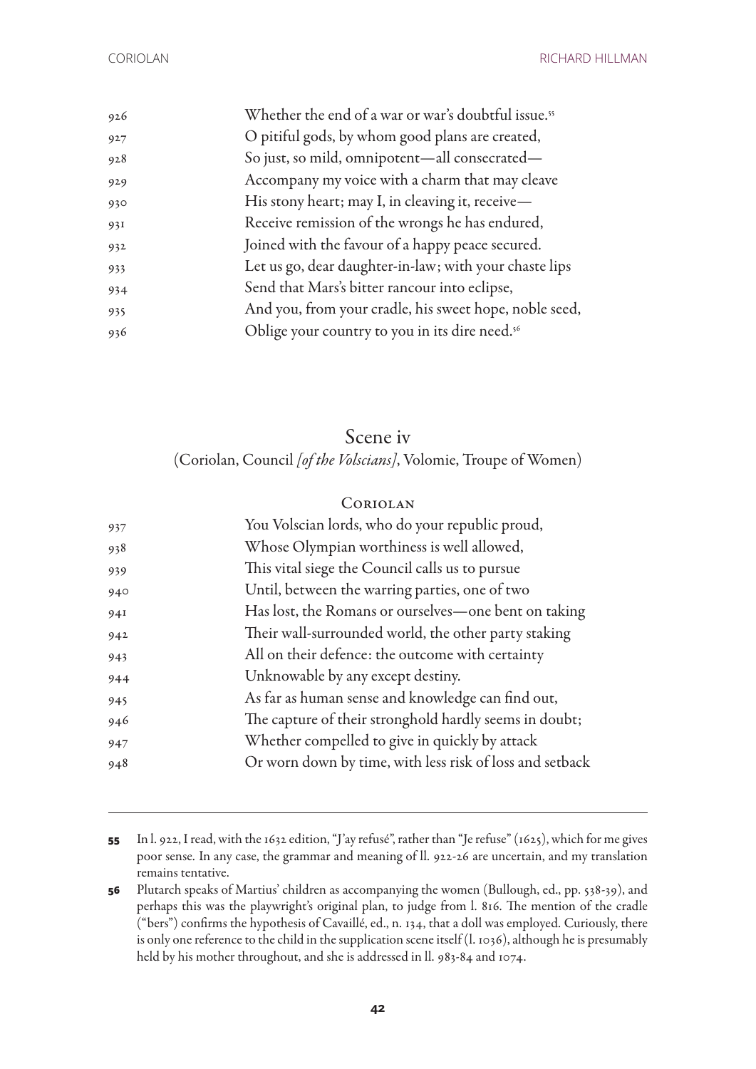926 Whether the end of a war or war's doubtful issue.[55]
927 O pitiful gods, by whom good plans are created,
928 So just, so mild, omnipotent—all consecrated—
929 Accompany my voice with a charm that may cleave
930 His stony heart; may I, in cleaving it, receive—
931 Receive remission of the wrongs he has endured,
932 Joined with the favour of a happy peace secured.
933 Let us go, dear daughter-in-law; with your chaste lips
934 Send that Mars's bitter rancour into eclipse,
935 And you, from your cradle, his sweet hope, noble seed,
936 Oblige your country to you in its dire need.[56]

## Scene iv

(Coriolan, Council *[of the Volscians]*, Volomie, Troupe of Women)

Coriolan

937 You Volscian lords, who do your republic proud,
938 Whose Olympian worthiness is well allowed,
939 This vital siege the Council calls us to pursue
940 Until, between the warring parties, one of two
941 Has lost, the Romans or ourselves—one bent on taking
942 Their wall-surrounded world, the other party staking
943 All on their defence: the outcome with certainty
944 Unknowable by any except destiny.
945 As far as human sense and knowledge can find out,
946 The capture of their stronghold hardly seems in doubt;
947 Whether compelled to give in quickly by attack
948 Or worn down by time, with less risk of loss and setback

---

**55** In l. 922, I read, with the 1632 edition, "J'ay refusé", rather than "Je refuse" (1625), which for me gives poor sense. In any case, the grammar and meaning of ll. 922-26 are uncertain, and my translation remains tentative.

**56** Plutarch speaks of Martius' children as accompanying the women (Bullough, ed., pp. 538-39), and perhaps this was the playwright's original plan, to judge from l. 816. The mention of the cradle ("bers") confirms the hypothesis of Cavaillé, ed., n. 134, that a doll was employed. Curiously, there is only one reference to the child in the supplication scene itself (l. 1036), although he is presumably held by his mother throughout, and she is addressed in ll. 983-84 and 1074.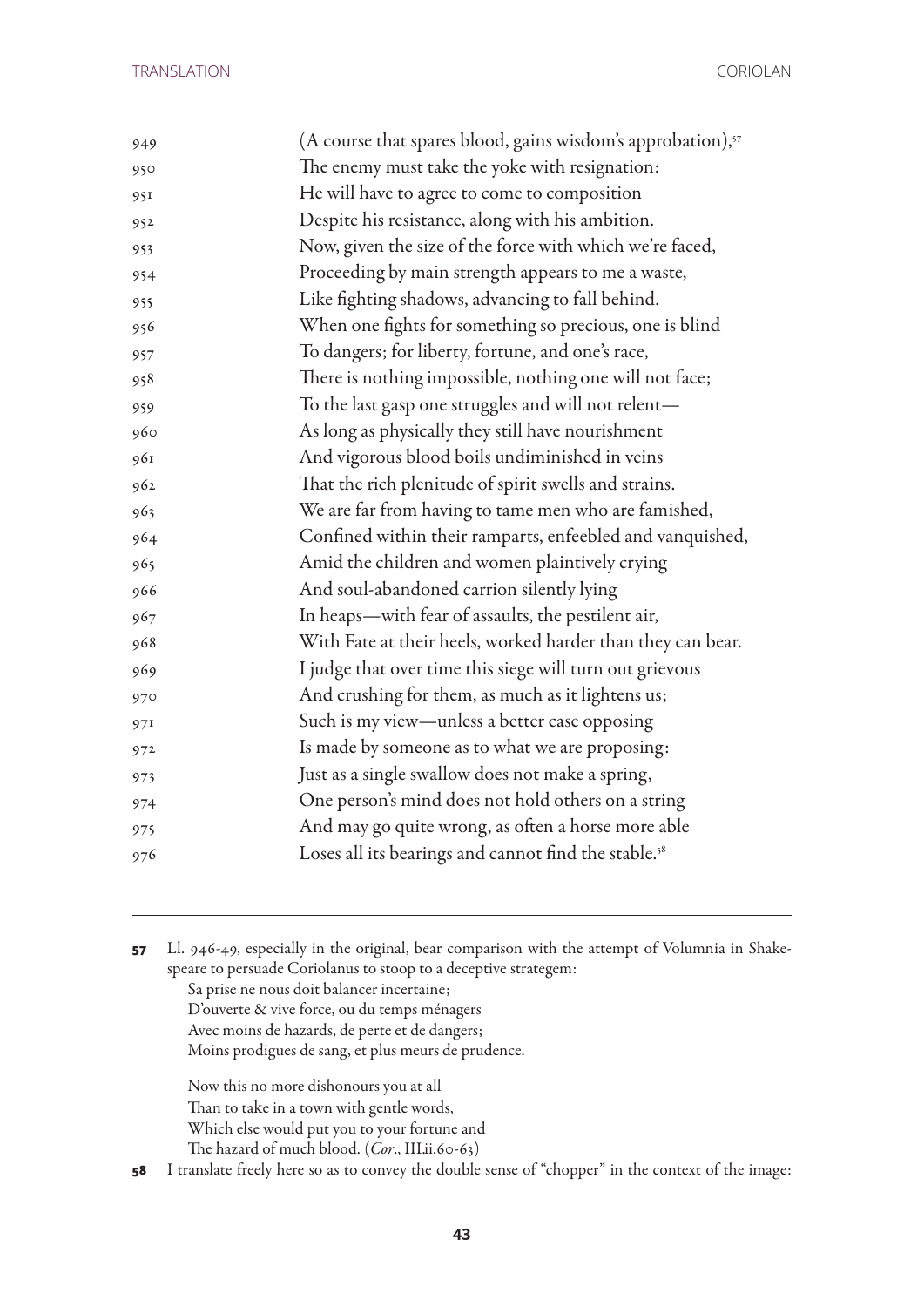949 (A course that spares blood, gains wisdom's approbation),[57]
950 The enemy must take the yoke with resignation:
951 He will have to agree to come to composition
952 Despite his resistance, along with his ambition.
953 Now, given the size of the force with which we're faced,
954 Proceeding by main strength appears to me a waste,
955 Like fighting shadows, advancing to fall behind.
956 When one fights for something so precious, one is blind
957 To dangers; for liberty, fortune, and one's race,
958 There is nothing impossible, nothing one will not face;
959 To the last gasp one struggles and will not relent—
960 As long as physically they still have nourishment
961 And vigorous blood boils undiminished in veins
962 That the rich plenitude of spirit swells and strains.
963 We are far from having to tame men who are famished,
964 Confined within their ramparts, enfeebled and vanquished,
965 Amid the children and women plaintively crying
966 And soul-abandoned carrion silently lying
967 In heaps—with fear of assaults, the pestilent air,
968 With Fate at their heels, worked harder than they can bear.
969 I judge that over time this siege will turn out grievous
970 And crushing for them, as much as it lightens us;
971 Such is my view—unless a better case opposing
972 Is made by someone as to what we are proposing:
973 Just as a single swallow does not make a spring,
974 One person's mind does not hold others on a string
975 And may go quite wrong, as often a horse more able
976 Loses all its bearings and cannot find the stable.[58]

---

**57** Ll. 946-49, especially in the original, bear comparison with the attempt of Volumnia in Shakespeare to persuade Coriolanus to stoop to a deceptive strategem:

> Sa prise ne nous doit balancer incertaine;
> D'ouverte & vive force, ou du temps ménagers
> Avec moins de hazards, de perte et de dangers;
> Moins prodigues de sang, et plus meurs de prudence.
>
> Now this no more dishonours you at all
> Than to take in a town with gentle words,
> Which else would put you to your fortune and
> The hazard of much blood. (*Cor*., III.ii.60-63)

**58** I translate freely here so as to convey the double sense of "chopper" in the context of the image: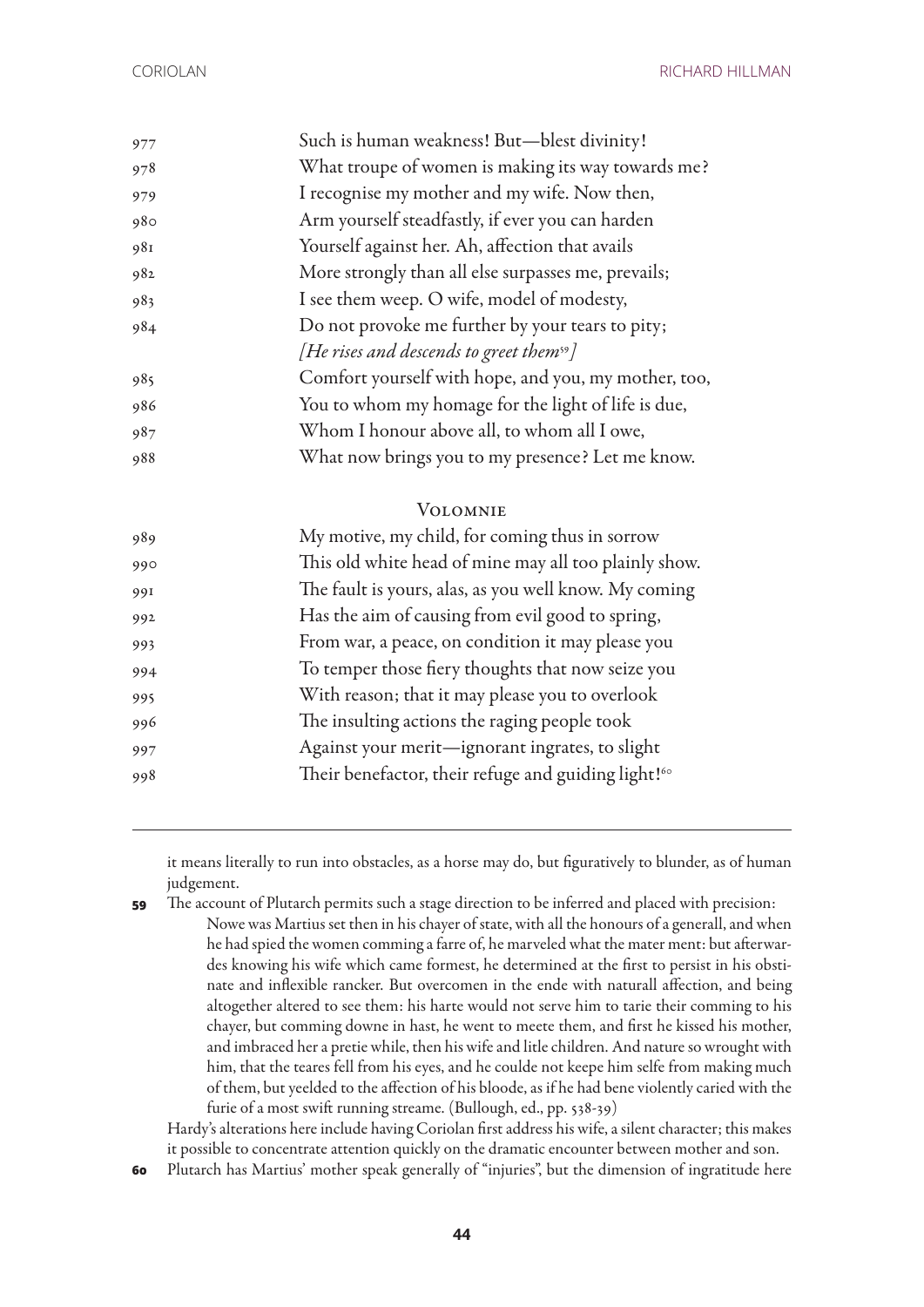977 Such is human weakness! But—blest divinity!
978 What troupe of women is making its way towards me?
979 I recognise my mother and my wife. Now then,
980 Arm yourself steadfastly, if ever you can harden
981 Yourself against her. Ah, affection that avails
982 More strongly than all else surpasses me, prevails;
983 I see them weep. O wife, model of modesty,
984 Do not provoke me further by your tears to pity;
*[He rises and descends to greet them[59]]*
985 Comfort yourself with hope, and you, my mother, too,
986 You to whom my homage for the light of life is due,
987 Whom I honour above all, to whom all I owe,
988 What now brings you to my presence? Let me know.

VOLOMNIE

989 My motive, my child, for coming thus in sorrow
990 This old white head of mine may all too plainly show.
991 The fault is yours, alas, as you well know. My coming
992 Has the aim of causing from evil good to spring,
993 From war, a peace, on condition it may please you
994 To temper those fiery thoughts that now seize you
995 With reason; that it may please you to overlook
996 The insulting actions the raging people took
997 Against your merit—ignorant ingrates, to slight
998 Their benefactor, their refuge and guiding light![60]

---

it means literally to run into obstacles, as a horse may do, but figuratively to blunder, as of human judgement.

**59** The account of Plutarch permits such a stage direction to be inferred and placed with precision:

> Nowe was Martius set then in his chayer of state, with all the honours of a generall, and when he had spied the women comming a farre of, he marveled what the mater ment: but afterwardes knowing his wife which came formest, he determined at the first to persist in his obstinate and inflexible rancker. But overcomen in the ende with naturall affection, and being altogether altered to see them: his harte would not serve him to tarie their comming to his chayer, but comming downe in hast, he went to meete them, and first he kissed his mother, and imbraced her a pretie while, then his wife and litle children. And nature so wrought with him, that the teares fell from his eyes, and he coulde not keepe him selfe from making much of them, but yeelded to the affection of his bloode, as if he had bene violently caried with the furie of a most swift running streame. (Bullough, ed., pp. 538-39)

Hardy's alterations here include having Coriolan first address his wife, a silent character; this makes it possible to concentrate attention quickly on the dramatic encounter between mother and son.

**60** Plutarch has Martius' mother speak generally of "injuries", but the dimension of ingratitude here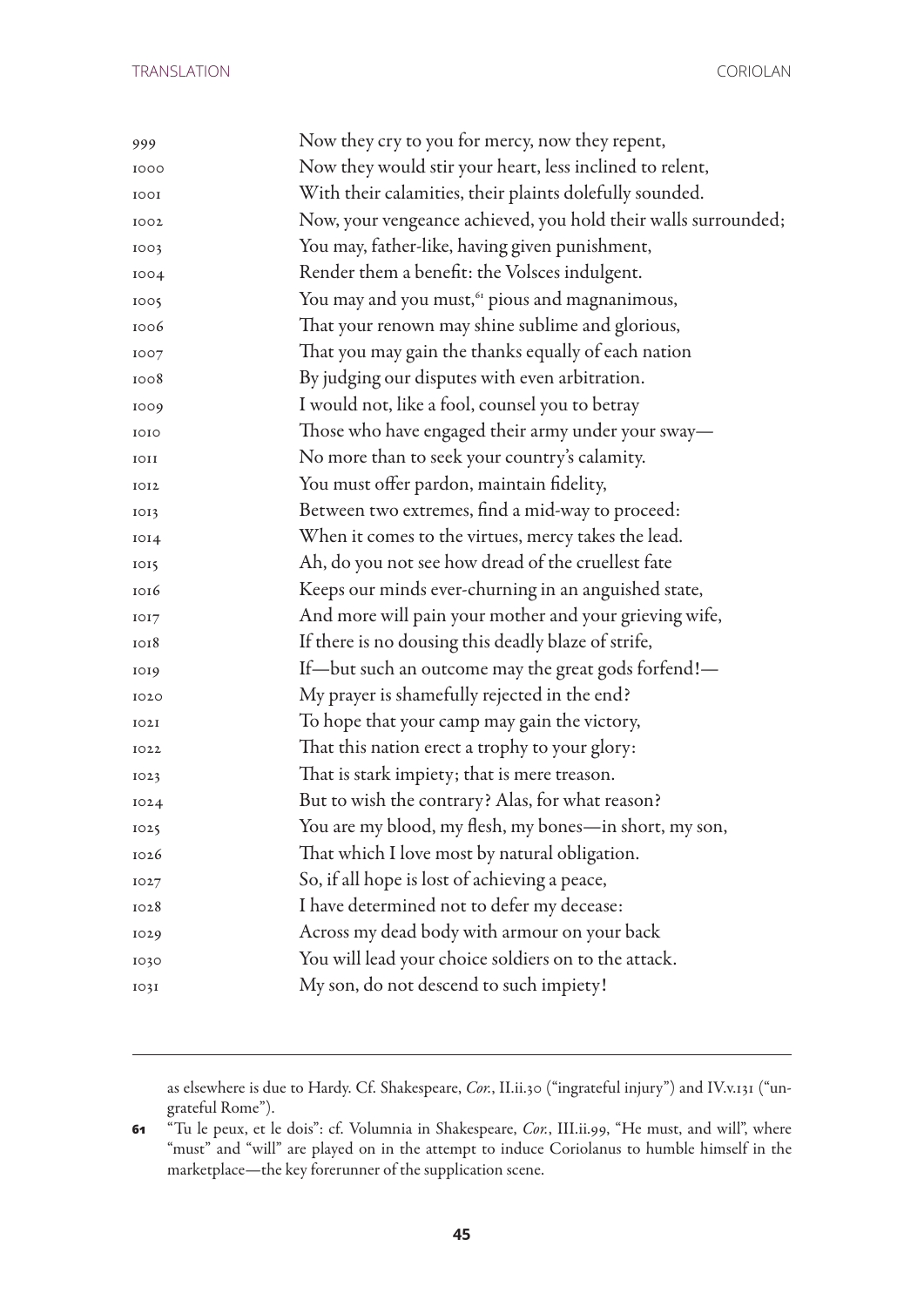999 Now they cry to you for mercy, now they repent,
1000 Now they would stir your heart, less inclined to relent,
1001 With their calamities, their plaints dolefully sounded.
1002 Now, your vengeance achieved, you hold their walls surrounded;
1003 You may, father-like, having given punishment,
1004 Render them a benefit: the Volsces indulgent.
1005 You may and you must,[61] pious and magnanimous,
1006 That your renown may shine sublime and glorious,
1007 That you may gain the thanks equally of each nation
1008 By judging our disputes with even arbitration.
1009 I would not, like a fool, counsel you to betray
1010 Those who have engaged their army under your sway—
1011 No more than to seek your country's calamity.
1012 You must offer pardon, maintain fidelity,
1013 Between two extremes, find a mid-way to proceed:
1014 When it comes to the virtues, mercy takes the lead.
1015 Ah, do you not see how dread of the cruellest fate
1016 Keeps our minds ever-churning in an anguished state,
1017 And more will pain your mother and your grieving wife,
1018 If there is no dousing this deadly blaze of strife,
1019 If—but such an outcome may the great gods forfend!—
1020 My prayer is shamefully rejected in the end?
1021 To hope that your camp may gain the victory,
1022 That this nation erect a trophy to your glory:
1023 That is stark impiety; that is mere treason.
1024 But to wish the contrary? Alas, for what reason?
1025 You are my blood, my flesh, my bones—in short, my son,
1026 That which I love most by natural obligation.
1027 So, if all hope is lost of achieving a peace,
1028 I have determined not to defer my decease:
1029 Across my dead body with armour on your back
1030 You will lead your choice soldiers on to the attack.
1031 My son, do not descend to such impiety!

---

as elsewhere is due to Hardy. Cf. Shakespeare, *Cor.*, II.ii.30 ("ingrateful injury") and IV.v.131 ("ungrateful Rome").

61 "Tu le peux, et le dois": cf. Volumnia in Shakespeare, *Cor.*, III.ii.99, "He must, and will", where "must" and "will" are played on in the attempt to induce Coriolanus to humble himself in the marketplace—the key forerunner of the supplication scene.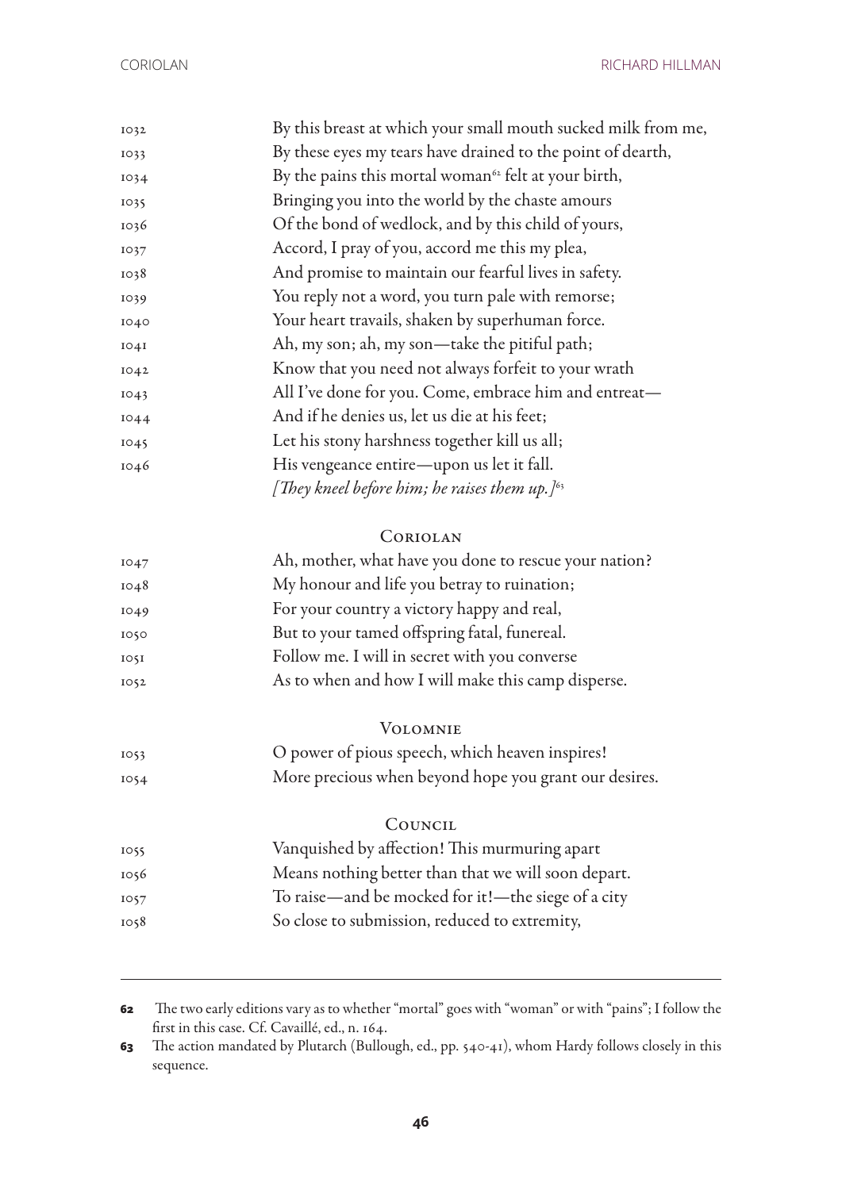1032 By this breast at which your small mouth sucked milk from me,
1033 By these eyes my tears have drained to the point of dearth,
1034 By the pains this mortal woman[62] felt at your birth,
1035 Bringing you into the world by the chaste amours
1036 Of the bond of wedlock, and by this child of yours,
1037 Accord, I pray of you, accord me this my plea,
1038 And promise to maintain our fearful lives in safety.
1039 You reply not a word, you turn pale with remorse;
1040 Your heart travails, shaken by superhuman force.
1041 Ah, my son; ah, my son—take the pitiful path;
1042 Know that you need not always forfeit to your wrath
1043 All I've done for you. Come, embrace him and entreat—
1044 And if he denies us, let us die at his feet;
1045 Let his stony harshness together kill us all;
1046 His vengeance entire—upon us let it fall.

*[They kneel before him; he raises them up.]*[63]

CORIOLAN

1047 Ah, mother, what have you done to rescue your nation?
1048 My honour and life you betray to ruination;
1049 For your country a victory happy and real,
1050 But to your tamed offspring fatal, funereal.
1051 Follow me. I will in secret with you converse
1052 As to when and how I will make this camp disperse.

VOLOMNIE

1053 O power of pious speech, which heaven inspires!
1054 More precious when beyond hope you grant our desires.

COUNCIL

1055 Vanquished by affection! This murmuring apart
1056 Means nothing better than that we will soon depart.
1057 To raise—and be mocked for it!—the siege of a city
1058 So close to submission, reduced to extremity,

---

**62** The two early editions vary as to whether "mortal" goes with "woman" or with "pains"; I follow the first in this case. Cf. Cavaillé, ed., n. 164.

**63** The action mandated by Plutarch (Bullough, ed., pp. 540-41), whom Hardy follows closely in this sequence.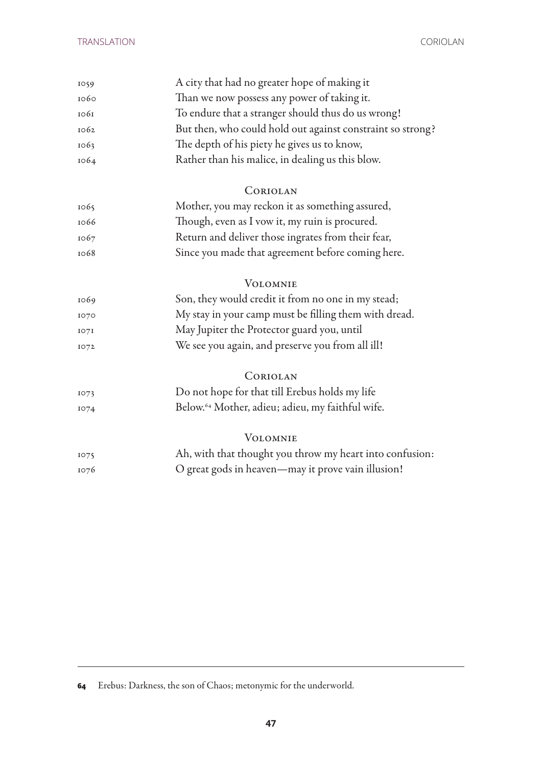1059 A city that had no greater hope of making it
1060 Than we now possess any power of taking it.
1061 To endure that a stranger should thus do us wrong!
1062 But then, who could hold out against constraint so strong?
1063 The depth of his piety he gives us to know,
1064 Rather than his malice, in dealing us this blow.

CORIOLAN

1065 Mother, you may reckon it as something assured,
1066 Though, even as I vow it, my ruin is procured.
1067 Return and deliver those ingrates from their fear,
1068 Since you made that agreement before coming here.

VOLOMNIE

1069 Son, they would credit it from no one in my stead;
1070 My stay in your camp must be filling them with dread.
1071 May Jupiter the Protector guard you, until
1072 We see you again, and preserve you from all ill!

CORIOLAN

1073 Do not hope for that till Erebus holds my life
1074 Below.[64] Mother, adieu; adieu, my faithful wife.

VOLOMNIE

1075 Ah, with that thought you throw my heart into confusion:
1076 O great gods in heaven—may it prove vain illusion!

---

**64** Erebus: Darkness, the son of Chaos; metonymic for the underworld.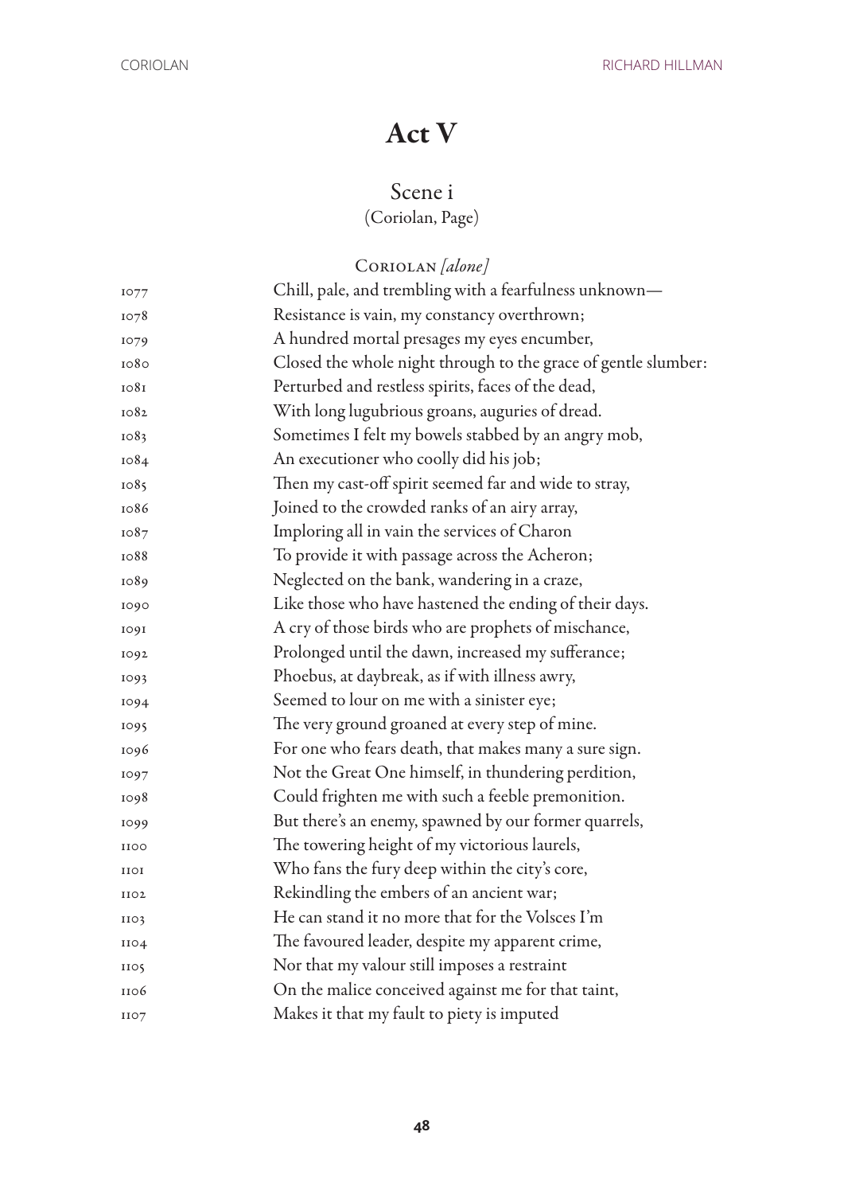# Act V

## Scene i

(Coriolan, Page)

Coriolan *[alone]*

1077 Chill, pale, and trembling with a fearfulness unknown—
1078 Resistance is vain, my constancy overthrown;
1079 A hundred mortal presages my eyes encumber,
1080 Closed the whole night through to the grace of gentle slumber:
1081 Perturbed and restless spirits, faces of the dead,
1082 With long lugubrious groans, auguries of dread.
1083 Sometimes I felt my bowels stabbed by an angry mob,
1084 An executioner who coolly did his job;
1085 Then my cast-off spirit seemed far and wide to stray,
1086 Joined to the crowded ranks of an airy array,
1087 Imploring all in vain the services of Charon
1088 To provide it with passage across the Acheron;
1089 Neglected on the bank, wandering in a craze,
1090 Like those who have hastened the ending of their days.
1091 A cry of those birds who are prophets of mischance,
1092 Prolonged until the dawn, increased my sufferance;
1093 Phoebus, at daybreak, as if with illness awry,
1094 Seemed to lour on me with a sinister eye;
1095 The very ground groaned at every step of mine.
1096 For one who fears death, that makes many a sure sign.
1097 Not the Great One himself, in thundering perdition,
1098 Could frighten me with such a feeble premonition.
1099 But there's an enemy, spawned by our former quarrels,
1100 The towering height of my victorious laurels,
1101 Who fans the fury deep within the city's core,
1102 Rekindling the embers of an ancient war;
1103 He can stand it no more that for the Volsces I'm
1104 The favoured leader, despite my apparent crime,
1105 Nor that my valour still imposes a restraint
1106 On the malice conceived against me for that taint,
1107 Makes it that my fault to piety is imputed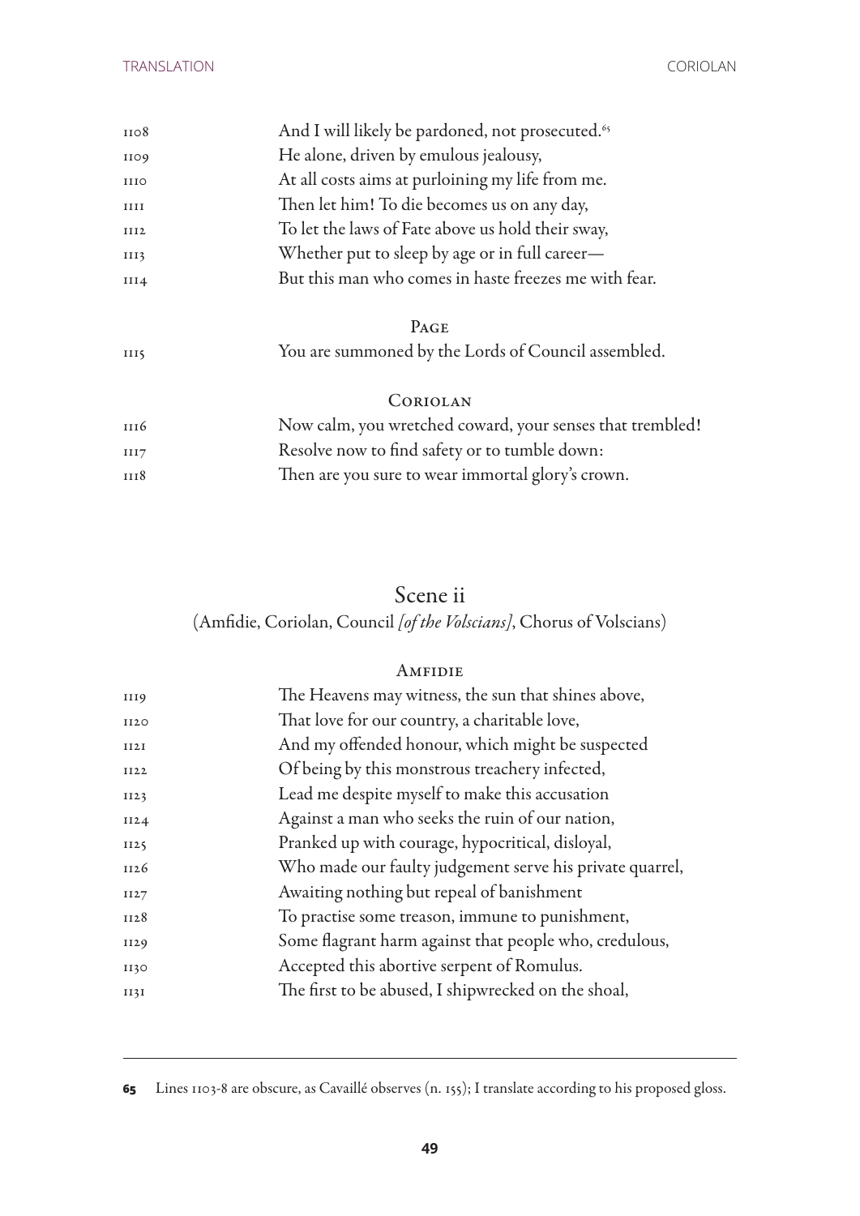1108 And I will likely be pardoned, not prosecuted.[65]
1109 He alone, driven by emulous jealousy,
1110 At all costs aims at purloining my life from me.
1111 Then let him! To die becomes us on any day,
1112 To let the laws of Fate above us hold their sway,
1113 Whether put to sleep by age or in full career—
1114 But this man who comes in haste freezes me with fear.

PAGE

1115 You are summoned by the Lords of Council assembled.

CORIOLAN

1116 Now calm, you wretched coward, your senses that trembled!
1117 Resolve now to find safety or to tumble down:
1118 Then are you sure to wear immortal glory's crown.

## Scene ii

(Amfidie, Coriolan, Council *[of the Volscians]*, Chorus of Volscians)

AMFIDIE

1119 The Heavens may witness, the sun that shines above,
1120 That love for our country, a charitable love,
1121 And my offended honour, which might be suspected
1122 Of being by this monstrous treachery infected,
1123 Lead me despite myself to make this accusation
1124 Against a man who seeks the ruin of our nation,
1125 Pranked up with courage, hypocritical, disloyal,
1126 Who made our faulty judgement serve his private quarrel,
1127 Awaiting nothing but repeal of banishment
1128 To practise some treason, immune to punishment,
1129 Some flagrant harm against that people who, credulous,
1130 Accepted this abortive serpent of Romulus.
1131 The first to be abused, I shipwrecked on the shoal,

---

**65** Lines 1103-8 are obscure, as Cavaillé observes (n. 155); I translate according to his proposed gloss.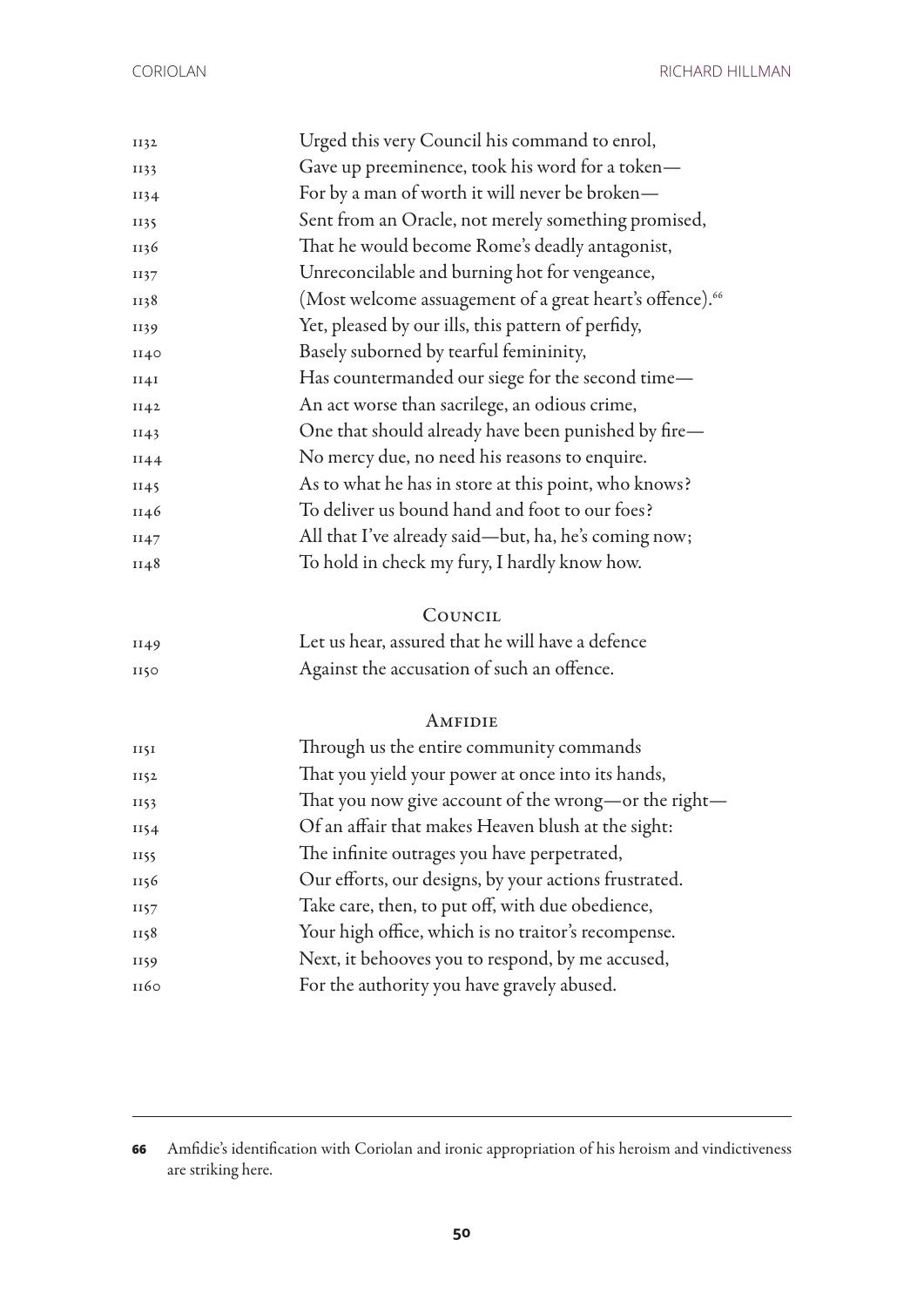1132 Urged this very Council his command to enrol,
1133 Gave up preeminence, took his word for a token—
1134 For by a man of worth it will never be broken—
1135 Sent from an Oracle, not merely something promised,
1136 That he would become Rome's deadly antagonist,
1137 Unreconcilable and burning hot for vengeance,
1138 (Most welcome assuagement of a great heart's offence).[66]
1139 Yet, pleased by our ills, this pattern of perfidy,
1140 Basely suborned by tearful femininity,
1141 Has countermanded our siege for the second time—
1142 An act worse than sacrilege, an odious crime,
1143 One that should already have been punished by fire—
1144 No mercy due, no need his reasons to enquire.
1145 As to what he has in store at this point, who knows?
1146 To deliver us bound hand and foot to our foes?
1147 All that I've already said—but, ha, he's coming now;
1148 To hold in check my fury, I hardly know how.

COUNCIL

1149 Let us hear, assured that he will have a defence
1150 Against the accusation of such an offence.

AMFIDIE

1151 Through us the entire community commands
1152 That you yield your power at once into its hands,
1153 That you now give account of the wrong—or the right—
1154 Of an affair that makes Heaven blush at the sight:
1155 The infinite outrages you have perpetrated,
1156 Our efforts, our designs, by your actions frustrated.
1157 Take care, then, to put off, with due obedience,
1158 Your high office, which is no traitor's recompense.
1159 Next, it behooves you to respond, by me accused,
1160 For the authority you have gravely abused.

---

**66** Amfidie's identification with Coriolan and ironic appropriation of his heroism and vindictiveness are striking here.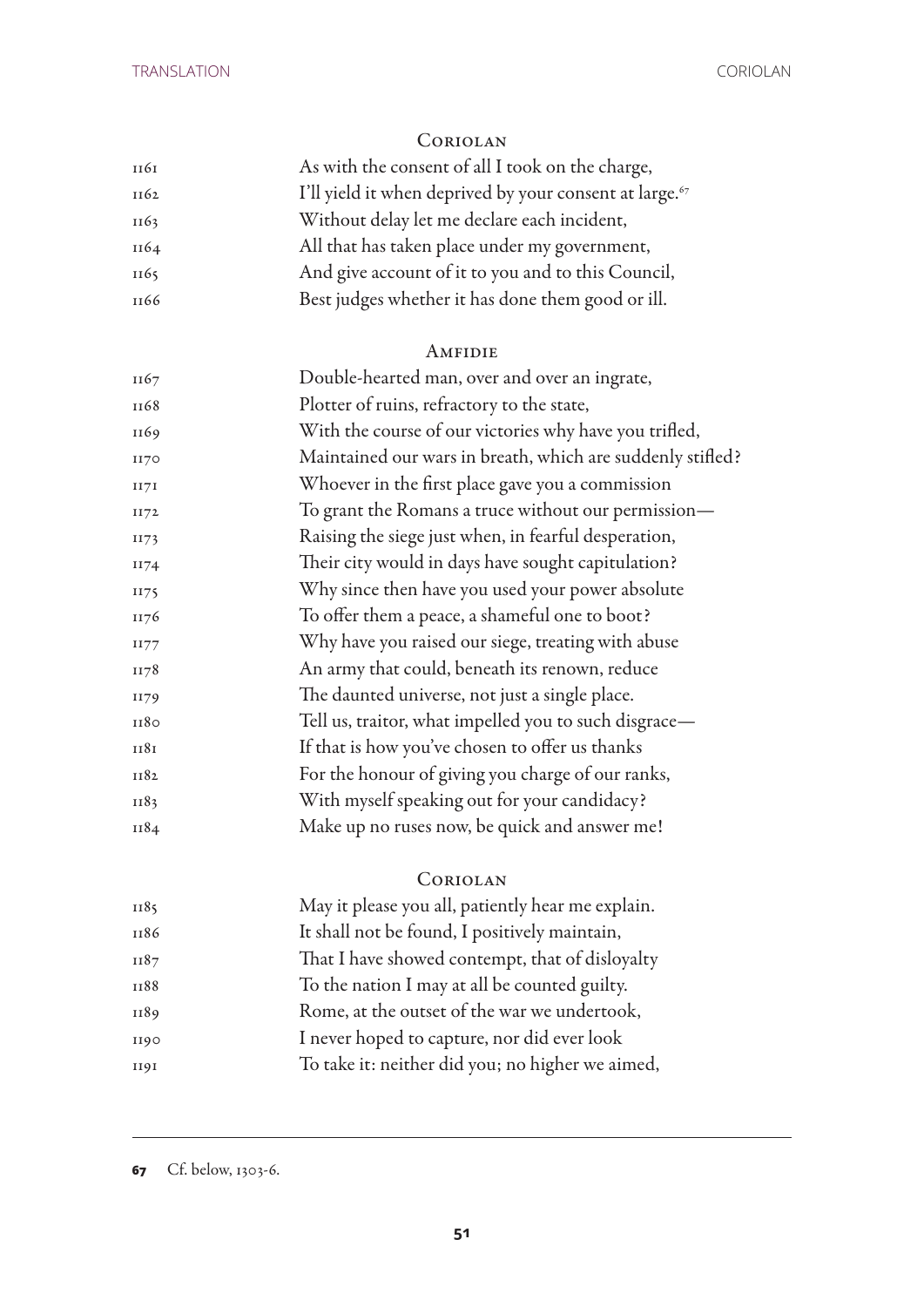Coriolan

1161 As with the consent of all I took on the charge,
1162 I'll yield it when deprived by your consent at large.[67]
1163 Without delay let me declare each incident,
1164 All that has taken place under my government,
1165 And give account of it to you and to this Council,
1166 Best judges whether it has done them good or ill.

Amfidie

1167 Double-hearted man, over and over an ingrate,
1168 Plotter of ruins, refractory to the state,
1169 With the course of our victories why have you trifled,
1170 Maintained our wars in breath, which are suddenly stifled?
1171 Whoever in the first place gave you a commission
1172 To grant the Romans a truce without our permission—
1173 Raising the siege just when, in fearful desperation,
1174 Their city would in days have sought capitulation?
1175 Why since then have you used your power absolute
1176 To offer them a peace, a shameful one to boot?
1177 Why have you raised our siege, treating with abuse
1178 An army that could, beneath its renown, reduce
1179 The daunted universe, not just a single place.
1180 Tell us, traitor, what impelled you to such disgrace—
1181 If that is how you've chosen to offer us thanks
1182 For the honour of giving you charge of our ranks,
1183 With myself speaking out for your candidacy?
1184 Make up no ruses now, be quick and answer me!

Coriolan

1185 May it please you all, patiently hear me explain.
1186 It shall not be found, I positively maintain,
1187 That I have showed contempt, that of disloyalty
1188 To the nation I may at all be counted guilty.
1189 Rome, at the outset of the war we undertook,
1190 I never hoped to capture, nor did ever look
1191 To take it: neither did you; no higher we aimed,

---

[67] Cf. below, 1303-6.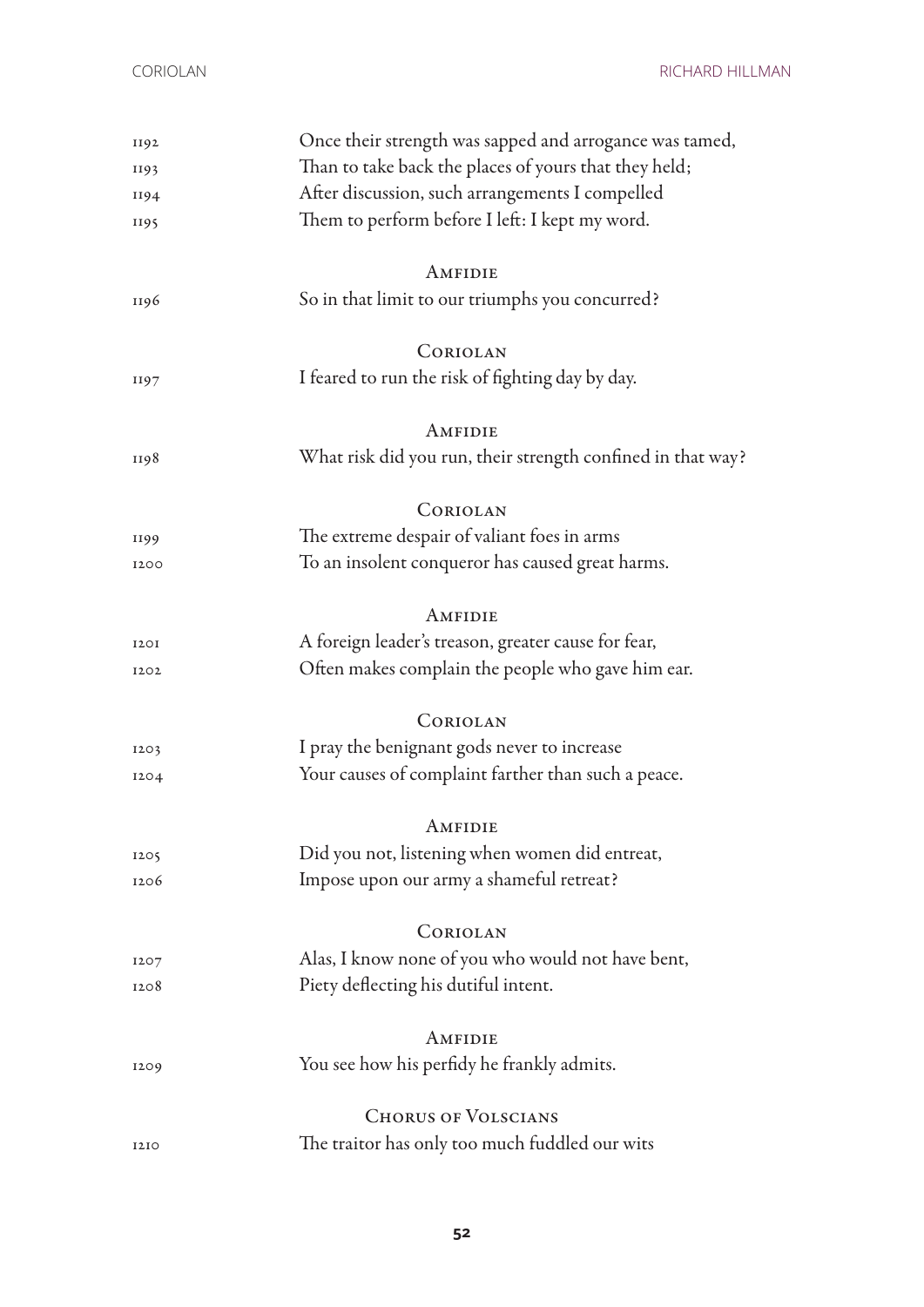1192 Once their strength was sapped and arrogance was tamed,
1193 Than to take back the places of yours that they held;
1194 After discussion, such arrangements I compelled
1195 Them to perform before I left: I kept my word.

AMFIDIE

1196 So in that limit to our triumphs you concurred?

CORIOLAN

1197 I feared to run the risk of fighting day by day.

AMFIDIE

1198 What risk did you run, their strength confined in that way?

CORIOLAN

1199 The extreme despair of valiant foes in arms
1200 To an insolent conqueror has caused great harms.

AMFIDIE

1201 A foreign leader's treason, greater cause for fear,
1202 Often makes complain the people who gave him ear.

CORIOLAN

1203 I pray the benignant gods never to increase
1204 Your causes of complaint farther than such a peace.

AMFIDIE

1205 Did you not, listening when women did entreat,
1206 Impose upon our army a shameful retreat?

CORIOLAN

1207 Alas, I know none of you who would not have bent,
1208 Piety deflecting his dutiful intent.

AMFIDIE

1209 You see how his perfidy he frankly admits.

CHORUS OF VOLSCIANS

1210 The traitor has only too much fuddled our wits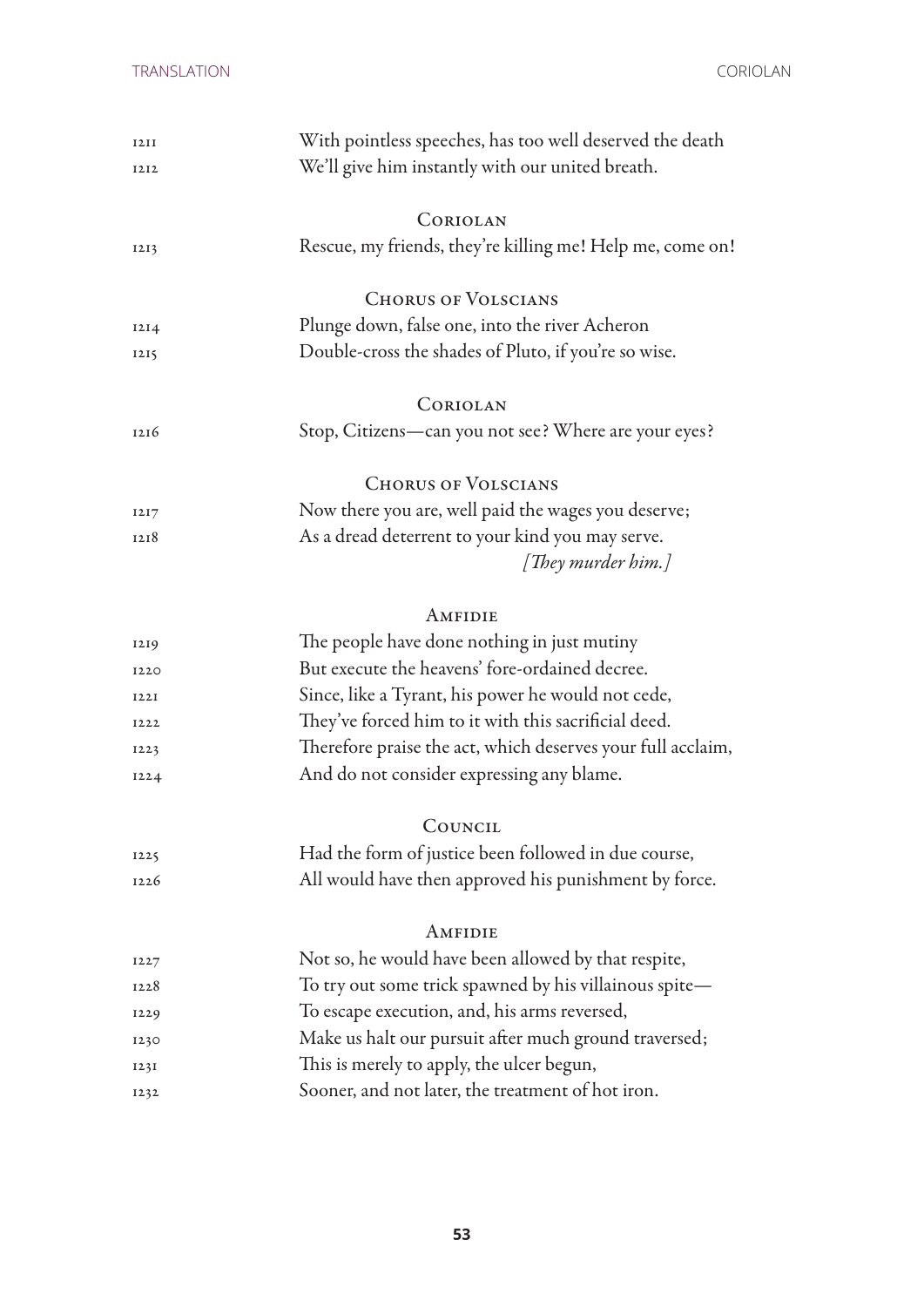1211 With pointless speeches, has too well deserved the death
1212 We'll give him instantly with our united breath.

CORIOLAN

1213 Rescue, my friends, they're killing me! Help me, come on!

CHORUS OF VOLSCIANS

1214 Plunge down, false one, into the river Acheron
1215 Double-cross the shades of Pluto, if you're so wise.

CORIOLAN

1216 Stop, Citizens—can you not see? Where are your eyes?

CHORUS OF VOLSCIANS

1217 Now there you are, well paid the wages you deserve;
1218 As a dread deterrent to your kind you may serve.

*[They murder him.]*

AMFIDIE

1219 The people have done nothing in just mutiny
1220 But execute the heavens' fore-ordained decree.
1221 Since, like a Tyrant, his power he would not cede,
1222 They've forced him to it with this sacrificial deed.
1223 Therefore praise the act, which deserves your full acclaim,
1224 And do not consider expressing any blame.

COUNCIL

1225 Had the form of justice been followed in due course,
1226 All would have then approved his punishment by force.

AMFIDIE

1227 Not so, he would have been allowed by that respite,
1228 To try out some trick spawned by his villainous spite—
1229 To escape execution, and, his arms reversed,
1230 Make us halt our pursuit after much ground traversed;
1231 This is merely to apply, the ulcer begun,
1232 Sooner, and not later, the treatment of hot iron.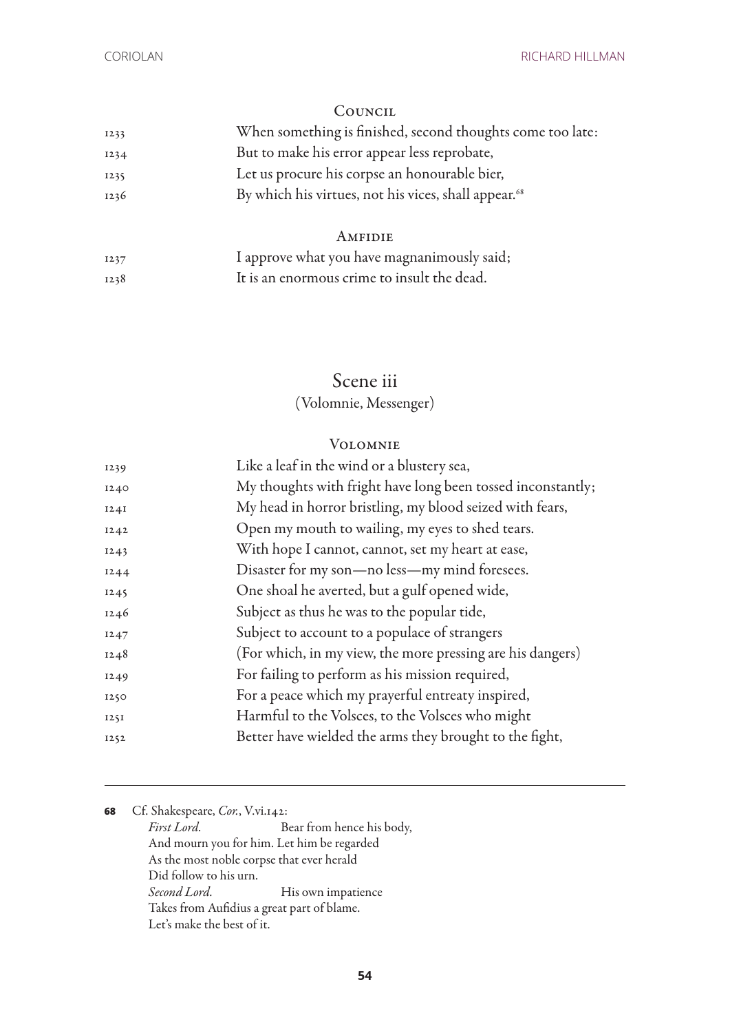Council

1233 When something is finished, second thoughts come too late:
1234 But to make his error appear less reprobate,
1235 Let us procure his corpse an honourable bier,
1236 By which his virtues, not his vices, shall appear.[68]

Amfidie

1237 I approve what you have magnanimously said;
1238 It is an enormous crime to insult the dead.

## Scene iii

(Volomnie, Messenger)

Volomnie

1239 Like a leaf in the wind or a blustery sea,
1240 My thoughts with fright have long been tossed inconstantly;
1241 My head in horror bristling, my blood seized with fears,
1242 Open my mouth to wailing, my eyes to shed tears.
1243 With hope I cannot, cannot, set my heart at ease,
1244 Disaster for my son—no less—my mind foresees.
1245 One shoal he averted, but a gulf opened wide,
1246 Subject as thus he was to the popular tide,
1247 Subject to account to a populace of strangers
1248 (For which, in my view, the more pressing are his dangers)
1249 For failing to perform as his mission required,
1250 For a peace which my prayerful entreaty inspired,
1251 Harmful to the Volsces, to the Volsces who might
1252 Better have wielded the arms they brought to the fight,

---

**68** Cf. Shakespeare, *Cor.*, V.vi.142:
*First Lord.* Bear from hence his body,
And mourn you for him. Let him be regarded
As the most noble corpse that ever herald
Did follow to his urn.
*Second Lord.* His own impatience
Takes from Aufidius a great part of blame.
Let's make the best of it.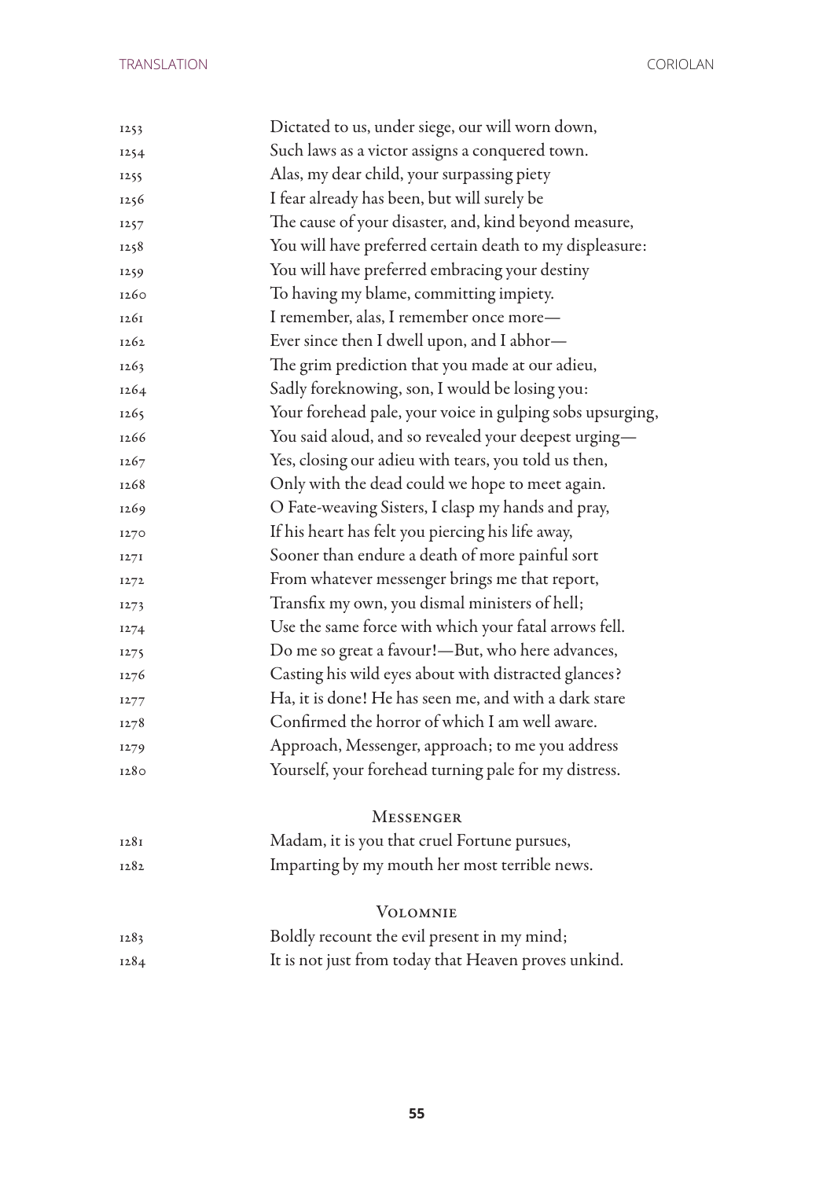1253 Dictated to us, under siege, our will worn down,
1254 Such laws as a victor assigns a conquered town.
1255 Alas, my dear child, your surpassing piety
1256 I fear already has been, but will surely be
1257 The cause of your disaster, and, kind beyond measure,
1258 You will have preferred certain death to my displeasure:
1259 You will have preferred embracing your destiny
1260 To having my blame, committing impiety.
1261 I remember, alas, I remember once more—
1262 Ever since then I dwell upon, and I abhor—
1263 The grim prediction that you made at our adieu,
1264 Sadly foreknowing, son, I would be losing you:
1265 Your forehead pale, your voice in gulping sobs upsurging,
1266 You said aloud, and so revealed your deepest urging—
1267 Yes, closing our adieu with tears, you told us then,
1268 Only with the dead could we hope to meet again.
1269 O Fate-weaving Sisters, I clasp my hands and pray,
1270 If his heart has felt you piercing his life away,
1271 Sooner than endure a death of more painful sort
1272 From whatever messenger brings me that report,
1273 Transfix my own, you dismal ministers of hell;
1274 Use the same force with which your fatal arrows fell.
1275 Do me so great a favour!—But, who here advances,
1276 Casting his wild eyes about with distracted glances?
1277 Ha, it is done! He has seen me, and with a dark stare
1278 Confirmed the horror of which I am well aware.
1279 Approach, Messenger, approach; to me you address
1280 Yourself, your forehead turning pale for my distress.

MESSENGER

1281 Madam, it is you that cruel Fortune pursues,
1282 Imparting by my mouth her most terrible news.

VOLOMNIE

1283 Boldly recount the evil present in my mind;
1284 It is not just from today that Heaven proves unkind.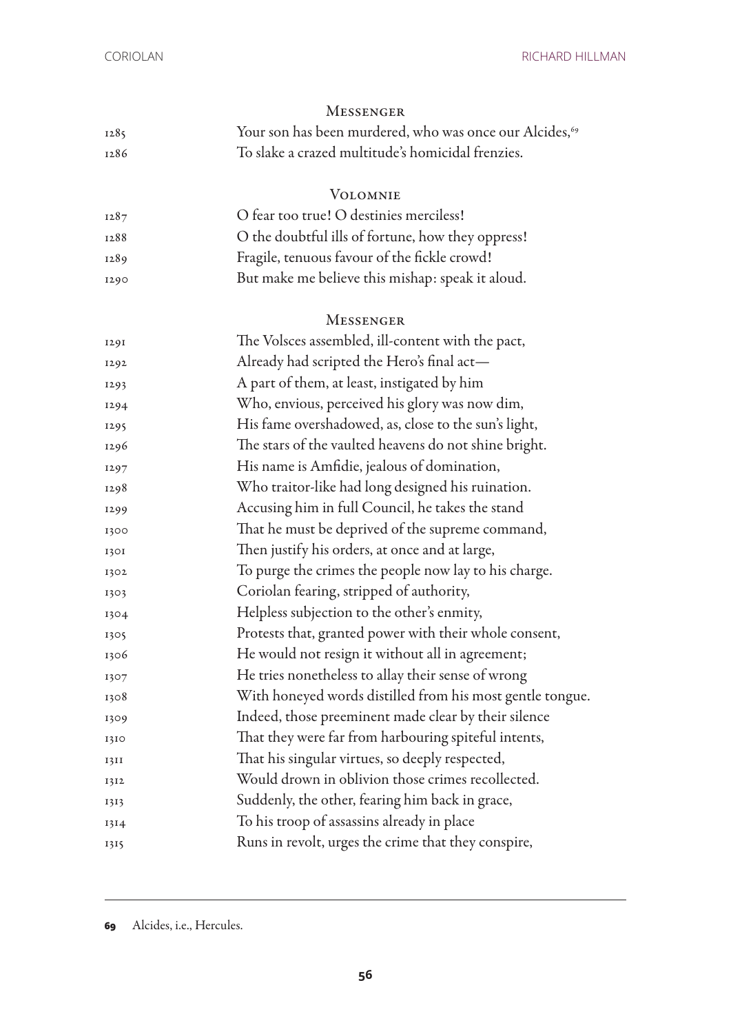MESSENGER

1285 Your son has been murdered, who was once our Alcides,[69]
1286 To slake a crazed multitude's homicidal frenzies.

VOLOMNIE

1287 O fear too true! O destinies merciless!
1288 O the doubtful ills of fortune, how they oppress!
1289 Fragile, tenuous favour of the fickle crowd!
1290 But make me believe this mishap: speak it aloud.

MESSENGER

1291 The Volsces assembled, ill-content with the pact,
1292 Already had scripted the Hero's final act—
1293 A part of them, at least, instigated by him
1294 Who, envious, perceived his glory was now dim,
1295 His fame overshadowed, as, close to the sun's light,
1296 The stars of the vaulted heavens do not shine bright.
1297 His name is Amfidie, jealous of domination,
1298 Who traitor-like had long designed his ruination.
1299 Accusing him in full Council, he takes the stand
1300 That he must be deprived of the supreme command,
1301 Then justify his orders, at once and at large,
1302 To purge the crimes the people now lay to his charge.
1303 Coriolan fearing, stripped of authority,
1304 Helpless subjection to the other's enmity,
1305 Protests that, granted power with their whole consent,
1306 He would not resign it without all in agreement;
1307 He tries nonetheless to allay their sense of wrong
1308 With honeyed words distilled from his most gentle tongue.
1309 Indeed, those preeminent made clear by their silence
1310 That they were far from harbouring spiteful intents,
1311 That his singular virtues, so deeply respected,
1312 Would drown in oblivion those crimes recollected.
1313 Suddenly, the other, fearing him back in grace,
1314 To his troop of assassins already in place
1315 Runs in revolt, urges the crime that they conspire,

---

69 Alcides, i.e., Hercules.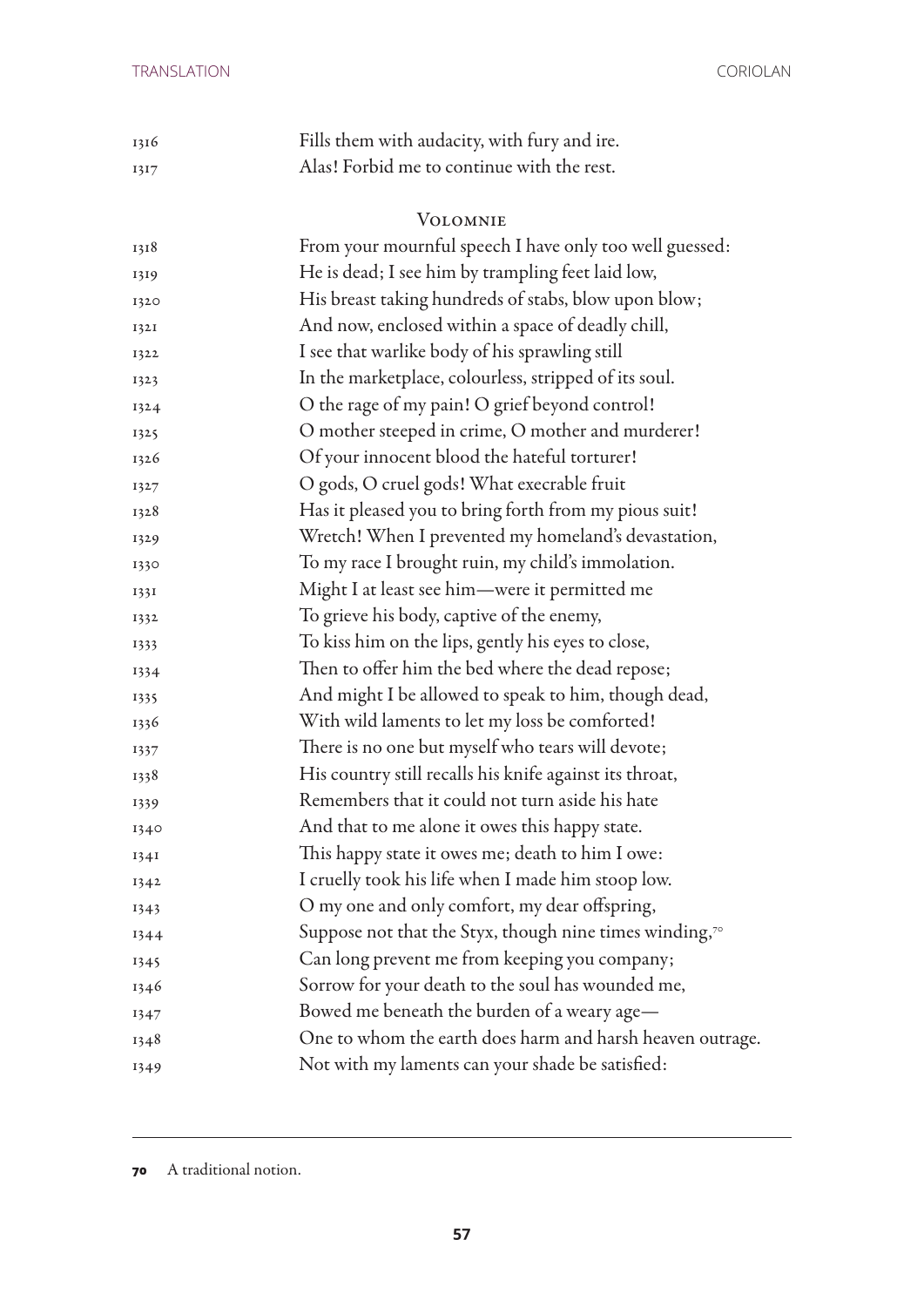1316 Fills them with audacity, with fury and ire.
1317 Alas! Forbid me to continue with the rest.

Volomnie

1318 From your mournful speech I have only too well guessed:
1319 He is dead; I see him by trampling feet laid low,
1320 His breast taking hundreds of stabs, blow upon blow;
1321 And now, enclosed within a space of deadly chill,
1322 I see that warlike body of his sprawling still
1323 In the marketplace, colourless, stripped of its soul.
1324 O the rage of my pain! O grief beyond control!
1325 O mother steeped in crime, O mother and murderer!
1326 Of your innocent blood the hateful torturer!
1327 O gods, O cruel gods! What execrable fruit
1328 Has it pleased you to bring forth from my pious suit!
1329 Wretch! When I prevented my homeland's devastation,
1330 To my race I brought ruin, my child's immolation.
1331 Might I at least see him—were it permitted me
1332 To grieve his body, captive of the enemy,
1333 To kiss him on the lips, gently his eyes to close,
1334 Then to offer him the bed where the dead repose;
1335 And might I be allowed to speak to him, though dead,
1336 With wild laments to let my loss be comforted!
1337 There is no one but myself who tears will devote;
1338 His country still recalls his knife against its throat,
1339 Remembers that it could not turn aside his hate
1340 And that to me alone it owes this happy state.
1341 This happy state it owes me; death to him I owe:
1342 I cruelly took his life when I made him stoop low.
1343 O my one and only comfort, my dear offspring,
1344 Suppose not that the Styx, though nine times winding,[70]
1345 Can long prevent me from keeping you company;
1346 Sorrow for your death to the soul has wounded me,
1347 Bowed me beneath the burden of a weary age—
1348 One to whom the earth does harm and harsh heaven outrage.
1349 Not with my laments can your shade be satisfied:

---

**70** A traditional notion.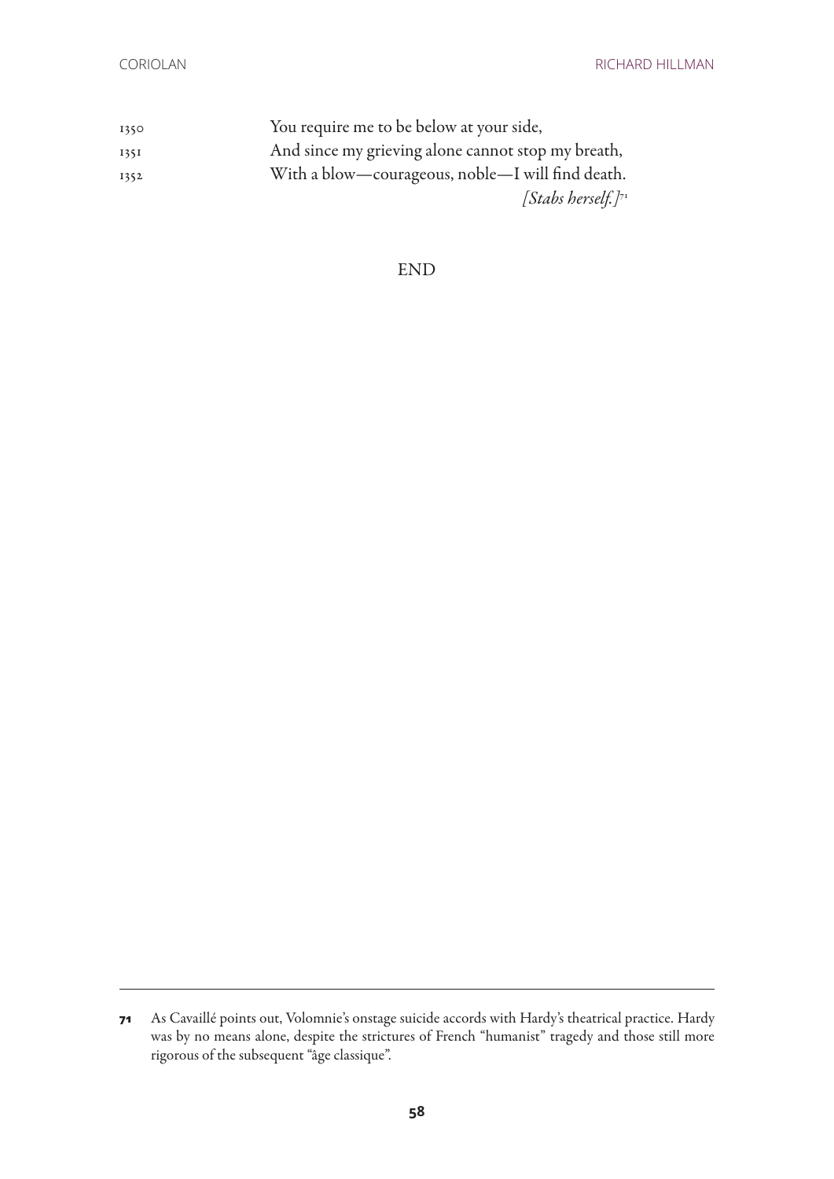1350 You require me to be below at your side,
1351 And since my grieving alone cannot stop my breath,
1352 With a blow—courageous, noble—I will find death.

*[Stabs herself.]*[71]

END

---

**71** As Cavaillé points out, Volomnie's onstage suicide accords with Hardy's theatrical practice. Hardy was by no means alone, despite the strictures of French "humanist" tragedy and those still more rigorous of the subsequent "âge classique".